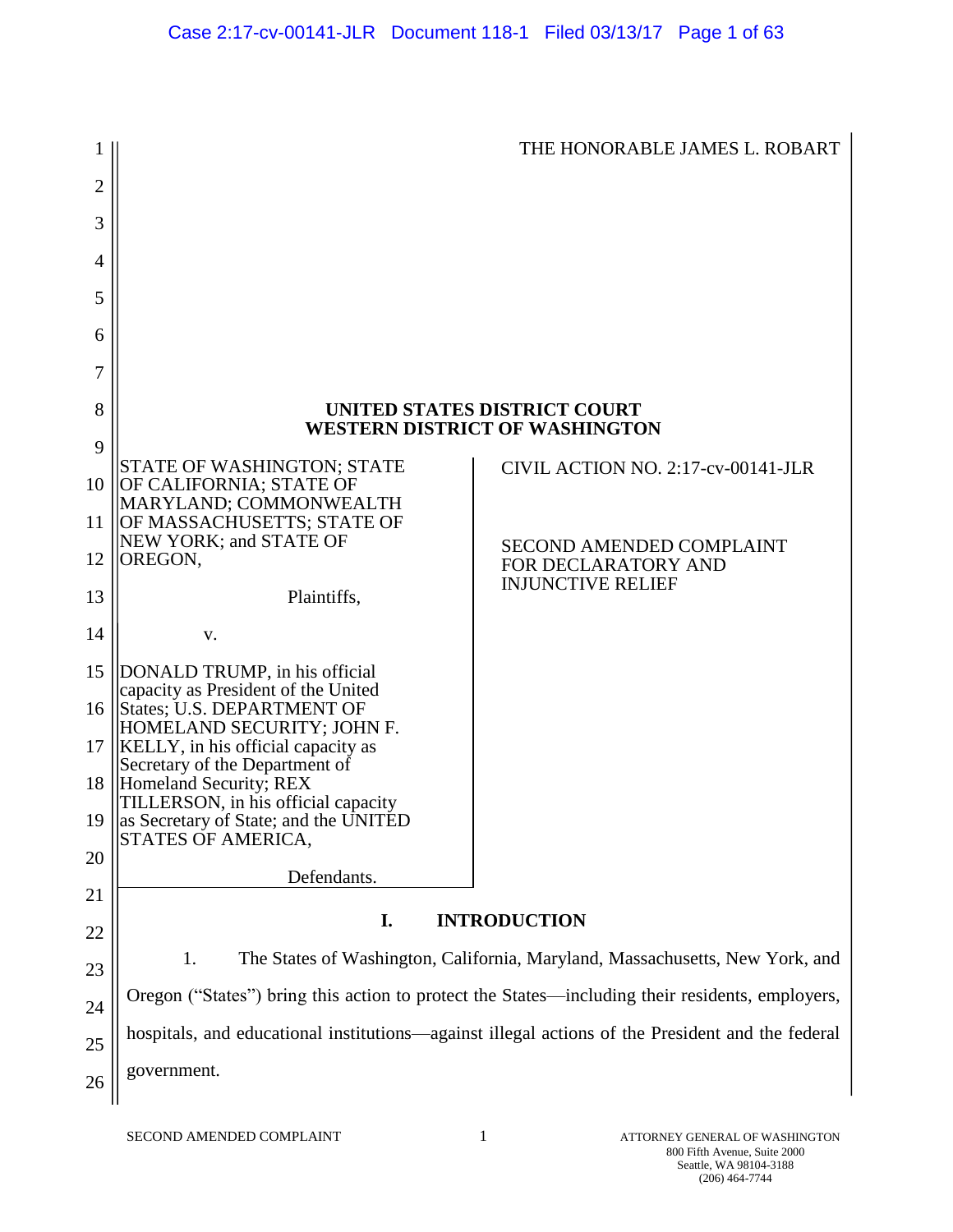THE HONORABLE JAMES L. ROBART

**UNITED STATES DISTRICT COURT**
**WESTERN DISTRICT OF WASHINGTON**

| | |
|---|---|
| STATE OF WASHINGTON; STATE OF CALIFORNIA; STATE OF MARYLAND; COMMONWEALTH OF MASSACHUSETTS; STATE OF NEW YORK; and STATE OF OREGON,<br><br>Plaintiffs,<br><br>v.<br><br>DONALD TRUMP, in his official capacity as President of the United States; U.S. DEPARTMENT OF HOMELAND SECURITY; JOHN F. KELLY, in his official capacity as Secretary of the Department of Homeland Security; REX TILLERSON, in his official capacity as Secretary of State; and the UNITED STATES OF AMERICA,<br><br>Defendants. | CIVIL ACTION NO. 2:17-cv-00141-JLR<br><br>SECOND AMENDED COMPLAINT FOR DECLARATORY AND INJUNCTIVE RELIEF |

## I. INTRODUCTION

1. The States of Washington, California, Maryland, Massachusetts, New York, and Oregon ("States") bring this action to protect the States—including their residents, employers, hospitals, and educational institutions—against illegal actions of the President and the federal government.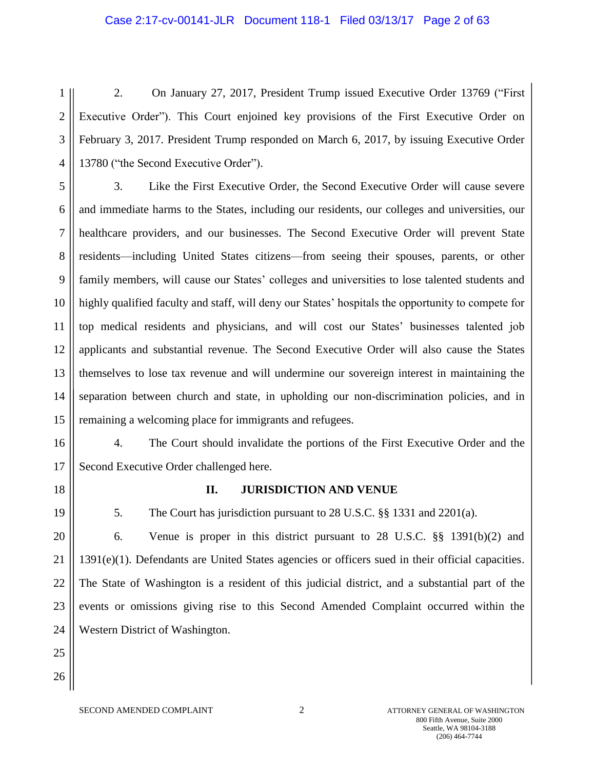2. On January 27, 2017, President Trump issued Executive Order 13769 ("First Executive Order"). This Court enjoined key provisions of the First Executive Order on February 3, 2017. President Trump responded on March 6, 2017, by issuing Executive Order 13780 ("the Second Executive Order").

3. Like the First Executive Order, the Second Executive Order will cause severe and immediate harms to the States, including our residents, our colleges and universities, our healthcare providers, and our businesses. The Second Executive Order will prevent State residents—including United States citizens—from seeing their spouses, parents, or other family members, will cause our States' colleges and universities to lose talented students and highly qualified faculty and staff, will deny our States' hospitals the opportunity to compete for top medical residents and physicians, and will cost our States' businesses talented job applicants and substantial revenue. The Second Executive Order will also cause the States themselves to lose tax revenue and will undermine our sovereign interest in maintaining the separation between church and state, in upholding our non-discrimination policies, and in remaining a welcoming place for immigrants and refugees.

4. The Court should invalidate the portions of the First Executive Order and the Second Executive Order challenged here.

## II. JURISDICTION AND VENUE

5. The Court has jurisdiction pursuant to 28 U.S.C. §§ 1331 and 2201(a).

6. Venue is proper in this district pursuant to 28 U.S.C. §§ 1391(b)(2) and 1391(e)(1). Defendants are United States agencies or officers sued in their official capacities. The State of Washington is a resident of this judicial district, and a substantial part of the events or omissions giving rise to this Second Amended Complaint occurred within the Western District of Washington.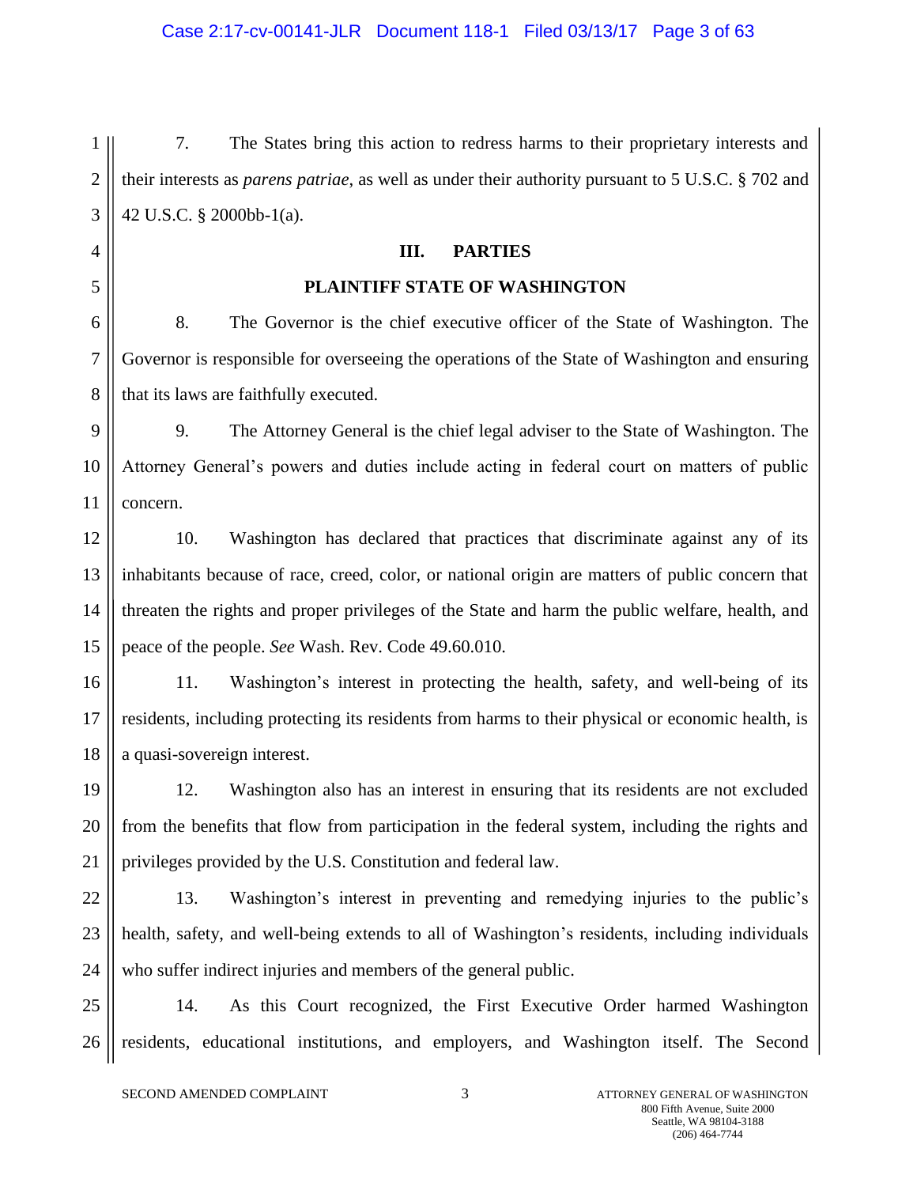7. The States bring this action to redress harms to their proprietary interests and their interests as *parens patriae*, as well as under their authority pursuant to 5 U.S.C. § 702 and 42 U.S.C. § 2000bb-1(a).

## III. PARTIES

### PLAINTIFF STATE OF WASHINGTON

8. The Governor is the chief executive officer of the State of Washington. The Governor is responsible for overseeing the operations of the State of Washington and ensuring that its laws are faithfully executed.

9. The Attorney General is the chief legal adviser to the State of Washington. The Attorney General's powers and duties include acting in federal court on matters of public concern.

10. Washington has declared that practices that discriminate against any of its inhabitants because of race, creed, color, or national origin are matters of public concern that threaten the rights and proper privileges of the State and harm the public welfare, health, and peace of the people. *See* Wash. Rev. Code 49.60.010.

11. Washington's interest in protecting the health, safety, and well-being of its residents, including protecting its residents from harms to their physical or economic health, is a quasi-sovereign interest.

12. Washington also has an interest in ensuring that its residents are not excluded from the benefits that flow from participation in the federal system, including the rights and privileges provided by the U.S. Constitution and federal law.

13. Washington's interest in preventing and remedying injuries to the public's health, safety, and well-being extends to all of Washington's residents, including individuals who suffer indirect injuries and members of the general public.

14. As this Court recognized, the First Executive Order harmed Washington residents, educational institutions, and employers, and Washington itself. The Second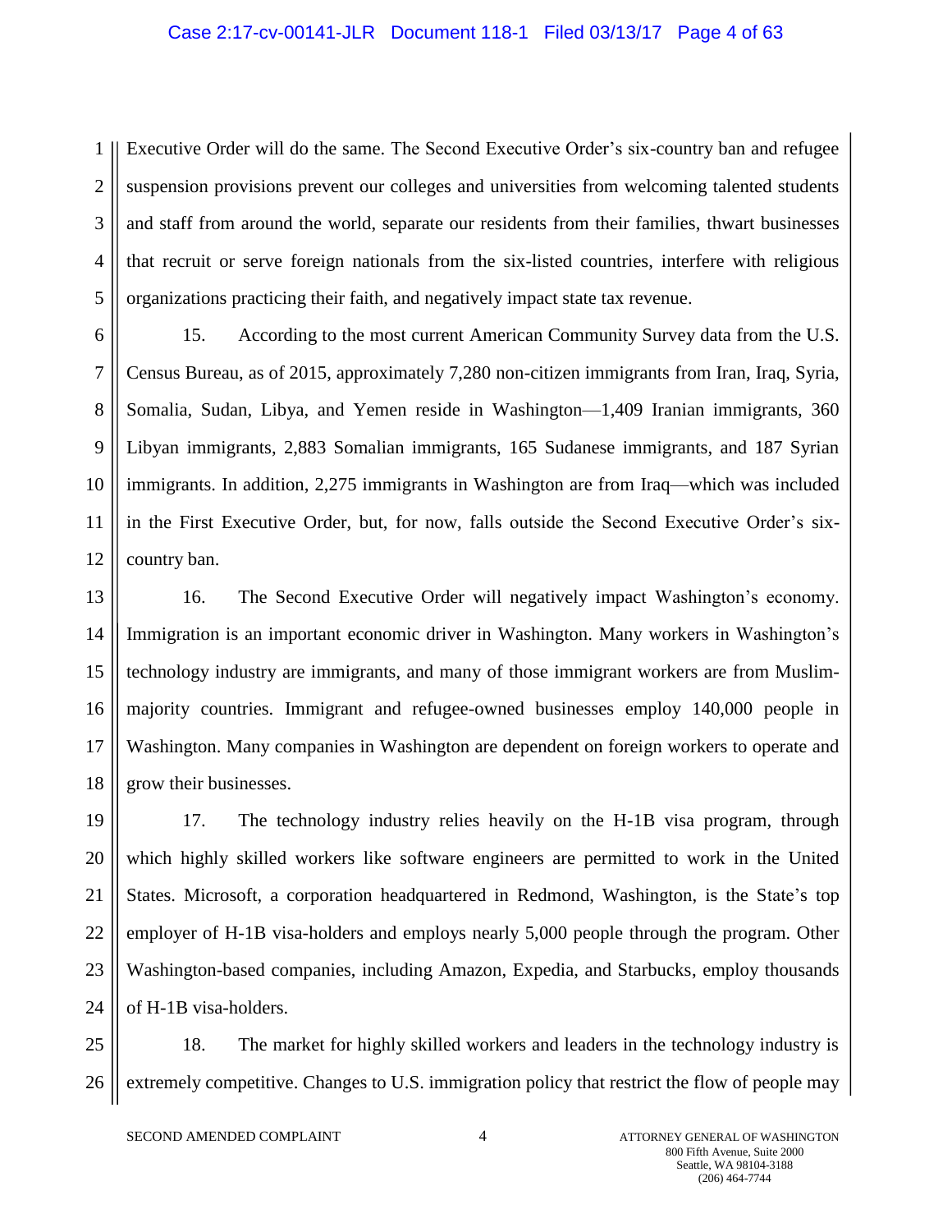Executive Order will do the same. The Second Executive Order's six-country ban and refugee suspension provisions prevent our colleges and universities from welcoming talented students and staff from around the world, separate our residents from their families, thwart businesses that recruit or serve foreign nationals from the six-listed countries, interfere with religious organizations practicing their faith, and negatively impact state tax revenue.

15. According to the most current American Community Survey data from the U.S. Census Bureau, as of 2015, approximately 7,280 non-citizen immigrants from Iran, Iraq, Syria, Somalia, Sudan, Libya, and Yemen reside in Washington—1,409 Iranian immigrants, 360 Libyan immigrants, 2,883 Somalian immigrants, 165 Sudanese immigrants, and 187 Syrian immigrants. In addition, 2,275 immigrants in Washington are from Iraq—which was included in the First Executive Order, but, for now, falls outside the Second Executive Order's six-country ban.

16. The Second Executive Order will negatively impact Washington's economy. Immigration is an important economic driver in Washington. Many workers in Washington's technology industry are immigrants, and many of those immigrant workers are from Muslim-majority countries. Immigrant and refugee-owned businesses employ 140,000 people in Washington. Many companies in Washington are dependent on foreign workers to operate and grow their businesses.

17. The technology industry relies heavily on the H-1B visa program, through which highly skilled workers like software engineers are permitted to work in the United States. Microsoft, a corporation headquartered in Redmond, Washington, is the State's top employer of H-1B visa-holders and employs nearly 5,000 people through the program. Other Washington-based companies, including Amazon, Expedia, and Starbucks, employ thousands of H-1B visa-holders.

18. The market for highly skilled workers and leaders in the technology industry is extremely competitive. Changes to U.S. immigration policy that restrict the flow of people may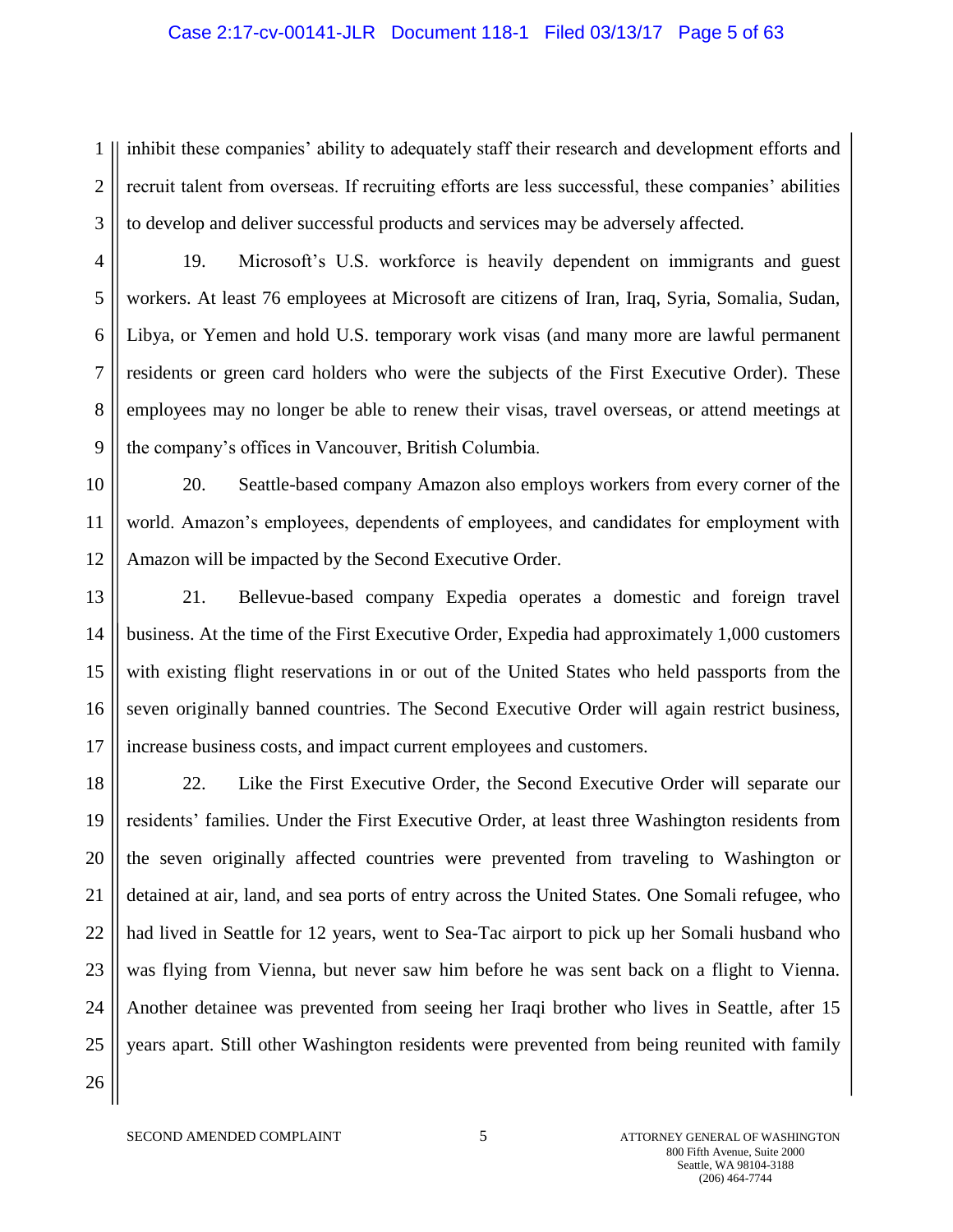inhibit these companies' ability to adequately staff their research and development efforts and recruit talent from overseas. If recruiting efforts are less successful, these companies' abilities to develop and deliver successful products and services may be adversely affected.

19. Microsoft's U.S. workforce is heavily dependent on immigrants and guest workers. At least 76 employees at Microsoft are citizens of Iran, Iraq, Syria, Somalia, Sudan, Libya, or Yemen and hold U.S. temporary work visas (and many more are lawful permanent residents or green card holders who were the subjects of the First Executive Order). These employees may no longer be able to renew their visas, travel overseas, or attend meetings at the company's offices in Vancouver, British Columbia.

20. Seattle-based company Amazon also employs workers from every corner of the world. Amazon's employees, dependents of employees, and candidates for employment with Amazon will be impacted by the Second Executive Order.

21. Bellevue-based company Expedia operates a domestic and foreign travel business. At the time of the First Executive Order, Expedia had approximately 1,000 customers with existing flight reservations in or out of the United States who held passports from the seven originally banned countries. The Second Executive Order will again restrict business, increase business costs, and impact current employees and customers.

22. Like the First Executive Order, the Second Executive Order will separate our residents' families. Under the First Executive Order, at least three Washington residents from the seven originally affected countries were prevented from traveling to Washington or detained at air, land, and sea ports of entry across the United States. One Somali refugee, who had lived in Seattle for 12 years, went to Sea-Tac airport to pick up her Somali husband who was flying from Vienna, but never saw him before he was sent back on a flight to Vienna. Another detainee was prevented from seeing her Iraqi brother who lives in Seattle, after 15 years apart. Still other Washington residents were prevented from being reunited with family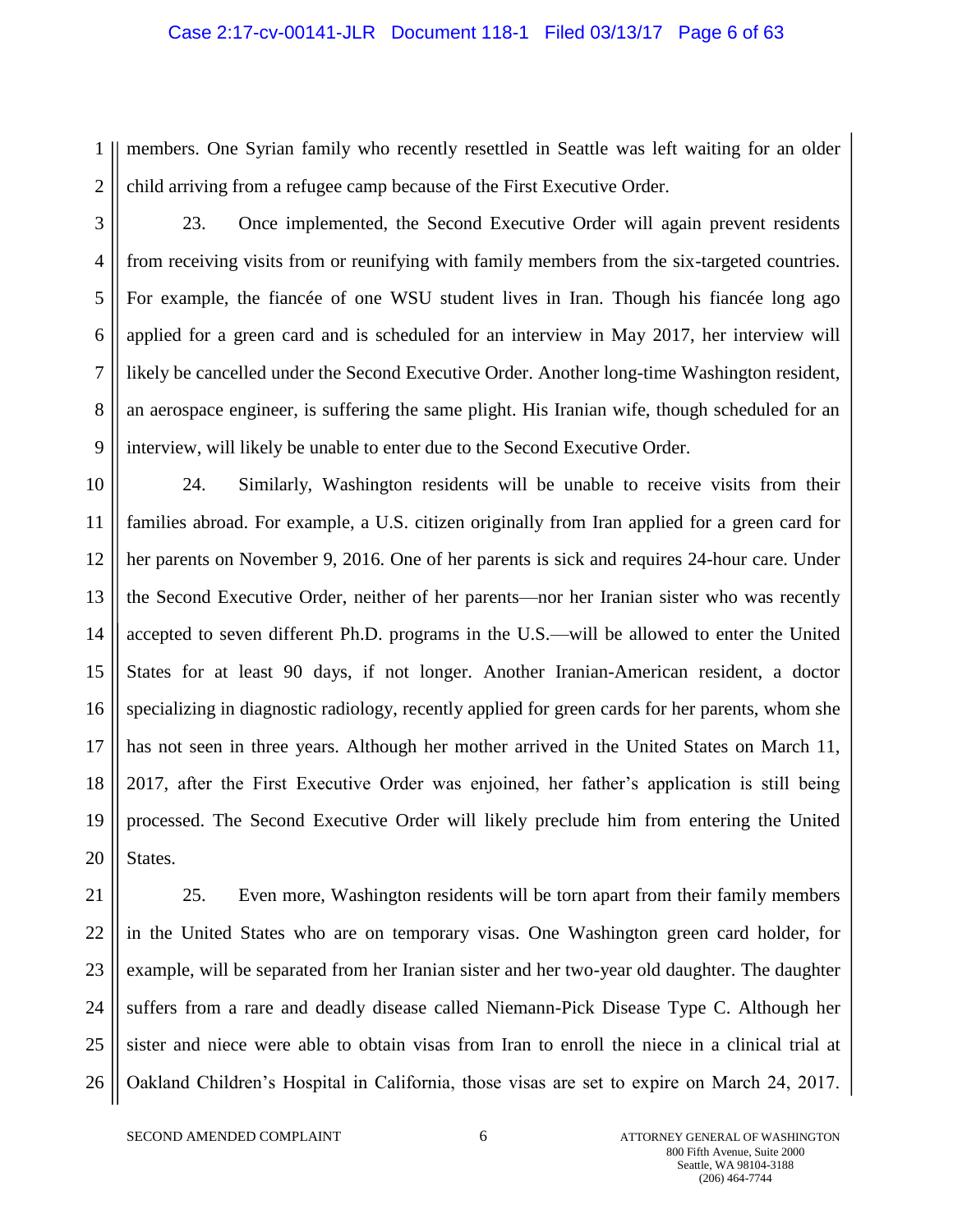members. One Syrian family who recently resettled in Seattle was left waiting for an older child arriving from a refugee camp because of the First Executive Order.

23. Once implemented, the Second Executive Order will again prevent residents from receiving visits from or reunifying with family members from the six-targeted countries. For example, the fiancée of one WSU student lives in Iran. Though his fiancée long ago applied for a green card and is scheduled for an interview in May 2017, her interview will likely be cancelled under the Second Executive Order. Another long-time Washington resident, an aerospace engineer, is suffering the same plight. His Iranian wife, though scheduled for an interview, will likely be unable to enter due to the Second Executive Order.

24. Similarly, Washington residents will be unable to receive visits from their families abroad. For example, a U.S. citizen originally from Iran applied for a green card for her parents on November 9, 2016. One of her parents is sick and requires 24-hour care. Under the Second Executive Order, neither of her parents—nor her Iranian sister who was recently accepted to seven different Ph.D. programs in the U.S.—will be allowed to enter the United States for at least 90 days, if not longer. Another Iranian-American resident, a doctor specializing in diagnostic radiology, recently applied for green cards for her parents, whom she has not seen in three years. Although her mother arrived in the United States on March 11, 2017, after the First Executive Order was enjoined, her father's application is still being processed. The Second Executive Order will likely preclude him from entering the United States.

25. Even more, Washington residents will be torn apart from their family members in the United States who are on temporary visas. One Washington green card holder, for example, will be separated from her Iranian sister and her two-year old daughter. The daughter suffers from a rare and deadly disease called Niemann-Pick Disease Type C. Although her sister and niece were able to obtain visas from Iran to enroll the niece in a clinical trial at Oakland Children's Hospital in California, those visas are set to expire on March 24, 2017.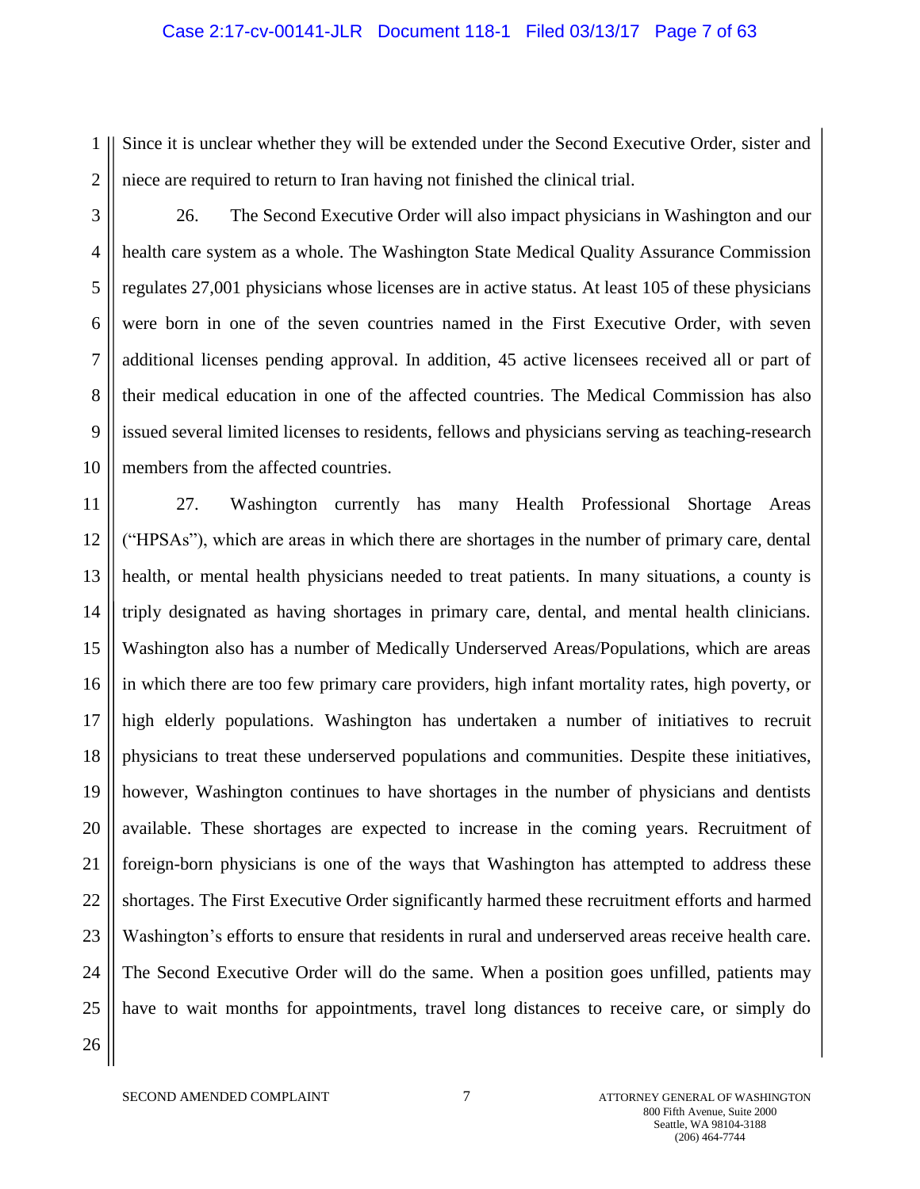Since it is unclear whether they will be extended under the Second Executive Order, sister and niece are required to return to Iran having not finished the clinical trial.

26. The Second Executive Order will also impact physicians in Washington and our health care system as a whole. The Washington State Medical Quality Assurance Commission regulates 27,001 physicians whose licenses are in active status. At least 105 of these physicians were born in one of the seven countries named in the First Executive Order, with seven additional licenses pending approval. In addition, 45 active licensees received all or part of their medical education in one of the affected countries. The Medical Commission has also issued several limited licenses to residents, fellows and physicians serving as teaching-research members from the affected countries.

27. Washington currently has many Health Professional Shortage Areas ("HPSAs"), which are areas in which there are shortages in the number of primary care, dental health, or mental health physicians needed to treat patients. In many situations, a county is triply designated as having shortages in primary care, dental, and mental health clinicians. Washington also has a number of Medically Underserved Areas/Populations, which are areas in which there are too few primary care providers, high infant mortality rates, high poverty, or high elderly populations. Washington has undertaken a number of initiatives to recruit physicians to treat these underserved populations and communities. Despite these initiatives, however, Washington continues to have shortages in the number of physicians and dentists available. These shortages are expected to increase in the coming years. Recruitment of foreign-born physicians is one of the ways that Washington has attempted to address these shortages. The First Executive Order significantly harmed these recruitment efforts and harmed Washington's efforts to ensure that residents in rural and underserved areas receive health care. The Second Executive Order will do the same. When a position goes unfilled, patients may have to wait months for appointments, travel long distances to receive care, or simply do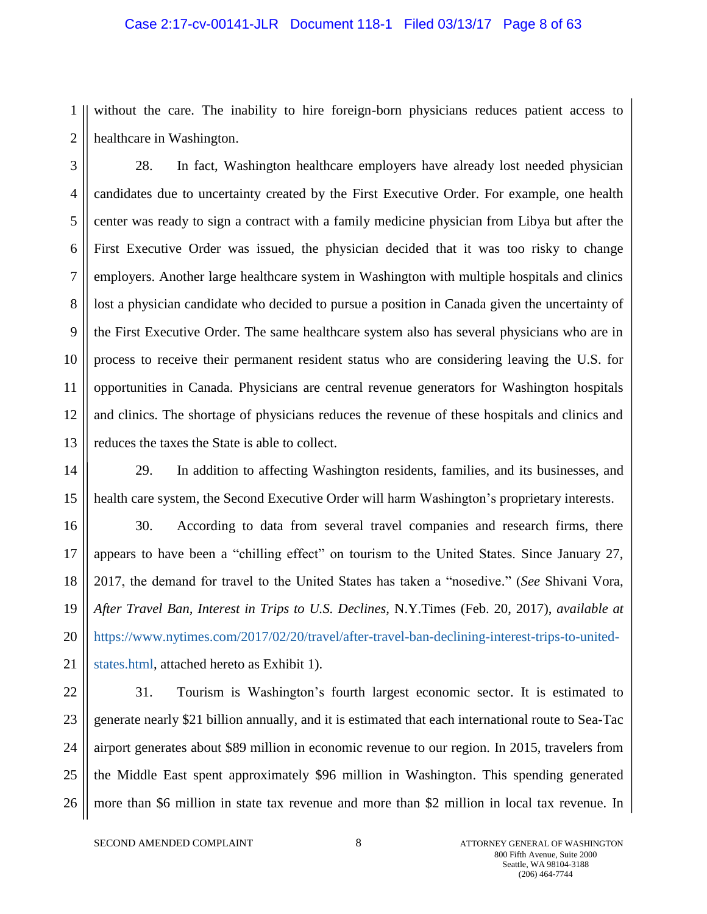without the care. The inability to hire foreign-born physicians reduces patient access to healthcare in Washington.

28. In fact, Washington healthcare employers have already lost needed physician candidates due to uncertainty created by the First Executive Order. For example, one health center was ready to sign a contract with a family medicine physician from Libya but after the First Executive Order was issued, the physician decided that it was too risky to change employers. Another large healthcare system in Washington with multiple hospitals and clinics lost a physician candidate who decided to pursue a position in Canada given the uncertainty of the First Executive Order. The same healthcare system also has several physicians who are in process to receive their permanent resident status who are considering leaving the U.S. for opportunities in Canada. Physicians are central revenue generators for Washington hospitals and clinics. The shortage of physicians reduces the revenue of these hospitals and clinics and reduces the taxes the State is able to collect.

29. In addition to affecting Washington residents, families, and its businesses, and health care system, the Second Executive Order will harm Washington's proprietary interests.

30. According to data from several travel companies and research firms, there appears to have been a "chilling effect" on tourism to the United States. Since January 27, 2017, the demand for travel to the United States has taken a "nosedive." (*See* Shivani Vora, *After Travel Ban, Interest in Trips to U.S. Declines*, N.Y.Times (Feb. 20, 2017), *available at* https://www.nytimes.com/2017/02/20/travel/after-travel-ban-declining-interest-trips-to-united-states.html, attached hereto as Exhibit 1).

31. Tourism is Washington's fourth largest economic sector. It is estimated to generate nearly $21 billion annually, and it is estimated that each international route to Sea-Tac airport generates about $89 million in economic revenue to our region. In 2015, travelers from the Middle East spent approximately $96 million in Washington. This spending generated more than $6 million in state tax revenue and more than $2 million in local tax revenue. In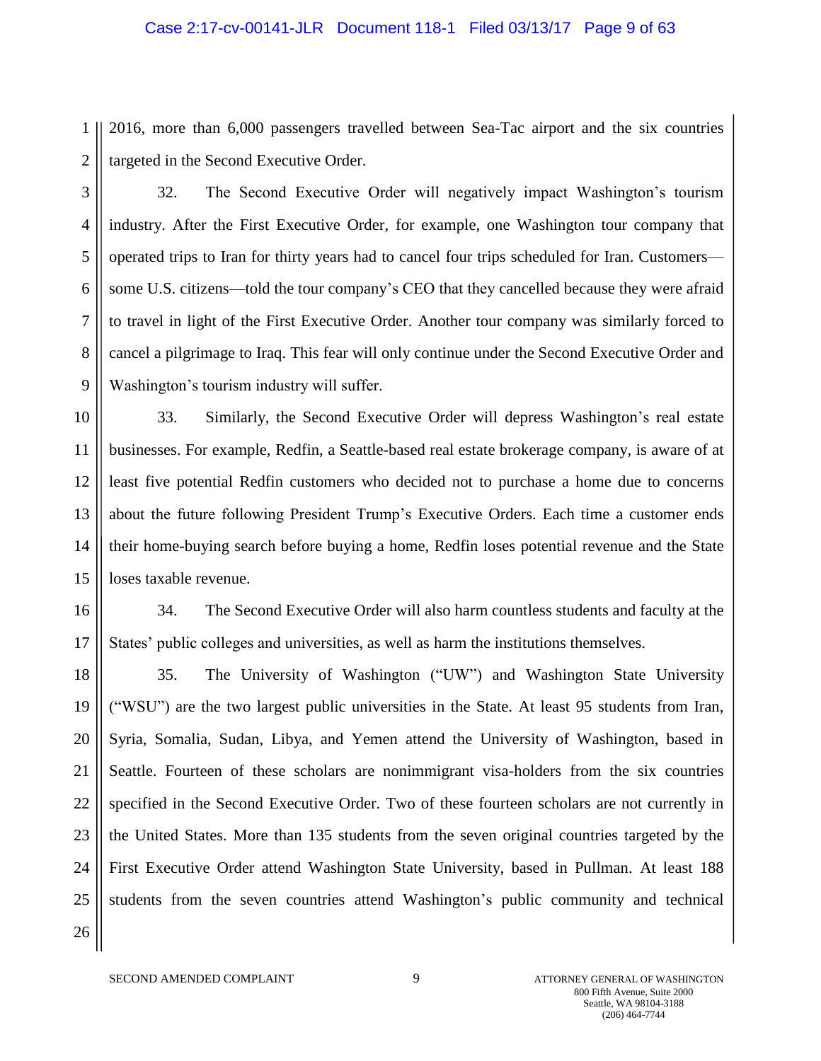2016, more than 6,000 passengers travelled between Sea-Tac airport and the six countries targeted in the Second Executive Order.

32. The Second Executive Order will negatively impact Washington's tourism industry. After the First Executive Order, for example, one Washington tour company that operated trips to Iran for thirty years had to cancel four trips scheduled for Iran. Customers—some U.S. citizens—told the tour company's CEO that they cancelled because they were afraid to travel in light of the First Executive Order. Another tour company was similarly forced to cancel a pilgrimage to Iraq. This fear will only continue under the Second Executive Order and Washington's tourism industry will suffer.

33. Similarly, the Second Executive Order will depress Washington's real estate businesses. For example, Redfin, a Seattle-based real estate brokerage company, is aware of at least five potential Redfin customers who decided not to purchase a home due to concerns about the future following President Trump's Executive Orders. Each time a customer ends their home-buying search before buying a home, Redfin loses potential revenue and the State loses taxable revenue.

34. The Second Executive Order will also harm countless students and faculty at the States' public colleges and universities, as well as harm the institutions themselves.

35. The University of Washington ("UW") and Washington State University ("WSU") are the two largest public universities in the State. At least 95 students from Iran, Syria, Somalia, Sudan, Libya, and Yemen attend the University of Washington, based in Seattle. Fourteen of these scholars are nonimmigrant visa-holders from the six countries specified in the Second Executive Order. Two of these fourteen scholars are not currently in the United States. More than 135 students from the seven original countries targeted by the First Executive Order attend Washington State University, based in Pullman. At least 188 students from the seven countries attend Washington's public community and technical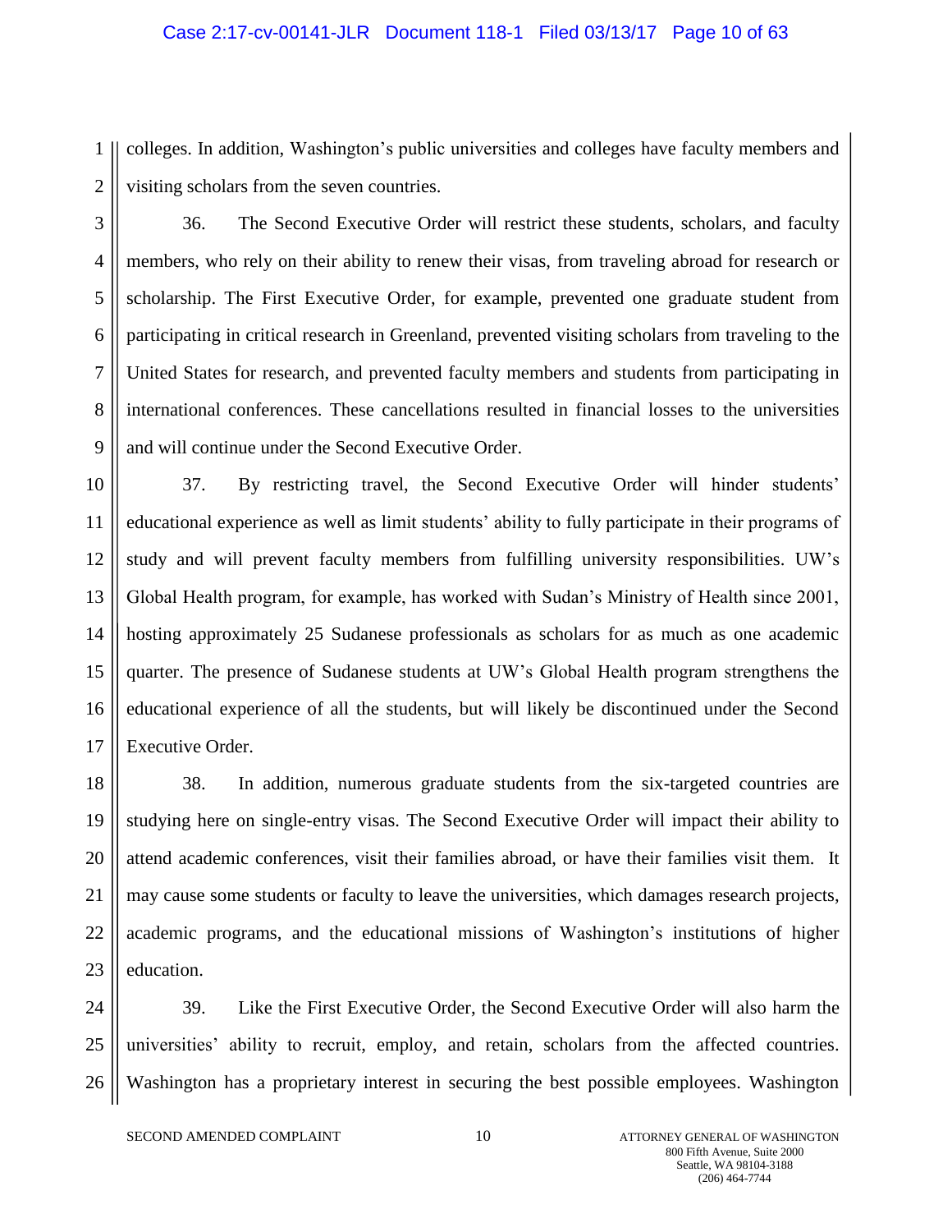colleges. In addition, Washington's public universities and colleges have faculty members and visiting scholars from the seven countries.

36. The Second Executive Order will restrict these students, scholars, and faculty members, who rely on their ability to renew their visas, from traveling abroad for research or scholarship. The First Executive Order, for example, prevented one graduate student from participating in critical research in Greenland, prevented visiting scholars from traveling to the United States for research, and prevented faculty members and students from participating in international conferences. These cancellations resulted in financial losses to the universities and will continue under the Second Executive Order.

37. By restricting travel, the Second Executive Order will hinder students' educational experience as well as limit students' ability to fully participate in their programs of study and will prevent faculty members from fulfilling university responsibilities. UW's Global Health program, for example, has worked with Sudan's Ministry of Health since 2001, hosting approximately 25 Sudanese professionals as scholars for as much as one academic quarter. The presence of Sudanese students at UW's Global Health program strengthens the educational experience of all the students, but will likely be discontinued under the Second Executive Order.

38. In addition, numerous graduate students from the six-targeted countries are studying here on single-entry visas. The Second Executive Order will impact their ability to attend academic conferences, visit their families abroad, or have their families visit them. It may cause some students or faculty to leave the universities, which damages research projects, academic programs, and the educational missions of Washington's institutions of higher education.

39. Like the First Executive Order, the Second Executive Order will also harm the universities' ability to recruit, employ, and retain, scholars from the affected countries. Washington has a proprietary interest in securing the best possible employees. Washington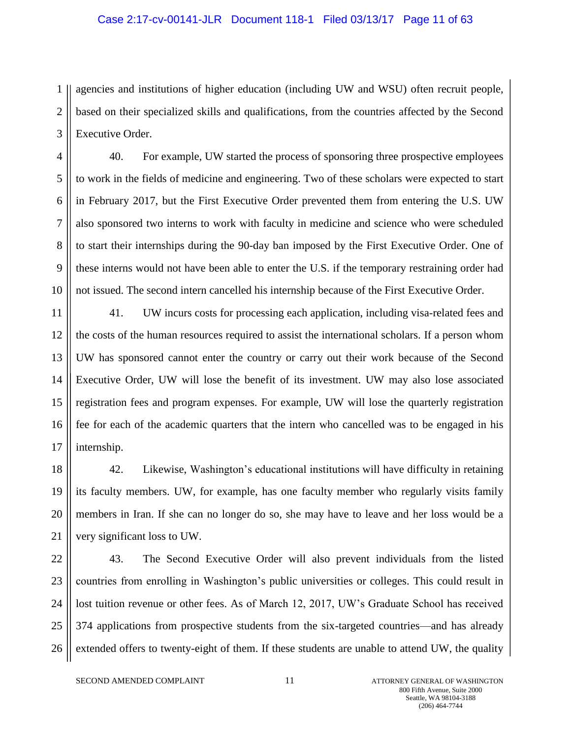agencies and institutions of higher education (including UW and WSU) often recruit people, based on their specialized skills and qualifications, from the countries affected by the Second Executive Order.

40. For example, UW started the process of sponsoring three prospective employees to work in the fields of medicine and engineering. Two of these scholars were expected to start in February 2017, but the First Executive Order prevented them from entering the U.S. UW also sponsored two interns to work with faculty in medicine and science who were scheduled to start their internships during the 90-day ban imposed by the First Executive Order. One of these interns would not have been able to enter the U.S. if the temporary restraining order had not issued. The second intern cancelled his internship because of the First Executive Order.

41. UW incurs costs for processing each application, including visa-related fees and the costs of the human resources required to assist the international scholars. If a person whom UW has sponsored cannot enter the country or carry out their work because of the Second Executive Order, UW will lose the benefit of its investment. UW may also lose associated registration fees and program expenses. For example, UW will lose the quarterly registration fee for each of the academic quarters that the intern who cancelled was to be engaged in his internship.

42. Likewise, Washington's educational institutions will have difficulty in retaining its faculty members. UW, for example, has one faculty member who regularly visits family members in Iran. If she can no longer do so, she may have to leave and her loss would be a very significant loss to UW.

43. The Second Executive Order will also prevent individuals from the listed countries from enrolling in Washington's public universities or colleges. This could result in lost tuition revenue or other fees. As of March 12, 2017, UW's Graduate School has received 374 applications from prospective students from the six-targeted countries—and has already extended offers to twenty-eight of them. If these students are unable to attend UW, the quality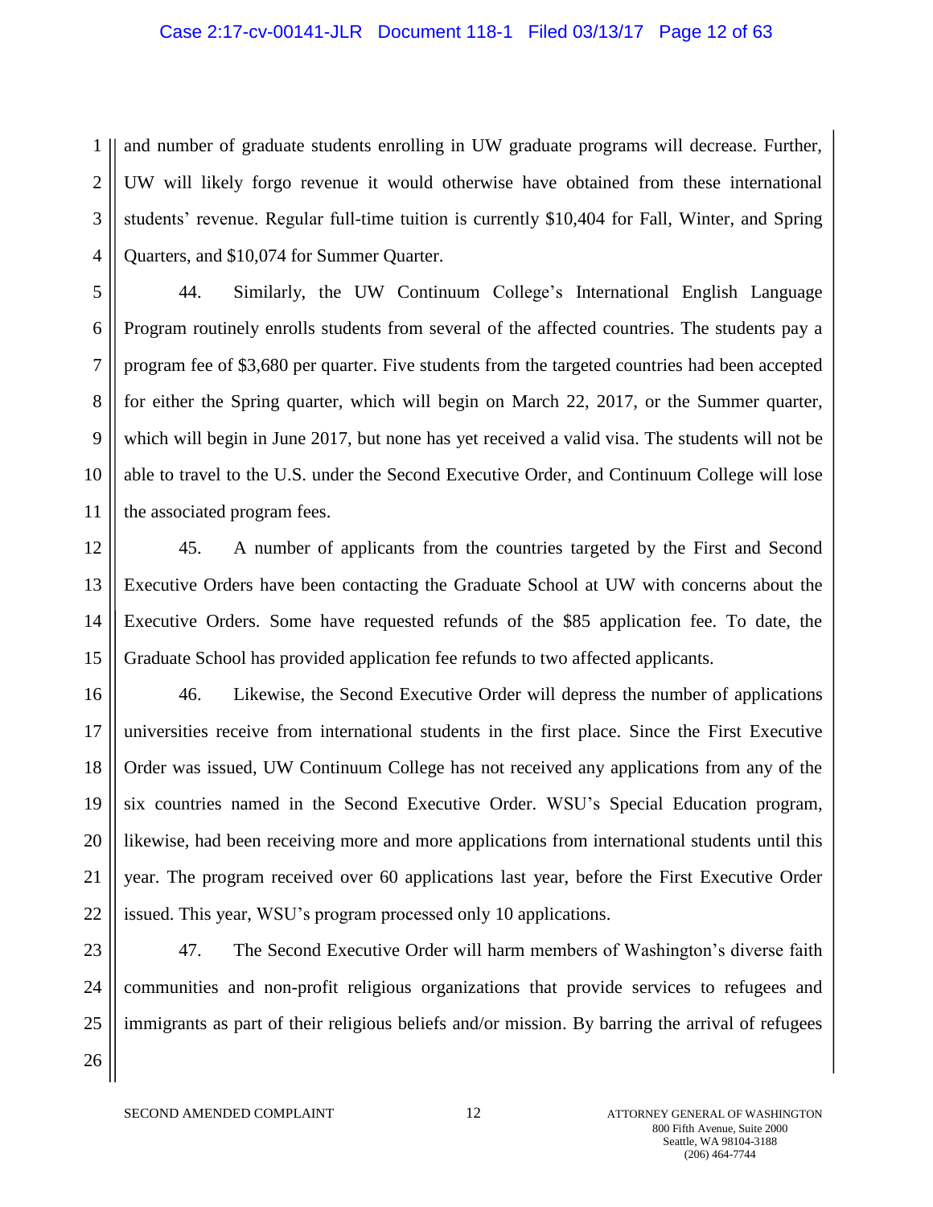and number of graduate students enrolling in UW graduate programs will decrease. Further, UW will likely forgo revenue it would otherwise have obtained from these international students' revenue. Regular full-time tuition is currently $10,404 for Fall, Winter, and Spring Quarters, and $10,074 for Summer Quarter.

44. Similarly, the UW Continuum College's International English Language Program routinely enrolls students from several of the affected countries. The students pay a program fee of $3,680 per quarter. Five students from the targeted countries had been accepted for either the Spring quarter, which will begin on March 22, 2017, or the Summer quarter, which will begin in June 2017, but none has yet received a valid visa. The students will not be able to travel to the U.S. under the Second Executive Order, and Continuum College will lose the associated program fees.

45. A number of applicants from the countries targeted by the First and Second Executive Orders have been contacting the Graduate School at UW with concerns about the Executive Orders. Some have requested refunds of the $85 application fee. To date, the Graduate School has provided application fee refunds to two affected applicants.

46. Likewise, the Second Executive Order will depress the number of applications universities receive from international students in the first place. Since the First Executive Order was issued, UW Continuum College has not received any applications from any of the six countries named in the Second Executive Order. WSU's Special Education program, likewise, had been receiving more and more applications from international students until this year. The program received over 60 applications last year, before the First Executive Order issued. This year, WSU's program processed only 10 applications.

47. The Second Executive Order will harm members of Washington's diverse faith communities and non-profit religious organizations that provide services to refugees and immigrants as part of their religious beliefs and/or mission. By barring the arrival of refugees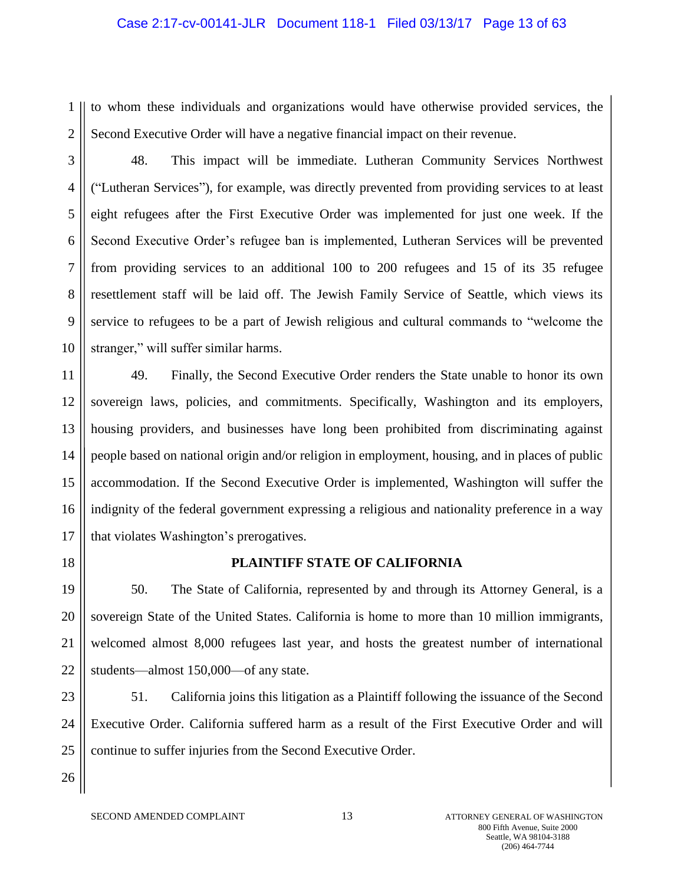to whom these individuals and organizations would have otherwise provided services, the Second Executive Order will have a negative financial impact on their revenue.

48. This impact will be immediate. Lutheran Community Services Northwest ("Lutheran Services"), for example, was directly prevented from providing services to at least eight refugees after the First Executive Order was implemented for just one week. If the Second Executive Order's refugee ban is implemented, Lutheran Services will be prevented from providing services to an additional 100 to 200 refugees and 15 of its 35 refugee resettlement staff will be laid off. The Jewish Family Service of Seattle, which views its service to refugees to be a part of Jewish religious and cultural commands to "welcome the stranger," will suffer similar harms.

49. Finally, the Second Executive Order renders the State unable to honor its own sovereign laws, policies, and commitments. Specifically, Washington and its employers, housing providers, and businesses have long been prohibited from discriminating against people based on national origin and/or religion in employment, housing, and in places of public accommodation. If the Second Executive Order is implemented, Washington will suffer the indignity of the federal government expressing a religious and nationality preference in a way that violates Washington's prerogatives.

## PLAINTIFF STATE OF CALIFORNIA

50. The State of California, represented by and through its Attorney General, is a sovereign State of the United States. California is home to more than 10 million immigrants, welcomed almost 8,000 refugees last year, and hosts the greatest number of international students—almost 150,000—of any state.

51. California joins this litigation as a Plaintiff following the issuance of the Second Executive Order. California suffered harm as a result of the First Executive Order and will continue to suffer injuries from the Second Executive Order.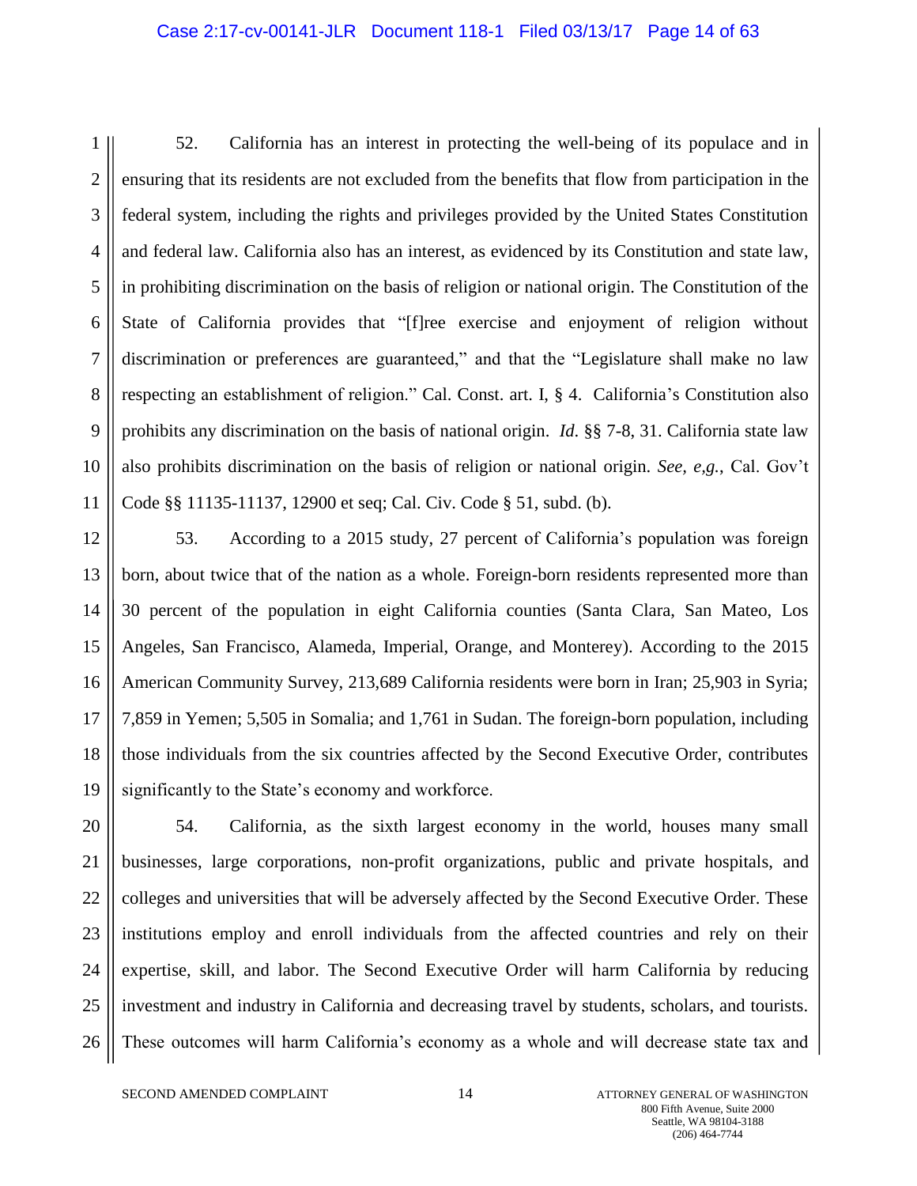52. California has an interest in protecting the well-being of its populace and in ensuring that its residents are not excluded from the benefits that flow from participation in the federal system, including the rights and privileges provided by the United States Constitution and federal law. California also has an interest, as evidenced by its Constitution and state law, in prohibiting discrimination on the basis of religion or national origin. The Constitution of the State of California provides that "[f]ree exercise and enjoyment of religion without discrimination or preferences are guaranteed," and that the "Legislature shall make no law respecting an establishment of religion." Cal. Const. art. I, § 4. California's Constitution also prohibits any discrimination on the basis of national origin. *Id.* §§ 7-8, 31. California state law also prohibits discrimination on the basis of religion or national origin. *See, e,g.*, Cal. Gov't Code §§ 11135-11137, 12900 et seq; Cal. Civ. Code § 51, subd. (b).

53. According to a 2015 study, 27 percent of California's population was foreign born, about twice that of the nation as a whole. Foreign-born residents represented more than 30 percent of the population in eight California counties (Santa Clara, San Mateo, Los Angeles, San Francisco, Alameda, Imperial, Orange, and Monterey). According to the 2015 American Community Survey, 213,689 California residents were born in Iran; 25,903 in Syria; 7,859 in Yemen; 5,505 in Somalia; and 1,761 in Sudan. The foreign-born population, including those individuals from the six countries affected by the Second Executive Order, contributes significantly to the State's economy and workforce.

54. California, as the sixth largest economy in the world, houses many small businesses, large corporations, non-profit organizations, public and private hospitals, and colleges and universities that will be adversely affected by the Second Executive Order. These institutions employ and enroll individuals from the affected countries and rely on their expertise, skill, and labor. The Second Executive Order will harm California by reducing investment and industry in California and decreasing travel by students, scholars, and tourists. These outcomes will harm California's economy as a whole and will decrease state tax and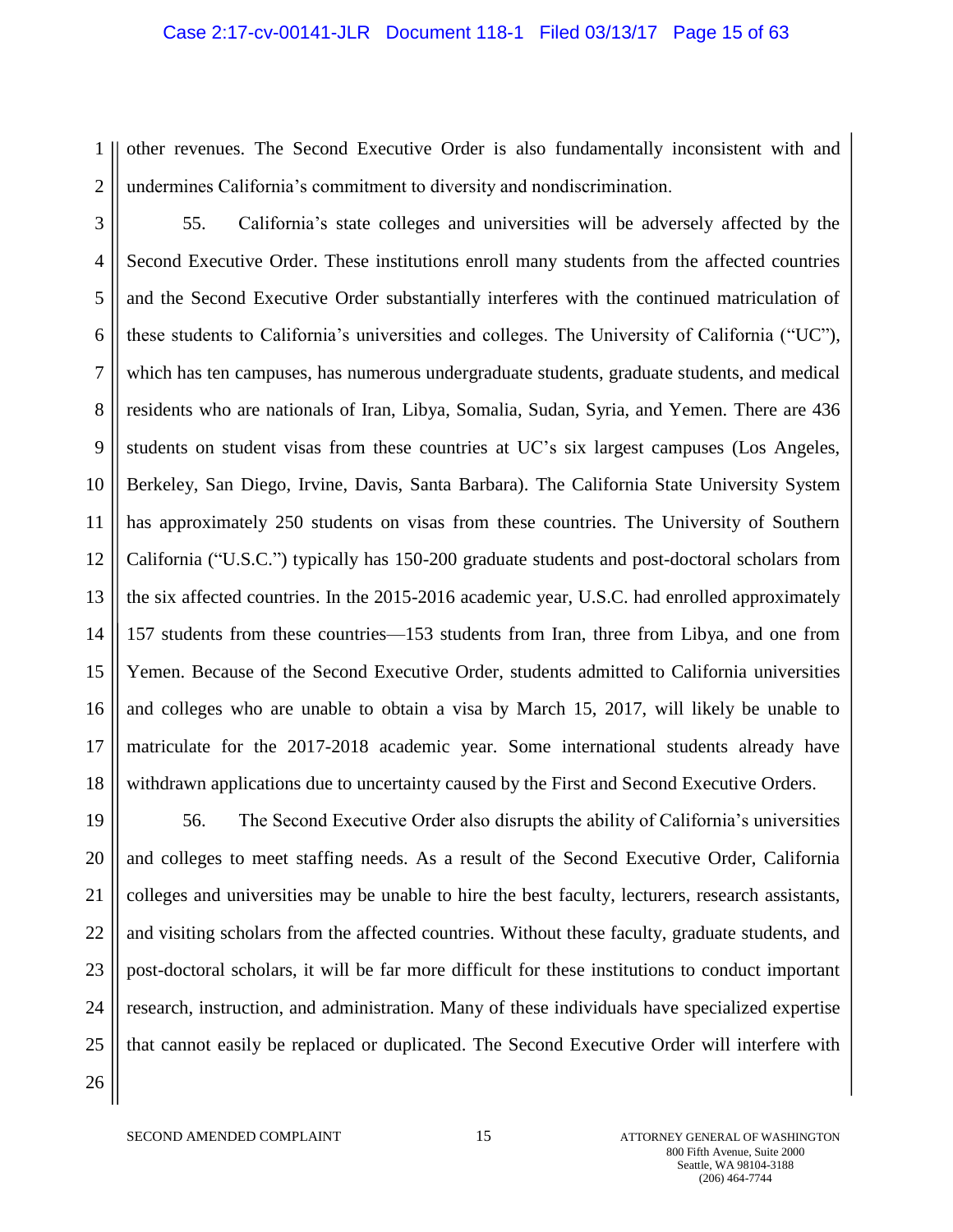other revenues. The Second Executive Order is also fundamentally inconsistent with and undermines California's commitment to diversity and nondiscrimination.

55. California's state colleges and universities will be adversely affected by the Second Executive Order. These institutions enroll many students from the affected countries and the Second Executive Order substantially interferes with the continued matriculation of these students to California's universities and colleges. The University of California ("UC"), which has ten campuses, has numerous undergraduate students, graduate students, and medical residents who are nationals of Iran, Libya, Somalia, Sudan, Syria, and Yemen. There are 436 students on student visas from these countries at UC's six largest campuses (Los Angeles, Berkeley, San Diego, Irvine, Davis, Santa Barbara). The California State University System has approximately 250 students on visas from these countries. The University of Southern California ("U.S.C.") typically has 150-200 graduate students and post-doctoral scholars from the six affected countries. In the 2015-2016 academic year, U.S.C. had enrolled approximately 157 students from these countries—153 students from Iran, three from Libya, and one from Yemen. Because of the Second Executive Order, students admitted to California universities and colleges who are unable to obtain a visa by March 15, 2017, will likely be unable to matriculate for the 2017-2018 academic year. Some international students already have withdrawn applications due to uncertainty caused by the First and Second Executive Orders.

56. The Second Executive Order also disrupts the ability of California's universities and colleges to meet staffing needs. As a result of the Second Executive Order, California colleges and universities may be unable to hire the best faculty, lecturers, research assistants, and visiting scholars from the affected countries. Without these faculty, graduate students, and post-doctoral scholars, it will be far more difficult for these institutions to conduct important research, instruction, and administration. Many of these individuals have specialized expertise that cannot easily be replaced or duplicated. The Second Executive Order will interfere with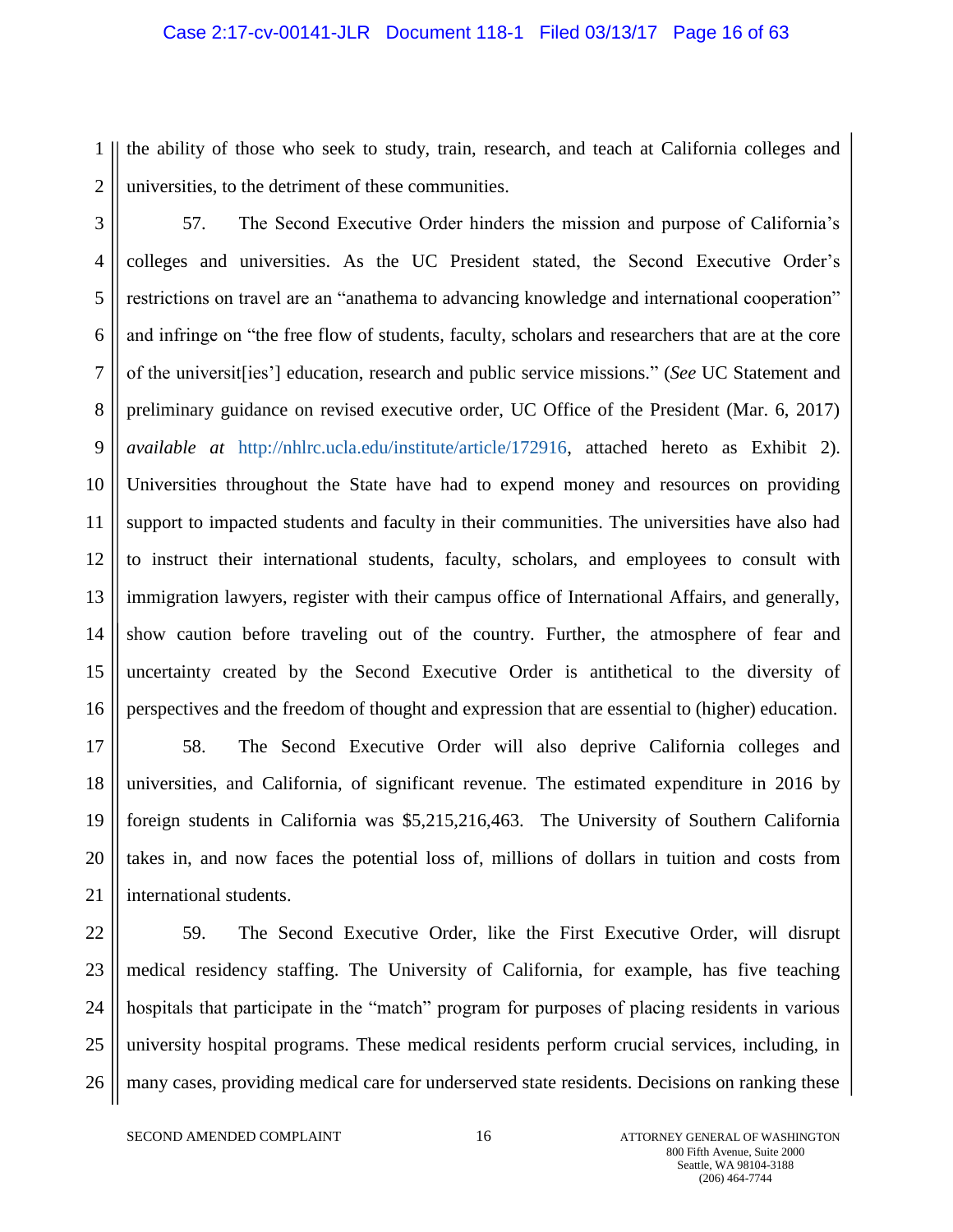the ability of those who seek to study, train, research, and teach at California colleges and universities, to the detriment of these communities.

57. The Second Executive Order hinders the mission and purpose of California's colleges and universities. As the UC President stated, the Second Executive Order's restrictions on travel are an "anathema to advancing knowledge and international cooperation" and infringe on "the free flow of students, faculty, scholars and researchers that are at the core of the universit[ies'] education, research and public service missions." (*See* UC Statement and preliminary guidance on revised executive order, UC Office of the President (Mar. 6, 2017) *available at* http://nhlrc.ucla.edu/institute/article/172916, attached hereto as Exhibit 2). Universities throughout the State have had to expend money and resources on providing support to impacted students and faculty in their communities. The universities have also had to instruct their international students, faculty, scholars, and employees to consult with immigration lawyers, register with their campus office of International Affairs, and generally, show caution before traveling out of the country. Further, the atmosphere of fear and uncertainty created by the Second Executive Order is antithetical to the diversity of perspectives and the freedom of thought and expression that are essential to (higher) education.

58. The Second Executive Order will also deprive California colleges and universities, and California, of significant revenue. The estimated expenditure in 2016 by foreign students in California was $5,215,216,463. The University of Southern California takes in, and now faces the potential loss of, millions of dollars in tuition and costs from international students.

59. The Second Executive Order, like the First Executive Order, will disrupt medical residency staffing. The University of California, for example, has five teaching hospitals that participate in the "match" program for purposes of placing residents in various university hospital programs. These medical residents perform crucial services, including, in many cases, providing medical care for underserved state residents. Decisions on ranking these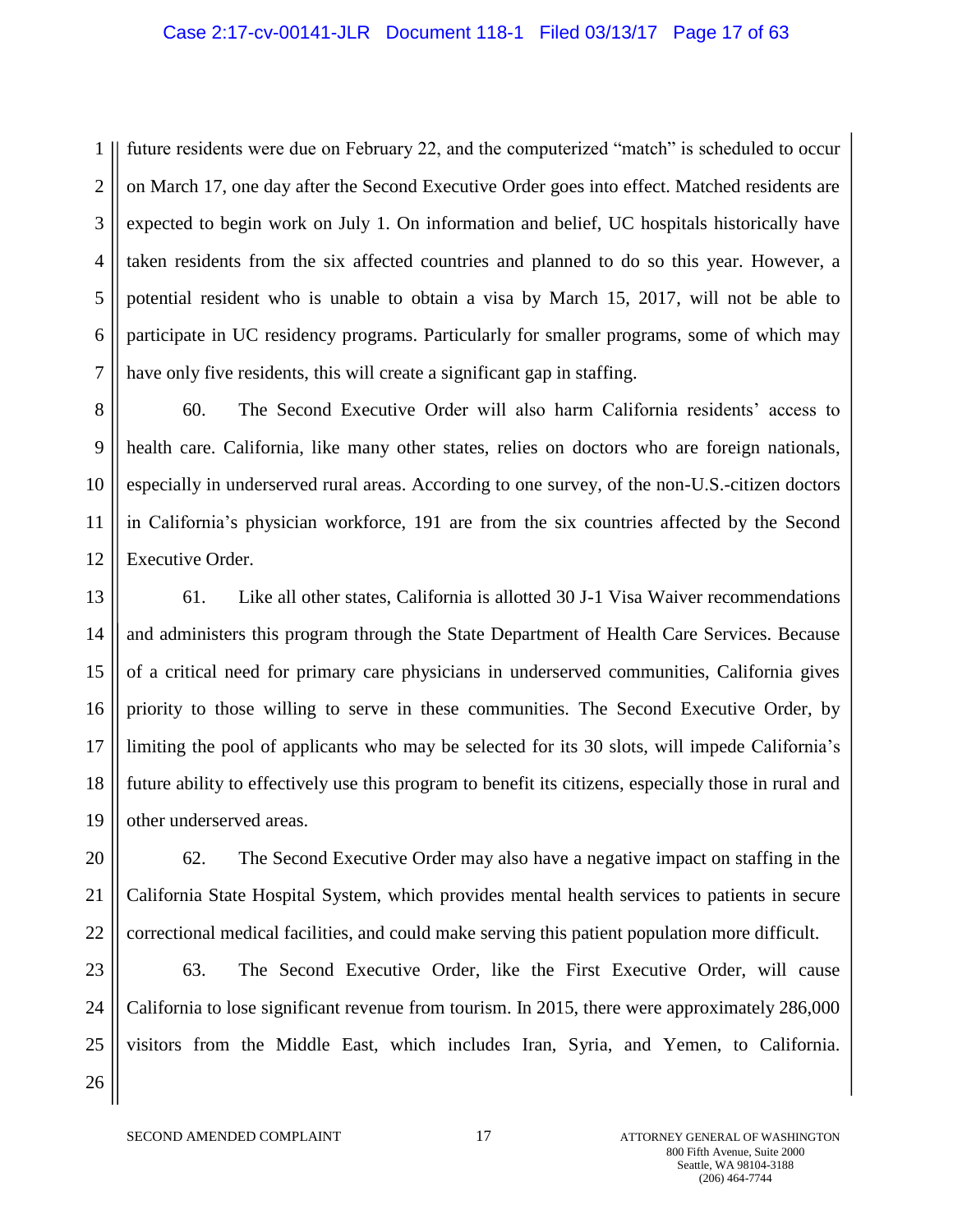future residents were due on February 22, and the computerized "match" is scheduled to occur on March 17, one day after the Second Executive Order goes into effect. Matched residents are expected to begin work on July 1. On information and belief, UC hospitals historically have taken residents from the six affected countries and planned to do so this year. However, a potential resident who is unable to obtain a visa by March 15, 2017, will not be able to participate in UC residency programs. Particularly for smaller programs, some of which may have only five residents, this will create a significant gap in staffing.

60. The Second Executive Order will also harm California residents' access to health care. California, like many other states, relies on doctors who are foreign nationals, especially in underserved rural areas. According to one survey, of the non-U.S.-citizen doctors in California's physician workforce, 191 are from the six countries affected by the Second Executive Order.

61. Like all other states, California is allotted 30 J-1 Visa Waiver recommendations and administers this program through the State Department of Health Care Services. Because of a critical need for primary care physicians in underserved communities, California gives priority to those willing to serve in these communities. The Second Executive Order, by limiting the pool of applicants who may be selected for its 30 slots, will impede California's future ability to effectively use this program to benefit its citizens, especially those in rural and other underserved areas.

62. The Second Executive Order may also have a negative impact on staffing in the California State Hospital System, which provides mental health services to patients in secure correctional medical facilities, and could make serving this patient population more difficult.

63. The Second Executive Order, like the First Executive Order, will cause California to lose significant revenue from tourism. In 2015, there were approximately 286,000 visitors from the Middle East, which includes Iran, Syria, and Yemen, to California.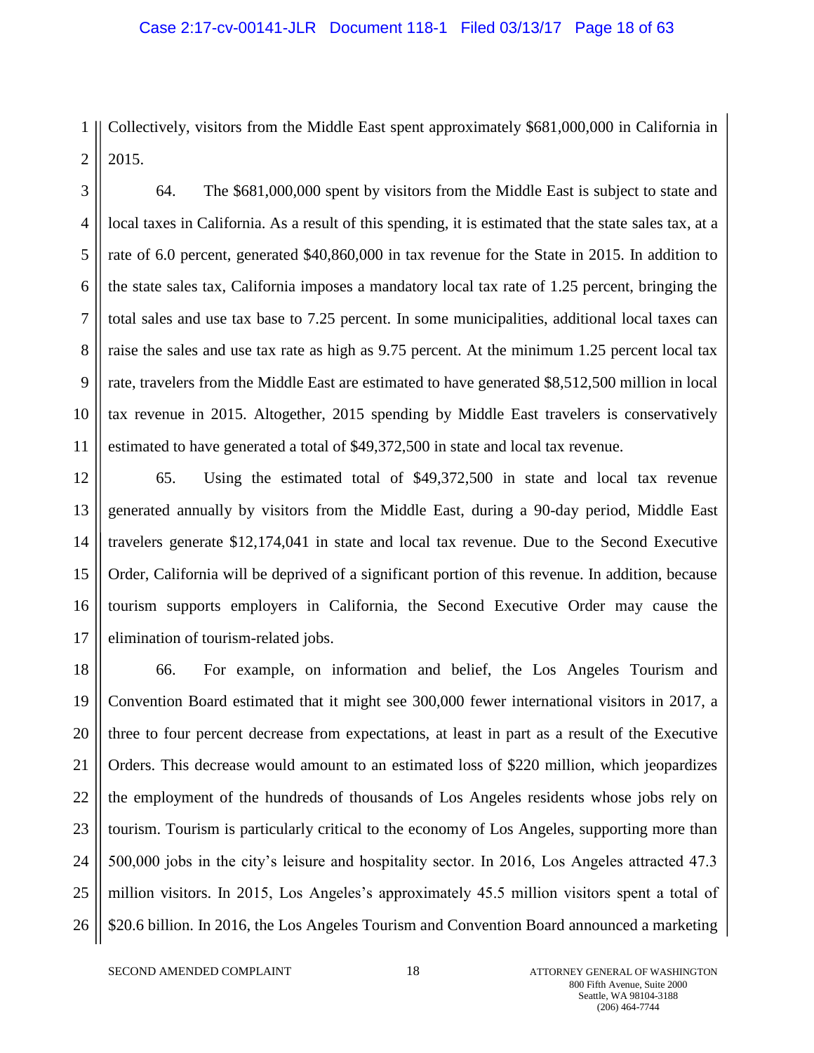Collectively, visitors from the Middle East spent approximately $681,000,000 in California in 2015.

64. The $681,000,000 spent by visitors from the Middle East is subject to state and local taxes in California. As a result of this spending, it is estimated that the state sales tax, at a rate of 6.0 percent, generated $40,860,000 in tax revenue for the State in 2015. In addition to the state sales tax, California imposes a mandatory local tax rate of 1.25 percent, bringing the total sales and use tax base to 7.25 percent. In some municipalities, additional local taxes can raise the sales and use tax rate as high as 9.75 percent. At the minimum 1.25 percent local tax rate, travelers from the Middle East are estimated to have generated $8,512,500 million in local tax revenue in 2015. Altogether, 2015 spending by Middle East travelers is conservatively estimated to have generated a total of $49,372,500 in state and local tax revenue.

65. Using the estimated total of $49,372,500 in state and local tax revenue generated annually by visitors from the Middle East, during a 90-day period, Middle East travelers generate $12,174,041 in state and local tax revenue. Due to the Second Executive Order, California will be deprived of a significant portion of this revenue. In addition, because tourism supports employers in California, the Second Executive Order may cause the elimination of tourism-related jobs.

66. For example, on information and belief, the Los Angeles Tourism and Convention Board estimated that it might see 300,000 fewer international visitors in 2017, a three to four percent decrease from expectations, at least in part as a result of the Executive Orders. This decrease would amount to an estimated loss of $220 million, which jeopardizes the employment of the hundreds of thousands of Los Angeles residents whose jobs rely on tourism. Tourism is particularly critical to the economy of Los Angeles, supporting more than 500,000 jobs in the city's leisure and hospitality sector. In 2016, Los Angeles attracted 47.3 million visitors. In 2015, Los Angeles's approximately 45.5 million visitors spent a total of $20.6 billion. In 2016, the Los Angeles Tourism and Convention Board announced a marketing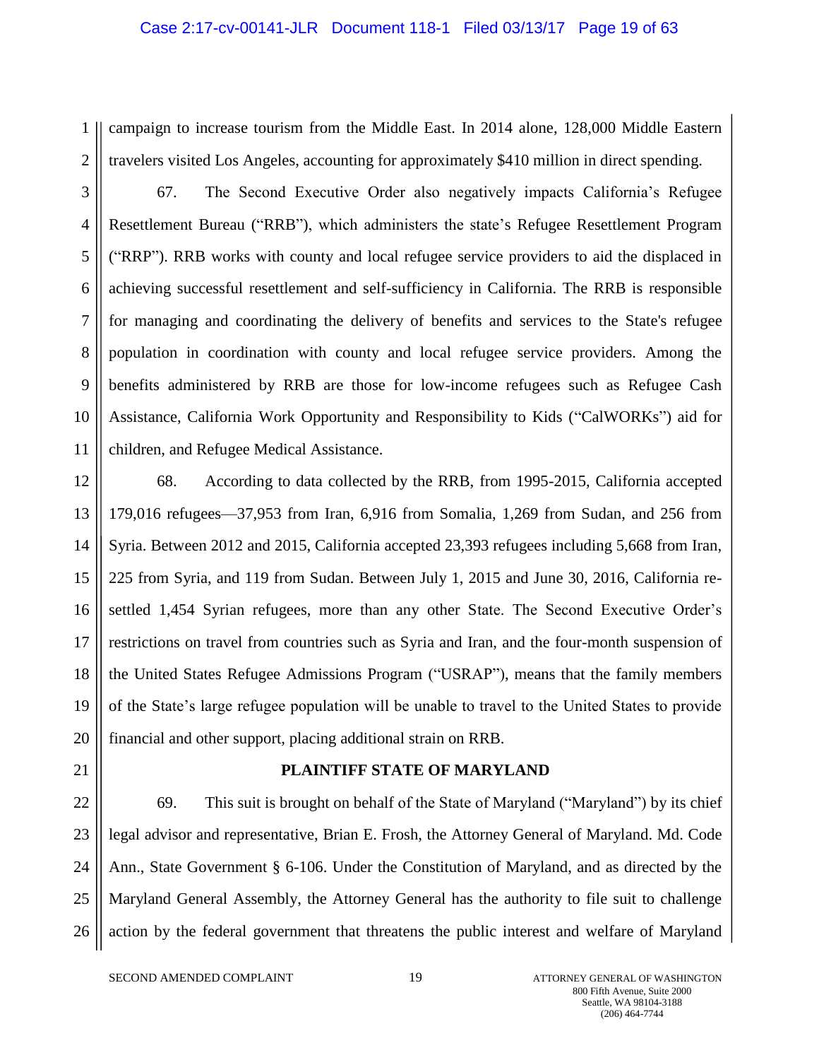campaign to increase tourism from the Middle East. In 2014 alone, 128,000 Middle Eastern travelers visited Los Angeles, accounting for approximately $410 million in direct spending.

67. The Second Executive Order also negatively impacts California's Refugee Resettlement Bureau ("RRB"), which administers the state's Refugee Resettlement Program ("RRP"). RRB works with county and local refugee service providers to aid the displaced in achieving successful resettlement and self-sufficiency in California. The RRB is responsible for managing and coordinating the delivery of benefits and services to the State's refugee population in coordination with county and local refugee service providers. Among the benefits administered by RRB are those for low-income refugees such as Refugee Cash Assistance, California Work Opportunity and Responsibility to Kids ("CalWORKs") aid for children, and Refugee Medical Assistance.

68. According to data collected by the RRB, from 1995-2015, California accepted 179,016 refugees—37,953 from Iran, 6,916 from Somalia, 1,269 from Sudan, and 256 from Syria. Between 2012 and 2015, California accepted 23,393 refugees including 5,668 from Iran, 225 from Syria, and 119 from Sudan. Between July 1, 2015 and June 30, 2016, California re-settled 1,454 Syrian refugees, more than any other State. The Second Executive Order's restrictions on travel from countries such as Syria and Iran, and the four-month suspension of the United States Refugee Admissions Program ("USRAP"), means that the family members of the State's large refugee population will be unable to travel to the United States to provide financial and other support, placing additional strain on RRB.

## PLAINTIFF STATE OF MARYLAND

69. This suit is brought on behalf of the State of Maryland ("Maryland") by its chief legal advisor and representative, Brian E. Frosh, the Attorney General of Maryland. Md. Code Ann., State Government § 6-106. Under the Constitution of Maryland, and as directed by the Maryland General Assembly, the Attorney General has the authority to file suit to challenge action by the federal government that threatens the public interest and welfare of Maryland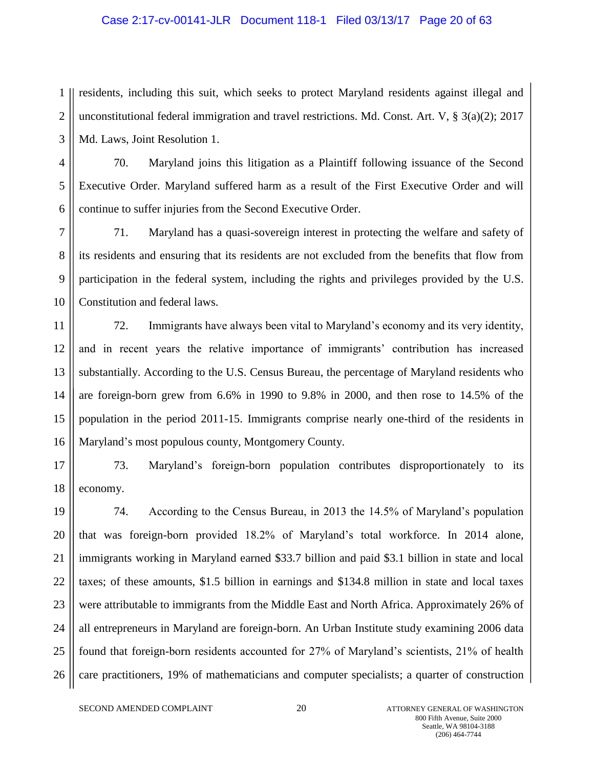residents, including this suit, which seeks to protect Maryland residents against illegal and unconstitutional federal immigration and travel restrictions. Md. Const. Art. V, § 3(a)(2); 2017 Md. Laws, Joint Resolution 1.

70. Maryland joins this litigation as a Plaintiff following issuance of the Second Executive Order. Maryland suffered harm as a result of the First Executive Order and will continue to suffer injuries from the Second Executive Order.

71. Maryland has a quasi-sovereign interest in protecting the welfare and safety of its residents and ensuring that its residents are not excluded from the benefits that flow from participation in the federal system, including the rights and privileges provided by the U.S. Constitution and federal laws.

72. Immigrants have always been vital to Maryland's economy and its very identity, and in recent years the relative importance of immigrants' contribution has increased substantially. According to the U.S. Census Bureau, the percentage of Maryland residents who are foreign-born grew from 6.6% in 1990 to 9.8% in 2000, and then rose to 14.5% of the population in the period 2011-15. Immigrants comprise nearly one-third of the residents in Maryland's most populous county, Montgomery County.

73. Maryland's foreign-born population contributes disproportionately to its economy.

74. According to the Census Bureau, in 2013 the 14.5% of Maryland's population that was foreign-born provided 18.2% of Maryland's total workforce. In 2014 alone, immigrants working in Maryland earned $33.7 billion and paid $3.1 billion in state and local taxes; of these amounts, $1.5 billion in earnings and $134.8 million in state and local taxes were attributable to immigrants from the Middle East and North Africa. Approximately 26% of all entrepreneurs in Maryland are foreign-born. An Urban Institute study examining 2006 data found that foreign-born residents accounted for 27% of Maryland's scientists, 21% of health care practitioners, 19% of mathematicians and computer specialists; a quarter of construction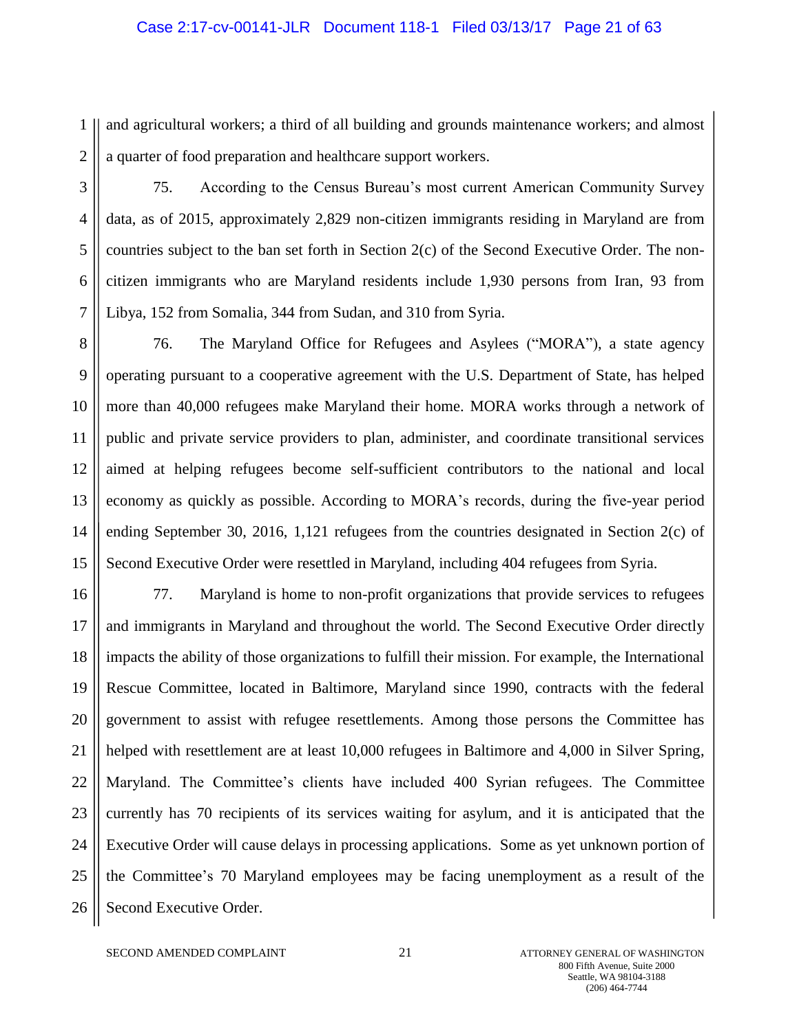and agricultural workers; a third of all building and grounds maintenance workers; and almost a quarter of food preparation and healthcare support workers.

75. According to the Census Bureau's most current American Community Survey data, as of 2015, approximately 2,829 non-citizen immigrants residing in Maryland are from countries subject to the ban set forth in Section 2(c) of the Second Executive Order. The non-citizen immigrants who are Maryland residents include 1,930 persons from Iran, 93 from Libya, 152 from Somalia, 344 from Sudan, and 310 from Syria.

76. The Maryland Office for Refugees and Asylees ("MORA"), a state agency operating pursuant to a cooperative agreement with the U.S. Department of State, has helped more than 40,000 refugees make Maryland their home. MORA works through a network of public and private service providers to plan, administer, and coordinate transitional services aimed at helping refugees become self-sufficient contributors to the national and local economy as quickly as possible. According to MORA's records, during the five-year period ending September 30, 2016, 1,121 refugees from the countries designated in Section 2(c) of Second Executive Order were resettled in Maryland, including 404 refugees from Syria.

77. Maryland is home to non-profit organizations that provide services to refugees and immigrants in Maryland and throughout the world. The Second Executive Order directly impacts the ability of those organizations to fulfill their mission. For example, the International Rescue Committee, located in Baltimore, Maryland since 1990, contracts with the federal government to assist with refugee resettlements. Among those persons the Committee has helped with resettlement are at least 10,000 refugees in Baltimore and 4,000 in Silver Spring, Maryland. The Committee's clients have included 400 Syrian refugees. The Committee currently has 70 recipients of its services waiting for asylum, and it is anticipated that the Executive Order will cause delays in processing applications. Some as yet unknown portion of the Committee's 70 Maryland employees may be facing unemployment as a result of the Second Executive Order.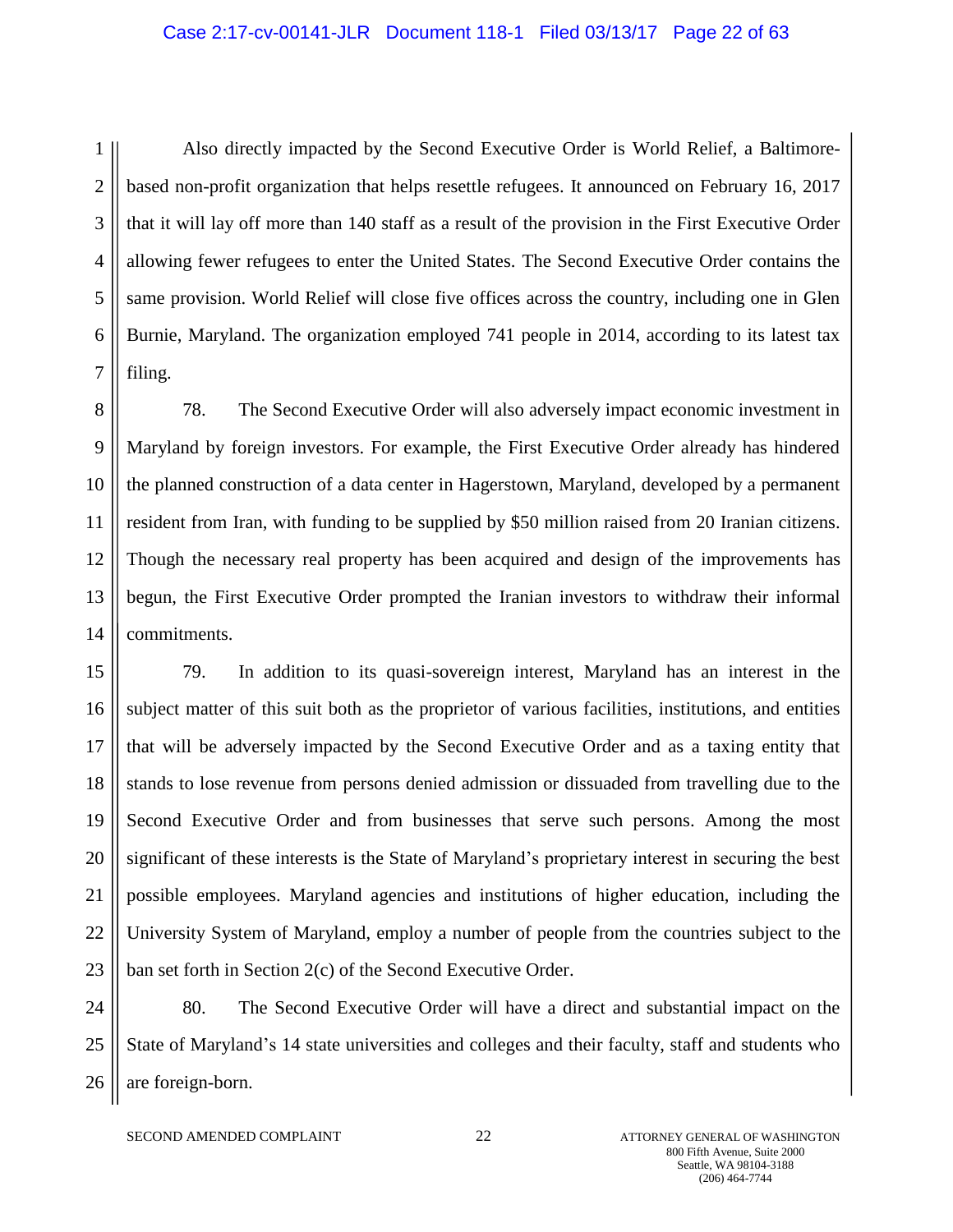Also directly impacted by the Second Executive Order is World Relief, a Baltimore-based non-profit organization that helps resettle refugees. It announced on February 16, 2017 that it will lay off more than 140 staff as a result of the provision in the First Executive Order allowing fewer refugees to enter the United States. The Second Executive Order contains the same provision. World Relief will close five offices across the country, including one in Glen Burnie, Maryland. The organization employed 741 people in 2014, according to its latest tax filing.

78. The Second Executive Order will also adversely impact economic investment in Maryland by foreign investors. For example, the First Executive Order already has hindered the planned construction of a data center in Hagerstown, Maryland, developed by a permanent resident from Iran, with funding to be supplied by $50 million raised from 20 Iranian citizens. Though the necessary real property has been acquired and design of the improvements has begun, the First Executive Order prompted the Iranian investors to withdraw their informal commitments.

79. In addition to its quasi-sovereign interest, Maryland has an interest in the subject matter of this suit both as the proprietor of various facilities, institutions, and entities that will be adversely impacted by the Second Executive Order and as a taxing entity that stands to lose revenue from persons denied admission or dissuaded from travelling due to the Second Executive Order and from businesses that serve such persons. Among the most significant of these interests is the State of Maryland's proprietary interest in securing the best possible employees. Maryland agencies and institutions of higher education, including the University System of Maryland, employ a number of people from the countries subject to the ban set forth in Section 2(c) of the Second Executive Order.

80. The Second Executive Order will have a direct and substantial impact on the State of Maryland's 14 state universities and colleges and their faculty, staff and students who are foreign-born.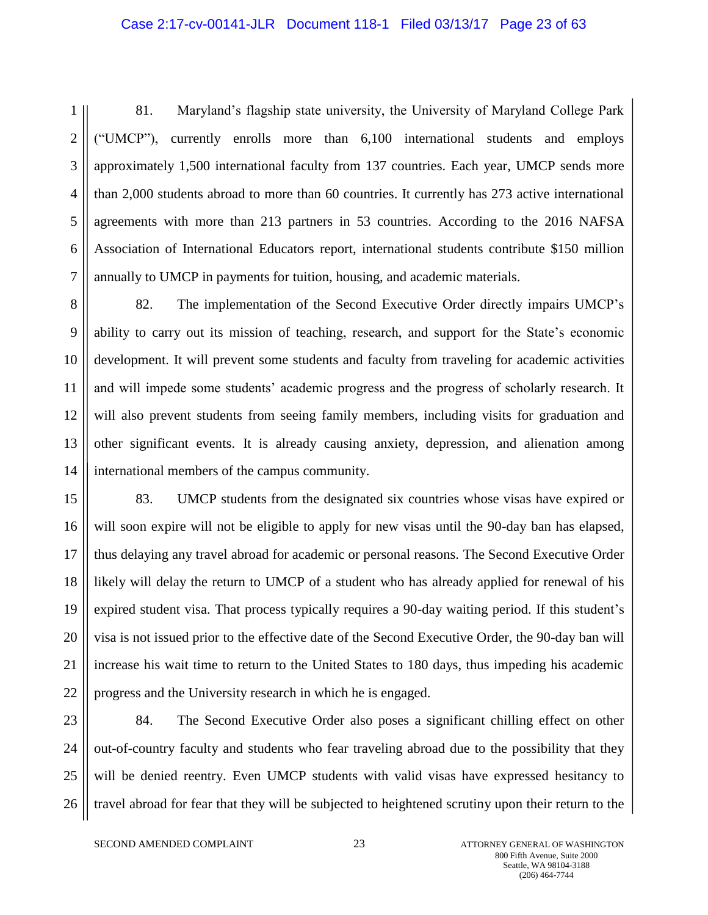81. Maryland's flagship state university, the University of Maryland College Park ("UMCP"), currently enrolls more than 6,100 international students and employs approximately 1,500 international faculty from 137 countries. Each year, UMCP sends more than 2,000 students abroad to more than 60 countries. It currently has 273 active international agreements with more than 213 partners in 53 countries. According to the 2016 NAFSA Association of International Educators report, international students contribute $150 million annually to UMCP in payments for tuition, housing, and academic materials.

82. The implementation of the Second Executive Order directly impairs UMCP's ability to carry out its mission of teaching, research, and support for the State's economic development. It will prevent some students and faculty from traveling for academic activities and will impede some students' academic progress and the progress of scholarly research. It will also prevent students from seeing family members, including visits for graduation and other significant events. It is already causing anxiety, depression, and alienation among international members of the campus community.

83. UMCP students from the designated six countries whose visas have expired or will soon expire will not be eligible to apply for new visas until the 90-day ban has elapsed, thus delaying any travel abroad for academic or personal reasons. The Second Executive Order likely will delay the return to UMCP of a student who has already applied for renewal of his expired student visa. That process typically requires a 90-day waiting period. If this student's visa is not issued prior to the effective date of the Second Executive Order, the 90-day ban will increase his wait time to return to the United States to 180 days, thus impeding his academic progress and the University research in which he is engaged.

84. The Second Executive Order also poses a significant chilling effect on other out-of-country faculty and students who fear traveling abroad due to the possibility that they will be denied reentry. Even UMCP students with valid visas have expressed hesitancy to travel abroad for fear that they will be subjected to heightened scrutiny upon their return to the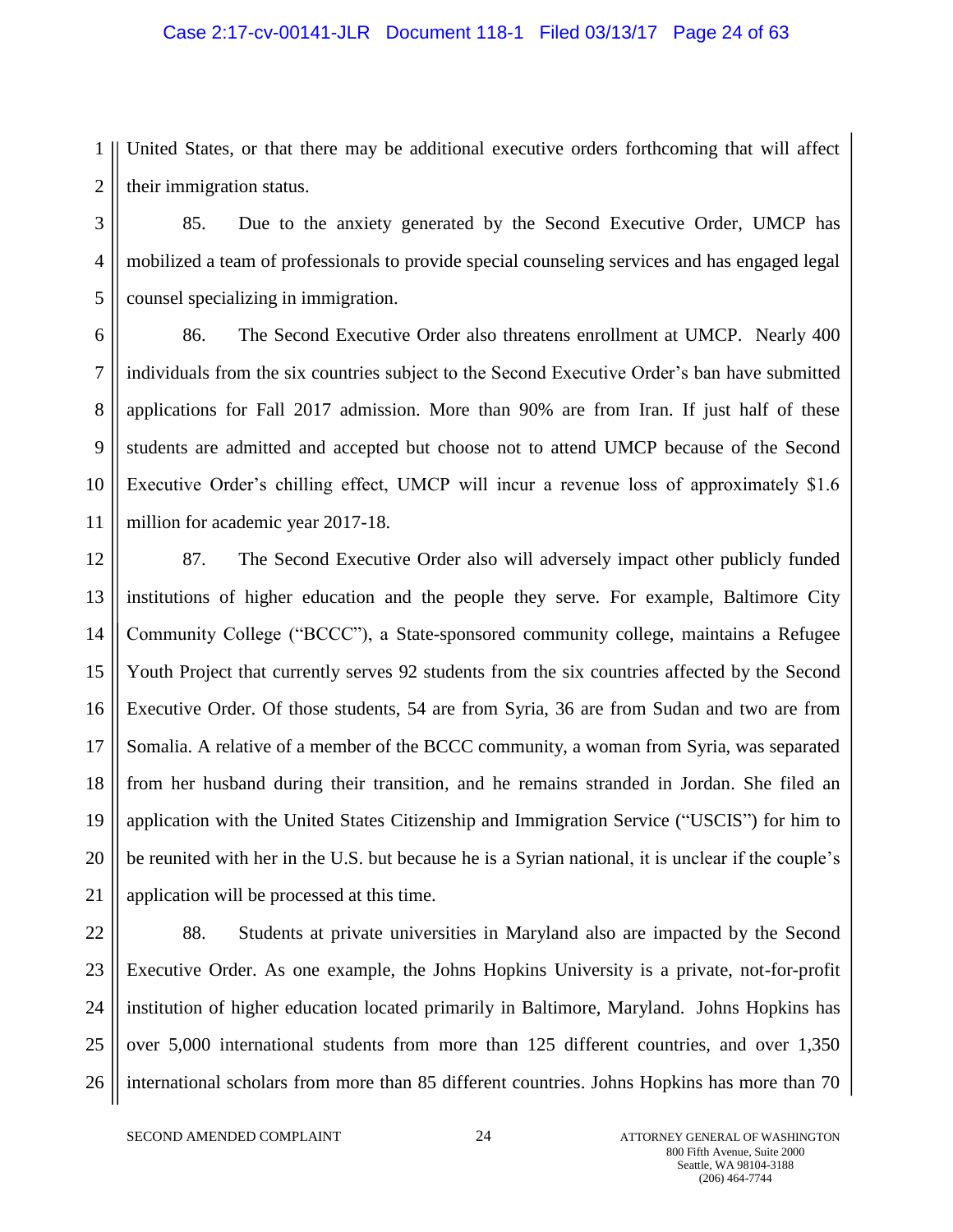United States, or that there may be additional executive orders forthcoming that will affect their immigration status.

85. Due to the anxiety generated by the Second Executive Order, UMCP has mobilized a team of professionals to provide special counseling services and has engaged legal counsel specializing in immigration.

86. The Second Executive Order also threatens enrollment at UMCP. Nearly 400 individuals from the six countries subject to the Second Executive Order's ban have submitted applications for Fall 2017 admission. More than 90% are from Iran. If just half of these students are admitted and accepted but choose not to attend UMCP because of the Second Executive Order's chilling effect, UMCP will incur a revenue loss of approximately $1.6 million for academic year 2017-18.

87. The Second Executive Order also will adversely impact other publicly funded institutions of higher education and the people they serve. For example, Baltimore City Community College ("BCCC"), a State-sponsored community college, maintains a Refugee Youth Project that currently serves 92 students from the six countries affected by the Second Executive Order. Of those students, 54 are from Syria, 36 are from Sudan and two are from Somalia. A relative of a member of the BCCC community, a woman from Syria, was separated from her husband during their transition, and he remains stranded in Jordan. She filed an application with the United States Citizenship and Immigration Service ("USCIS") for him to be reunited with her in the U.S. but because he is a Syrian national, it is unclear if the couple's application will be processed at this time.

88. Students at private universities in Maryland also are impacted by the Second Executive Order. As one example, the Johns Hopkins University is a private, not-for-profit institution of higher education located primarily in Baltimore, Maryland. Johns Hopkins has over 5,000 international students from more than 125 different countries, and over 1,350 international scholars from more than 85 different countries. Johns Hopkins has more than 70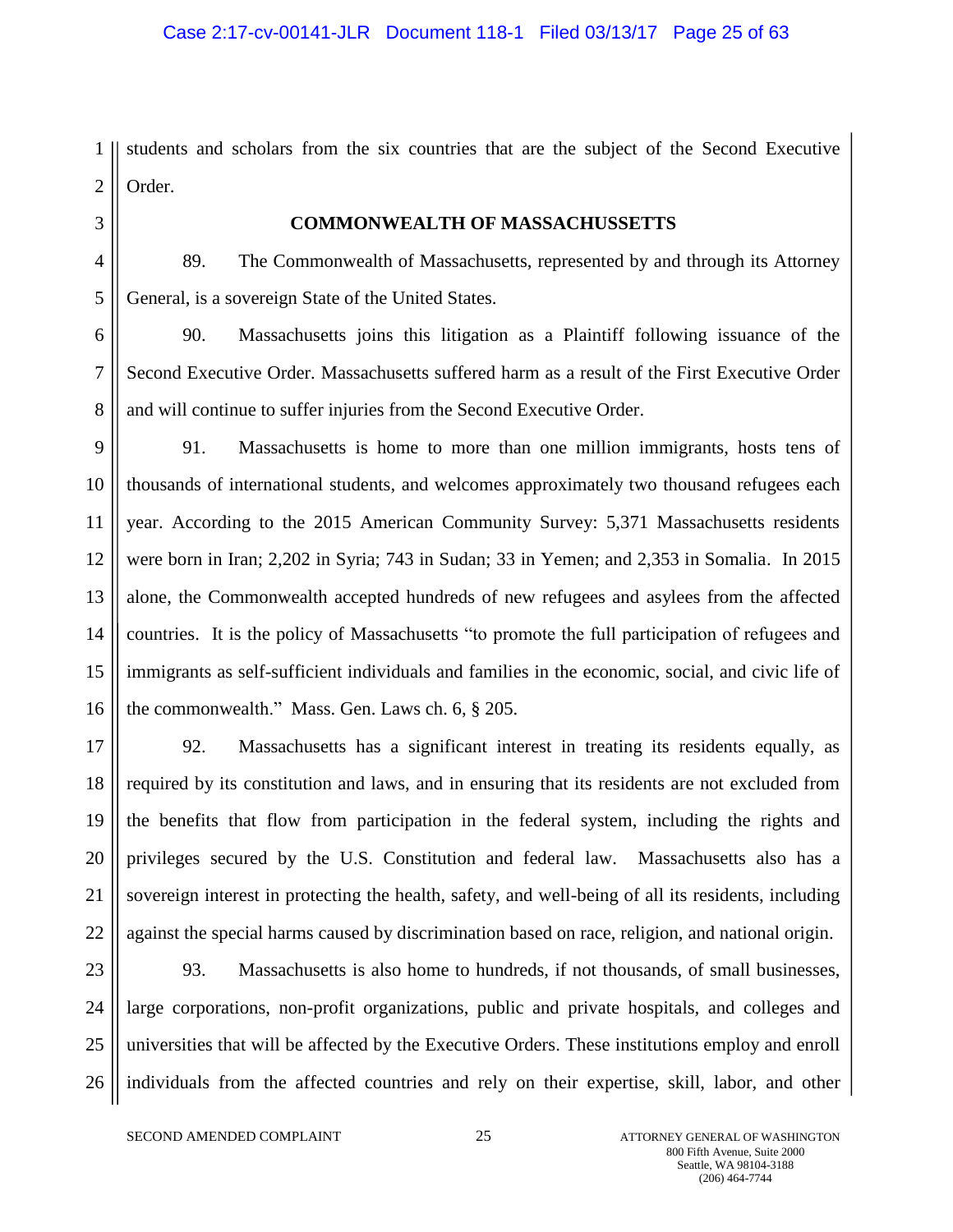students and scholars from the six countries that are the subject of the Second Executive Order.

### COMMONWEALTH OF MASSACHUSSETTS

89. The Commonwealth of Massachusetts, represented by and through its Attorney General, is a sovereign State of the United States.

90. Massachusetts joins this litigation as a Plaintiff following issuance of the Second Executive Order. Massachusetts suffered harm as a result of the First Executive Order and will continue to suffer injuries from the Second Executive Order.

91. Massachusetts is home to more than one million immigrants, hosts tens of thousands of international students, and welcomes approximately two thousand refugees each year. According to the 2015 American Community Survey: 5,371 Massachusetts residents were born in Iran; 2,202 in Syria; 743 in Sudan; 33 in Yemen; and 2,353 in Somalia. In 2015 alone, the Commonwealth accepted hundreds of new refugees and asylees from the affected countries. It is the policy of Massachusetts "to promote the full participation of refugees and immigrants as self-sufficient individuals and families in the economic, social, and civic life of the commonwealth." Mass. Gen. Laws ch. 6, § 205.

92. Massachusetts has a significant interest in treating its residents equally, as required by its constitution and laws, and in ensuring that its residents are not excluded from the benefits that flow from participation in the federal system, including the rights and privileges secured by the U.S. Constitution and federal law. Massachusetts also has a sovereign interest in protecting the health, safety, and well-being of all its residents, including against the special harms caused by discrimination based on race, religion, and national origin.

93. Massachusetts is also home to hundreds, if not thousands, of small businesses, large corporations, non-profit organizations, public and private hospitals, and colleges and universities that will be affected by the Executive Orders. These institutions employ and enroll individuals from the affected countries and rely on their expertise, skill, labor, and other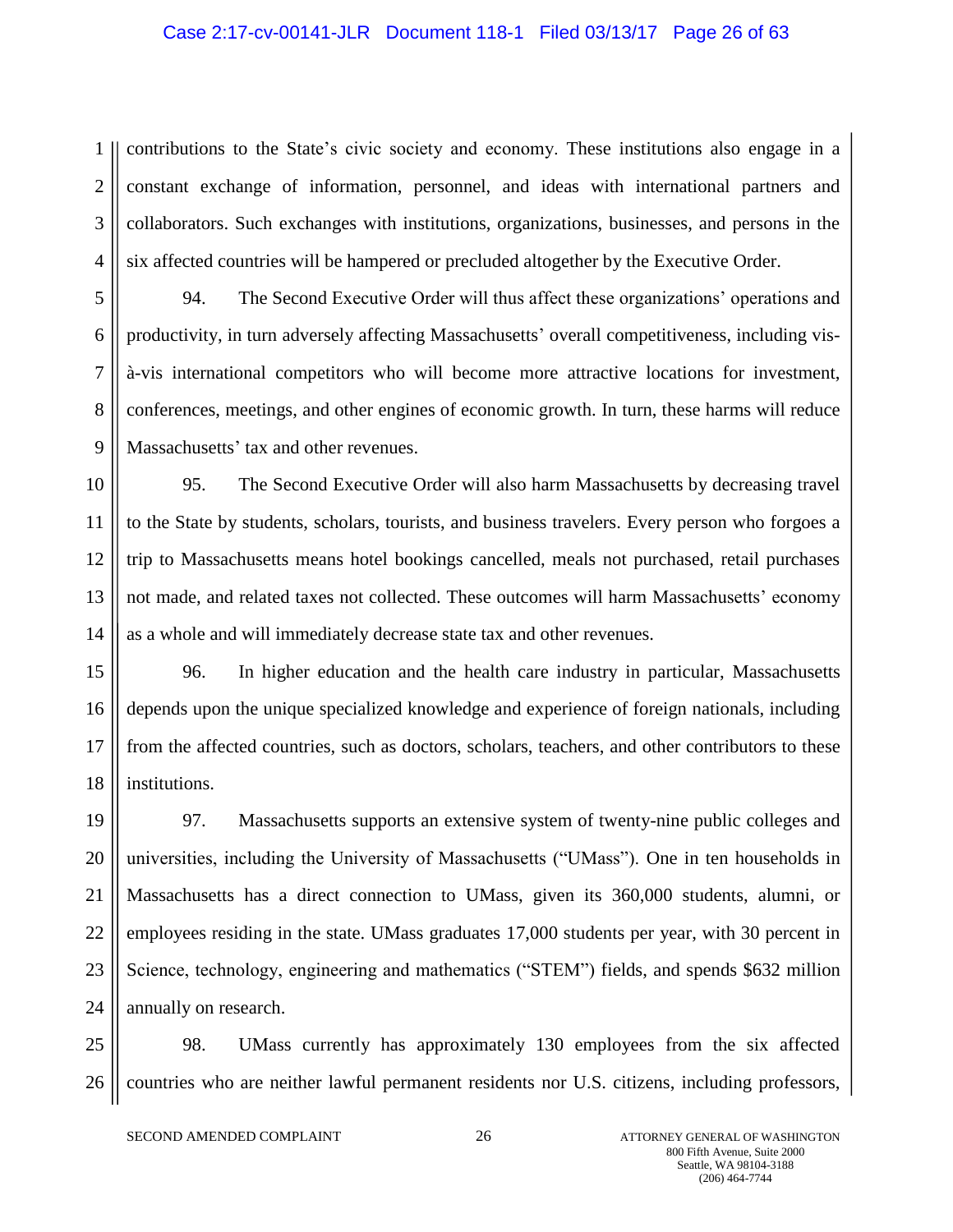contributions to the State's civic society and economy. These institutions also engage in a constant exchange of information, personnel, and ideas with international partners and collaborators. Such exchanges with institutions, organizations, businesses, and persons in the six affected countries will be hampered or precluded altogether by the Executive Order.

94. The Second Executive Order will thus affect these organizations' operations and productivity, in turn adversely affecting Massachusetts' overall competitiveness, including vis-à-vis international competitors who will become more attractive locations for investment, conferences, meetings, and other engines of economic growth. In turn, these harms will reduce Massachusetts' tax and other revenues.

95. The Second Executive Order will also harm Massachusetts by decreasing travel to the State by students, scholars, tourists, and business travelers. Every person who forgoes a trip to Massachusetts means hotel bookings cancelled, meals not purchased, retail purchases not made, and related taxes not collected. These outcomes will harm Massachusetts' economy as a whole and will immediately decrease state tax and other revenues.

96. In higher education and the health care industry in particular, Massachusetts depends upon the unique specialized knowledge and experience of foreign nationals, including from the affected countries, such as doctors, scholars, teachers, and other contributors to these institutions.

97. Massachusetts supports an extensive system of twenty-nine public colleges and universities, including the University of Massachusetts ("UMass"). One in ten households in Massachusetts has a direct connection to UMass, given its 360,000 students, alumni, or employees residing in the state. UMass graduates 17,000 students per year, with 30 percent in Science, technology, engineering and mathematics ("STEM") fields, and spends $632 million annually on research.

98. UMass currently has approximately 130 employees from the six affected countries who are neither lawful permanent residents nor U.S. citizens, including professors,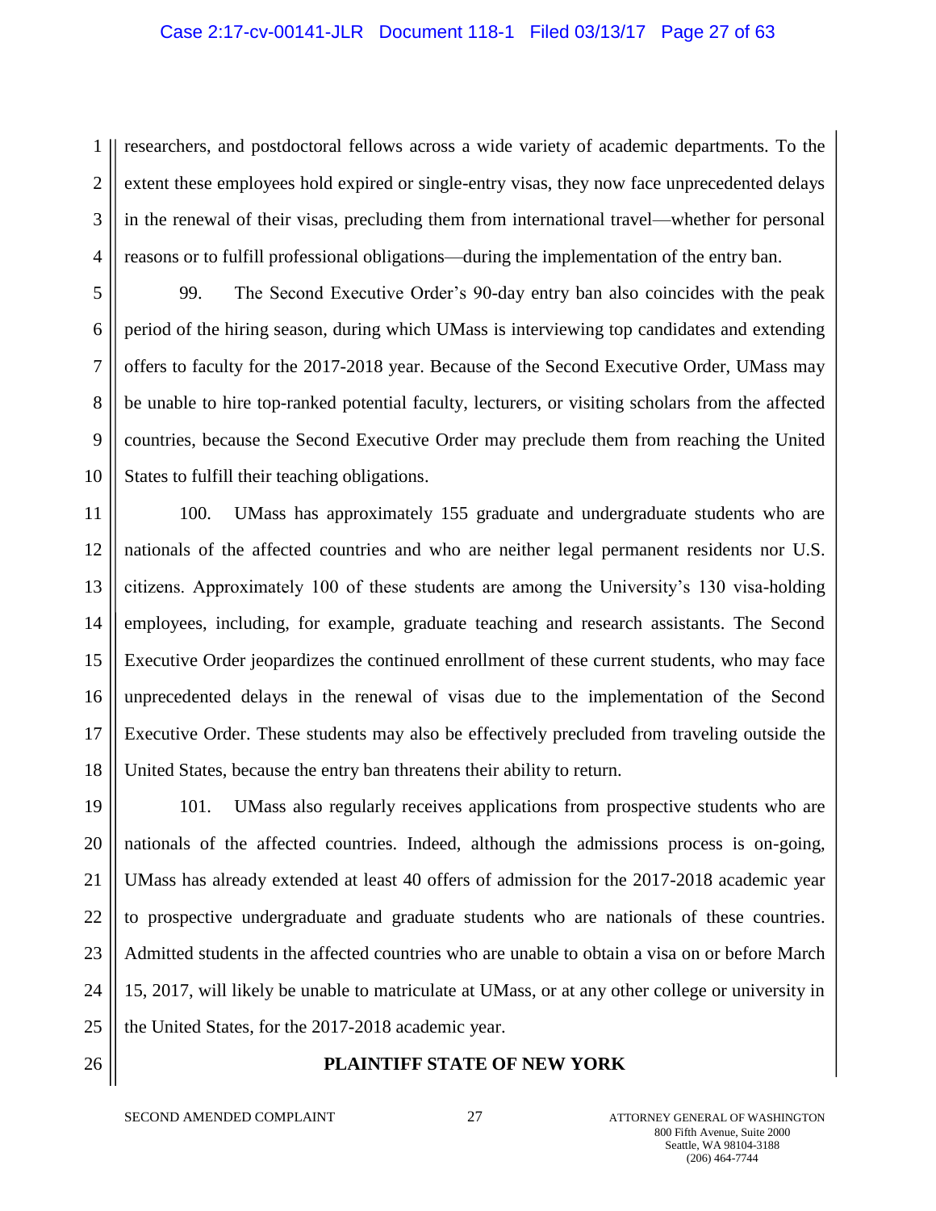researchers, and postdoctoral fellows across a wide variety of academic departments. To the extent these employees hold expired or single-entry visas, they now face unprecedented delays in the renewal of their visas, precluding them from international travel—whether for personal reasons or to fulfill professional obligations—during the implementation of the entry ban.

99. The Second Executive Order's 90-day entry ban also coincides with the peak period of the hiring season, during which UMass is interviewing top candidates and extending offers to faculty for the 2017-2018 year. Because of the Second Executive Order, UMass may be unable to hire top-ranked potential faculty, lecturers, or visiting scholars from the affected countries, because the Second Executive Order may preclude them from reaching the United States to fulfill their teaching obligations.

100. UMass has approximately 155 graduate and undergraduate students who are nationals of the affected countries and who are neither legal permanent residents nor U.S. citizens. Approximately 100 of these students are among the University's 130 visa-holding employees, including, for example, graduate teaching and research assistants. The Second Executive Order jeopardizes the continued enrollment of these current students, who may face unprecedented delays in the renewal of visas due to the implementation of the Second Executive Order. These students may also be effectively precluded from traveling outside the United States, because the entry ban threatens their ability to return.

101. UMass also regularly receives applications from prospective students who are nationals of the affected countries. Indeed, although the admissions process is on-going, UMass has already extended at least 40 offers of admission for the 2017-2018 academic year to prospective undergraduate and graduate students who are nationals of these countries. Admitted students in the affected countries who are unable to obtain a visa on or before March 15, 2017, will likely be unable to matriculate at UMass, or at any other college or university in the United States, for the 2017-2018 academic year.

**PLAINTIFF STATE OF NEW YORK**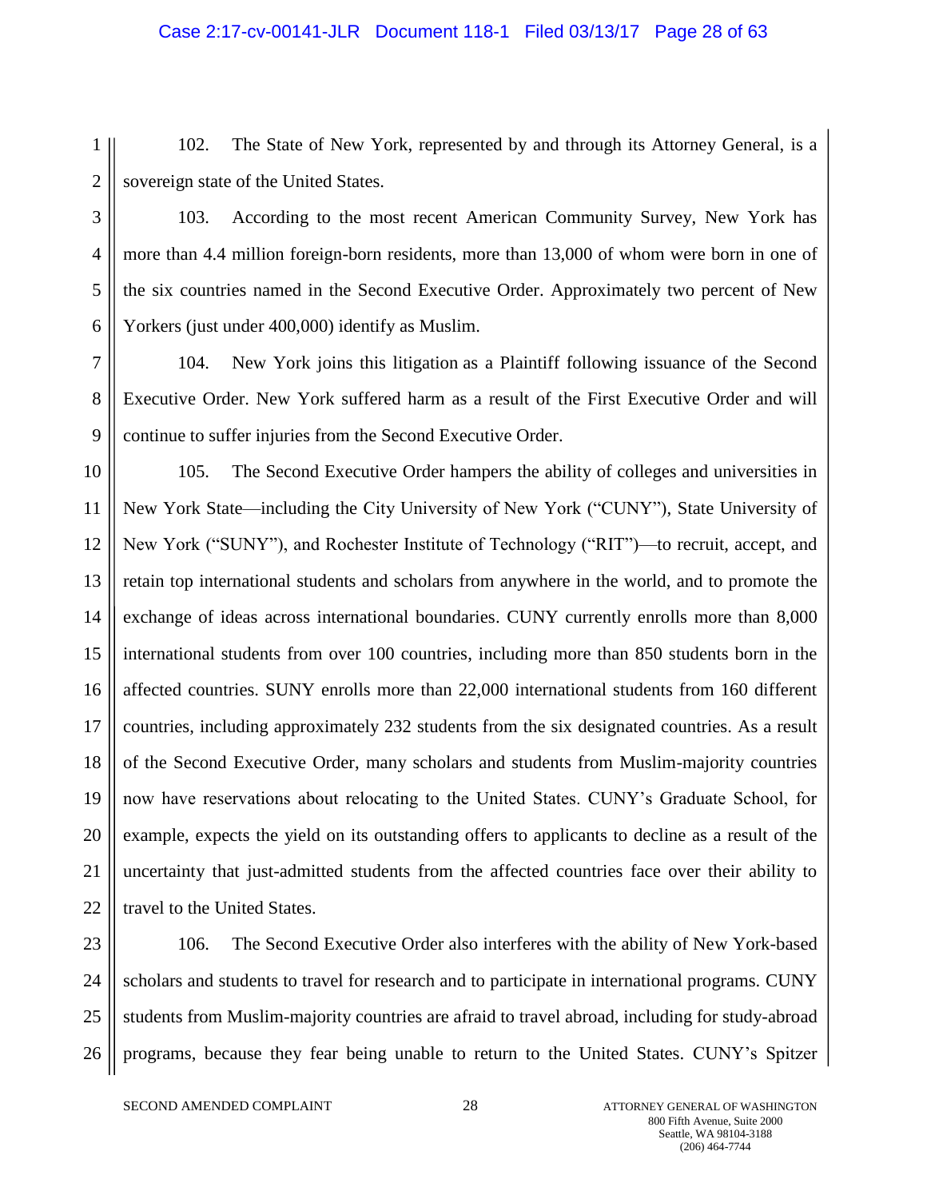102. The State of New York, represented by and through its Attorney General, is a sovereign state of the United States.

103. According to the most recent American Community Survey, New York has more than 4.4 million foreign-born residents, more than 13,000 of whom were born in one of the six countries named in the Second Executive Order. Approximately two percent of New Yorkers (just under 400,000) identify as Muslim.

104. New York joins this litigation as a Plaintiff following issuance of the Second Executive Order. New York suffered harm as a result of the First Executive Order and will continue to suffer injuries from the Second Executive Order.

105. The Second Executive Order hampers the ability of colleges and universities in New York State—including the City University of New York ("CUNY"), State University of New York ("SUNY"), and Rochester Institute of Technology ("RIT")—to recruit, accept, and retain top international students and scholars from anywhere in the world, and to promote the exchange of ideas across international boundaries. CUNY currently enrolls more than 8,000 international students from over 100 countries, including more than 850 students born in the affected countries. SUNY enrolls more than 22,000 international students from 160 different countries, including approximately 232 students from the six designated countries. As a result of the Second Executive Order, many scholars and students from Muslim-majority countries now have reservations about relocating to the United States. CUNY's Graduate School, for example, expects the yield on its outstanding offers to applicants to decline as a result of the uncertainty that just-admitted students from the affected countries face over their ability to travel to the United States.

106. The Second Executive Order also interferes with the ability of New York-based scholars and students to travel for research and to participate in international programs. CUNY students from Muslim-majority countries are afraid to travel abroad, including for study-abroad programs, because they fear being unable to return to the United States. CUNY's Spitzer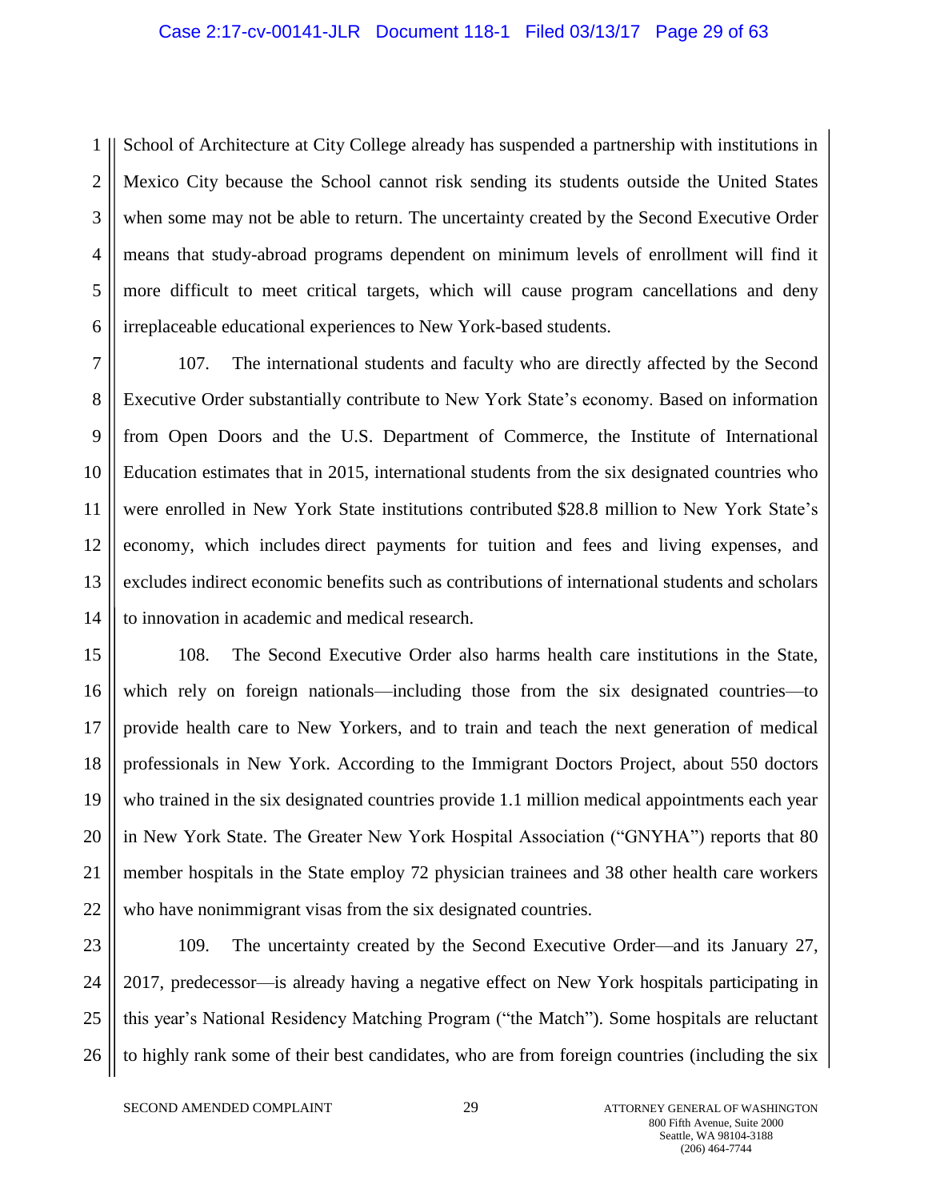School of Architecture at City College already has suspended a partnership with institutions in Mexico City because the School cannot risk sending its students outside the United States when some may not be able to return. The uncertainty created by the Second Executive Order means that study-abroad programs dependent on minimum levels of enrollment will find it more difficult to meet critical targets, which will cause program cancellations and deny irreplaceable educational experiences to New York-based students.

107. The international students and faculty who are directly affected by the Second Executive Order substantially contribute to New York State's economy. Based on information from Open Doors and the U.S. Department of Commerce, the Institute of International Education estimates that in 2015, international students from the six designated countries who were enrolled in New York State institutions contributed $28.8 million to New York State's economy, which includes direct payments for tuition and fees and living expenses, and excludes indirect economic benefits such as contributions of international students and scholars to innovation in academic and medical research.

108. The Second Executive Order also harms health care institutions in the State, which rely on foreign nationals—including those from the six designated countries—to provide health care to New Yorkers, and to train and teach the next generation of medical professionals in New York. According to the Immigrant Doctors Project, about 550 doctors who trained in the six designated countries provide 1.1 million medical appointments each year in New York State. The Greater New York Hospital Association ("GNYHA") reports that 80 member hospitals in the State employ 72 physician trainees and 38 other health care workers who have nonimmigrant visas from the six designated countries.

109. The uncertainty created by the Second Executive Order—and its January 27, 2017, predecessor—is already having a negative effect on New York hospitals participating in this year's National Residency Matching Program ("the Match"). Some hospitals are reluctant to highly rank some of their best candidates, who are from foreign countries (including the six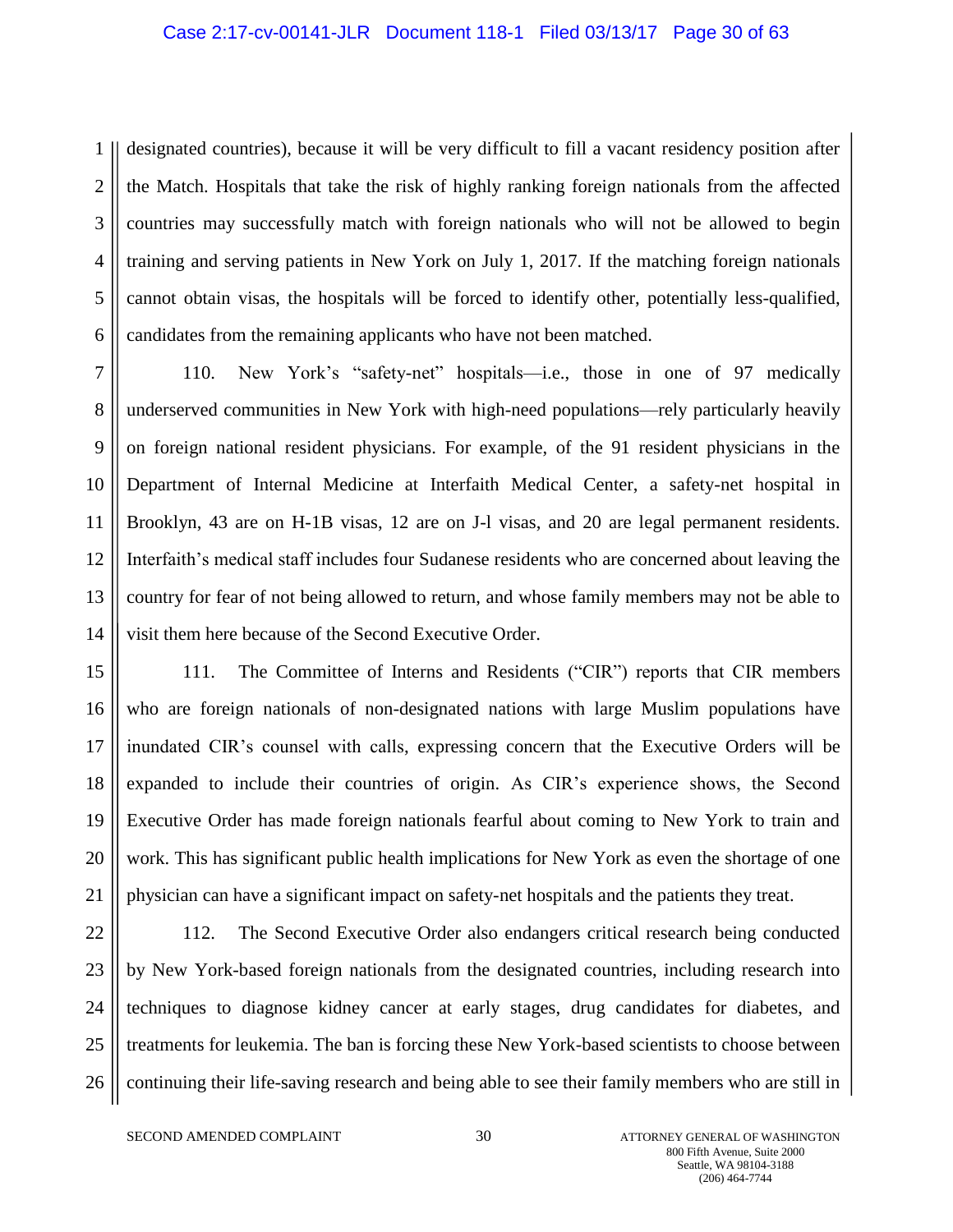designated countries), because it will be very difficult to fill a vacant residency position after the Match. Hospitals that take the risk of highly ranking foreign nationals from the affected countries may successfully match with foreign nationals who will not be allowed to begin training and serving patients in New York on July 1, 2017. If the matching foreign nationals cannot obtain visas, the hospitals will be forced to identify other, potentially less-qualified, candidates from the remaining applicants who have not been matched.

110. New York's "safety-net" hospitals—i.e., those in one of 97 medically underserved communities in New York with high-need populations—rely particularly heavily on foreign national resident physicians. For example, of the 91 resident physicians in the Department of Internal Medicine at Interfaith Medical Center, a safety-net hospital in Brooklyn, 43 are on H-1B visas, 12 are on J-l visas, and 20 are legal permanent residents. Interfaith's medical staff includes four Sudanese residents who are concerned about leaving the country for fear of not being allowed to return, and whose family members may not be able to visit them here because of the Second Executive Order.

111. The Committee of Interns and Residents ("CIR") reports that CIR members who are foreign nationals of non-designated nations with large Muslim populations have inundated CIR's counsel with calls, expressing concern that the Executive Orders will be expanded to include their countries of origin. As CIR's experience shows, the Second Executive Order has made foreign nationals fearful about coming to New York to train and work. This has significant public health implications for New York as even the shortage of one physician can have a significant impact on safety-net hospitals and the patients they treat.

112. The Second Executive Order also endangers critical research being conducted by New York-based foreign nationals from the designated countries, including research into techniques to diagnose kidney cancer at early stages, drug candidates for diabetes, and treatments for leukemia. The ban is forcing these New York-based scientists to choose between continuing their life-saving research and being able to see their family members who are still in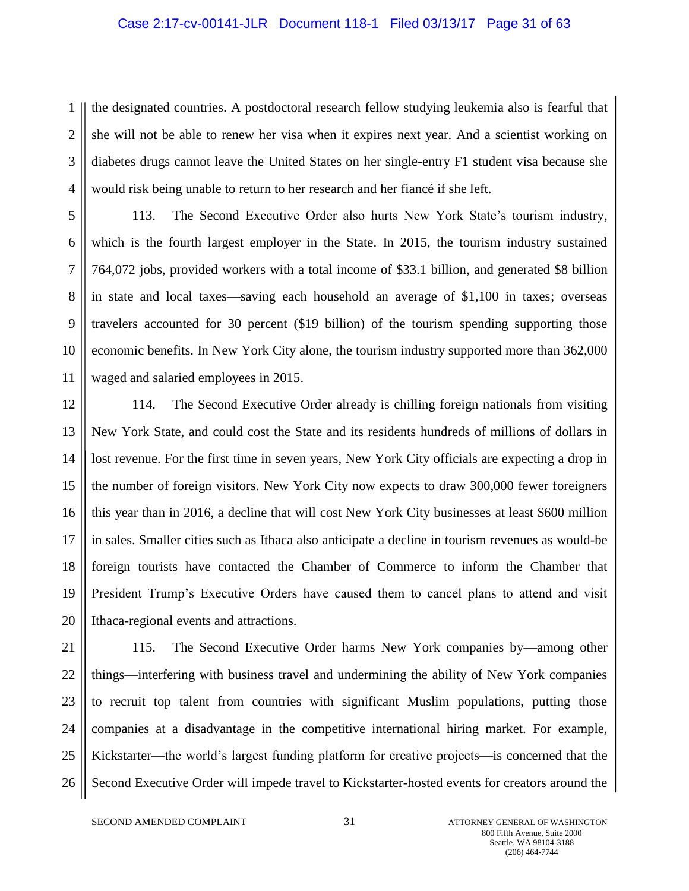the designated countries. A postdoctoral research fellow studying leukemia also is fearful that she will not be able to renew her visa when it expires next year. And a scientist working on diabetes drugs cannot leave the United States on her single-entry F1 student visa because she would risk being unable to return to her research and her fiancé if she left.

113. The Second Executive Order also hurts New York State's tourism industry, which is the fourth largest employer in the State. In 2015, the tourism industry sustained 764,072 jobs, provided workers with a total income of $33.1 billion, and generated $8 billion in state and local taxes—saving each household an average of $1,100 in taxes; overseas travelers accounted for 30 percent ($19 billion) of the tourism spending supporting those economic benefits. In New York City alone, the tourism industry supported more than 362,000 waged and salaried employees in 2015.

114. The Second Executive Order already is chilling foreign nationals from visiting New York State, and could cost the State and its residents hundreds of millions of dollars in lost revenue. For the first time in seven years, New York City officials are expecting a drop in the number of foreign visitors. New York City now expects to draw 300,000 fewer foreigners this year than in 2016, a decline that will cost New York City businesses at least $600 million in sales. Smaller cities such as Ithaca also anticipate a decline in tourism revenues as would-be foreign tourists have contacted the Chamber of Commerce to inform the Chamber that President Trump's Executive Orders have caused them to cancel plans to attend and visit Ithaca-regional events and attractions.

115. The Second Executive Order harms New York companies by—among other things—interfering with business travel and undermining the ability of New York companies to recruit top talent from countries with significant Muslim populations, putting those companies at a disadvantage in the competitive international hiring market. For example, Kickstarter—the world's largest funding platform for creative projects—is concerned that the Second Executive Order will impede travel to Kickstarter-hosted events for creators around the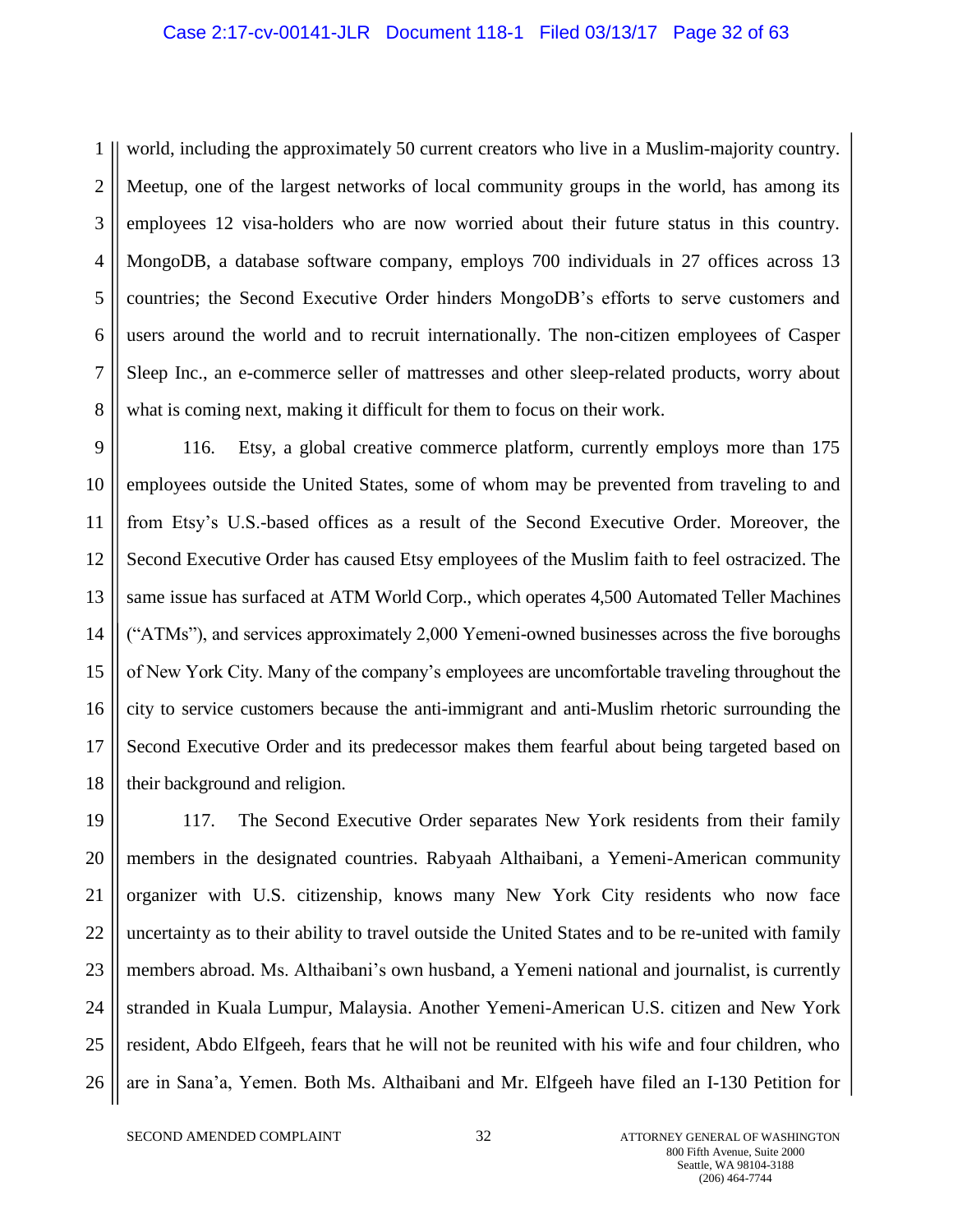world, including the approximately 50 current creators who live in a Muslim-majority country. Meetup, one of the largest networks of local community groups in the world, has among its employees 12 visa-holders who are now worried about their future status in this country. MongoDB, a database software company, employs 700 individuals in 27 offices across 13 countries; the Second Executive Order hinders MongoDB's efforts to serve customers and users around the world and to recruit internationally. The non-citizen employees of Casper Sleep Inc., an e-commerce seller of mattresses and other sleep-related products, worry about what is coming next, making it difficult for them to focus on their work.

116. Etsy, a global creative commerce platform, currently employs more than 175 employees outside the United States, some of whom may be prevented from traveling to and from Etsy's U.S.-based offices as a result of the Second Executive Order. Moreover, the Second Executive Order has caused Etsy employees of the Muslim faith to feel ostracized. The same issue has surfaced at ATM World Corp., which operates 4,500 Automated Teller Machines ("ATMs"), and services approximately 2,000 Yemeni-owned businesses across the five boroughs of New York City. Many of the company's employees are uncomfortable traveling throughout the city to service customers because the anti-immigrant and anti-Muslim rhetoric surrounding the Second Executive Order and its predecessor makes them fearful about being targeted based on their background and religion.

117. The Second Executive Order separates New York residents from their family members in the designated countries. Rabyaah Althaibani, a Yemeni-American community organizer with U.S. citizenship, knows many New York City residents who now face uncertainty as to their ability to travel outside the United States and to be re-united with family members abroad. Ms. Althaibani's own husband, a Yemeni national and journalist, is currently stranded in Kuala Lumpur, Malaysia. Another Yemeni-American U.S. citizen and New York resident, Abdo Elfgeeh, fears that he will not be reunited with his wife and four children, who are in Sana'a, Yemen. Both Ms. Althaibani and Mr. Elfgeeh have filed an I-130 Petition for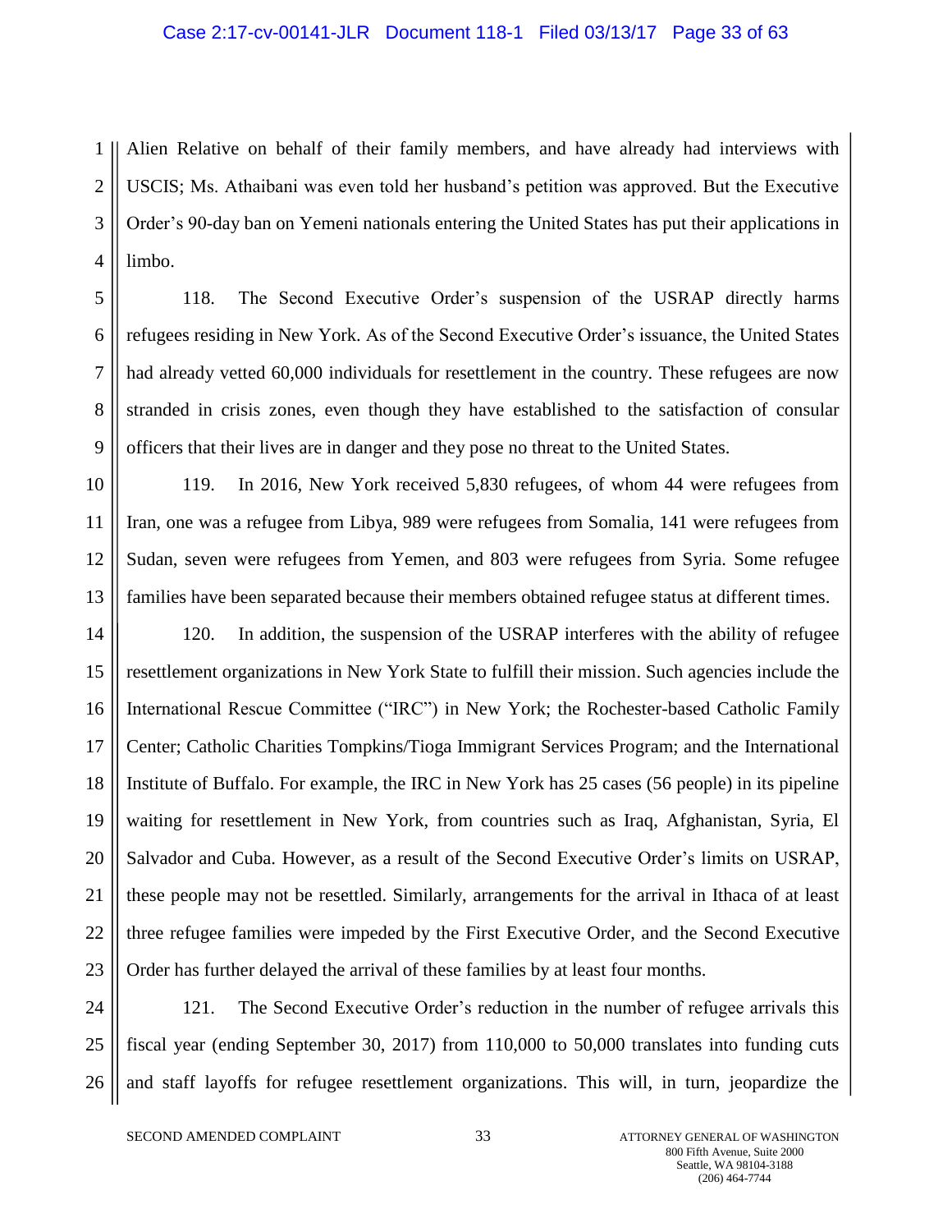Alien Relative on behalf of their family members, and have already had interviews with USCIS; Ms. Athaibani was even told her husband's petition was approved. But the Executive Order's 90-day ban on Yemeni nationals entering the United States has put their applications in limbo.

118. The Second Executive Order's suspension of the USRAP directly harms refugees residing in New York. As of the Second Executive Order's issuance, the United States had already vetted 60,000 individuals for resettlement in the country. These refugees are now stranded in crisis zones, even though they have established to the satisfaction of consular officers that their lives are in danger and they pose no threat to the United States.

119. In 2016, New York received 5,830 refugees, of whom 44 were refugees from Iran, one was a refugee from Libya, 989 were refugees from Somalia, 141 were refugees from Sudan, seven were refugees from Yemen, and 803 were refugees from Syria. Some refugee families have been separated because their members obtained refugee status at different times.

120. In addition, the suspension of the USRAP interferes with the ability of refugee resettlement organizations in New York State to fulfill their mission. Such agencies include the International Rescue Committee ("IRC") in New York; the Rochester-based Catholic Family Center; Catholic Charities Tompkins/Tioga Immigrant Services Program; and the International Institute of Buffalo. For example, the IRC in New York has 25 cases (56 people) in its pipeline waiting for resettlement in New York, from countries such as Iraq, Afghanistan, Syria, El Salvador and Cuba. However, as a result of the Second Executive Order's limits on USRAP, these people may not be resettled. Similarly, arrangements for the arrival in Ithaca of at least three refugee families were impeded by the First Executive Order, and the Second Executive Order has further delayed the arrival of these families by at least four months.

121. The Second Executive Order's reduction in the number of refugee arrivals this fiscal year (ending September 30, 2017) from 110,000 to 50,000 translates into funding cuts and staff layoffs for refugee resettlement organizations. This will, in turn, jeopardize the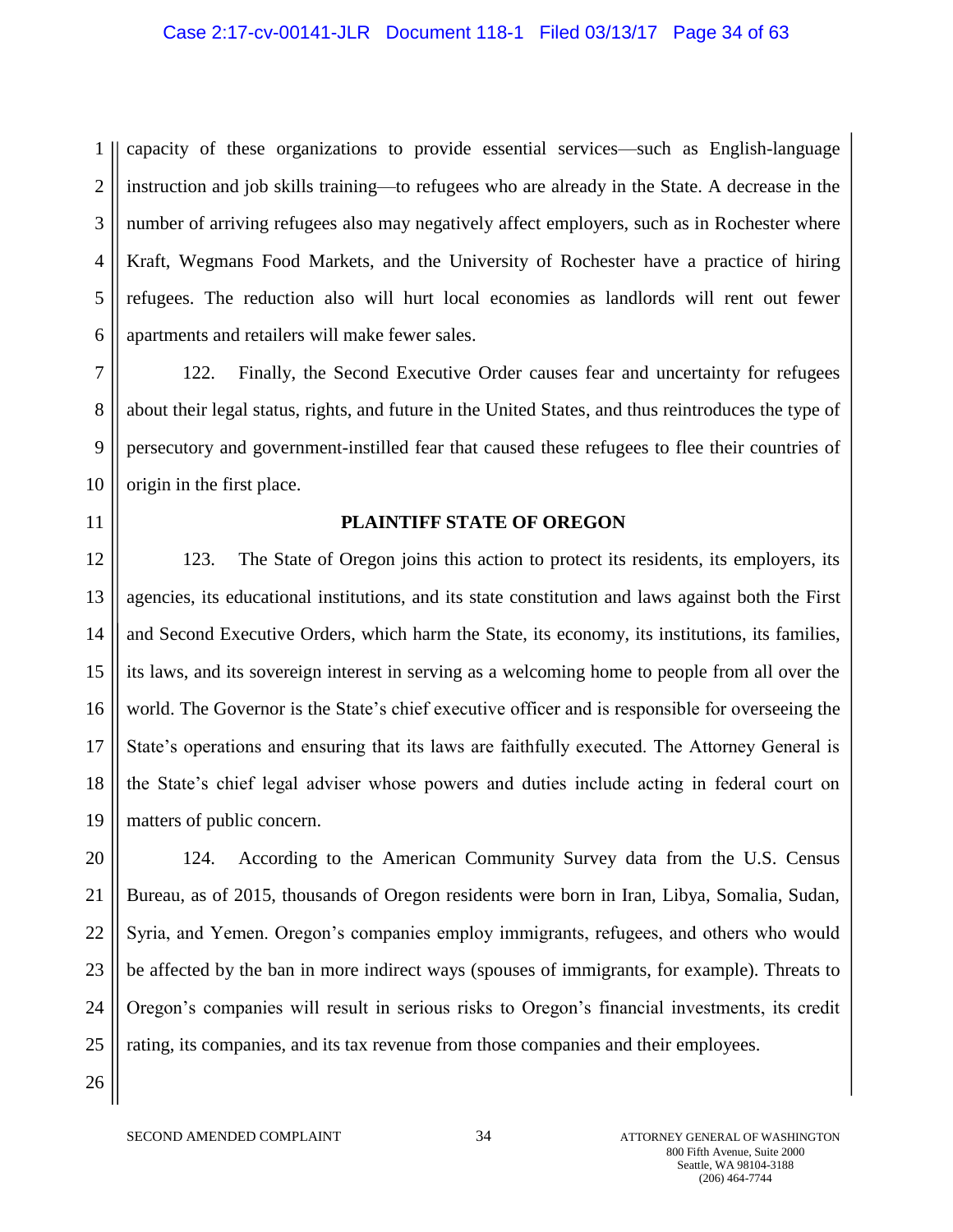capacity of these organizations to provide essential services—such as English-language instruction and job skills training—to refugees who are already in the State. A decrease in the number of arriving refugees also may negatively affect employers, such as in Rochester where Kraft, Wegmans Food Markets, and the University of Rochester have a practice of hiring refugees. The reduction also will hurt local economies as landlords will rent out fewer apartments and retailers will make fewer sales.

122. Finally, the Second Executive Order causes fear and uncertainty for refugees about their legal status, rights, and future in the United States, and thus reintroduces the type of persecutory and government-instilled fear that caused these refugees to flee their countries of origin in the first place.

**PLAINTIFF STATE OF OREGON**

123. The State of Oregon joins this action to protect its residents, its employers, its agencies, its educational institutions, and its state constitution and laws against both the First and Second Executive Orders, which harm the State, its economy, its institutions, its families, its laws, and its sovereign interest in serving as a welcoming home to people from all over the world. The Governor is the State's chief executive officer and is responsible for overseeing the State's operations and ensuring that its laws are faithfully executed. The Attorney General is the State's chief legal adviser whose powers and duties include acting in federal court on matters of public concern.

124. According to the American Community Survey data from the U.S. Census Bureau, as of 2015, thousands of Oregon residents were born in Iran, Libya, Somalia, Sudan, Syria, and Yemen. Oregon's companies employ immigrants, refugees, and others who would be affected by the ban in more indirect ways (spouses of immigrants, for example). Threats to Oregon's companies will result in serious risks to Oregon's financial investments, its credit rating, its companies, and its tax revenue from those companies and their employees.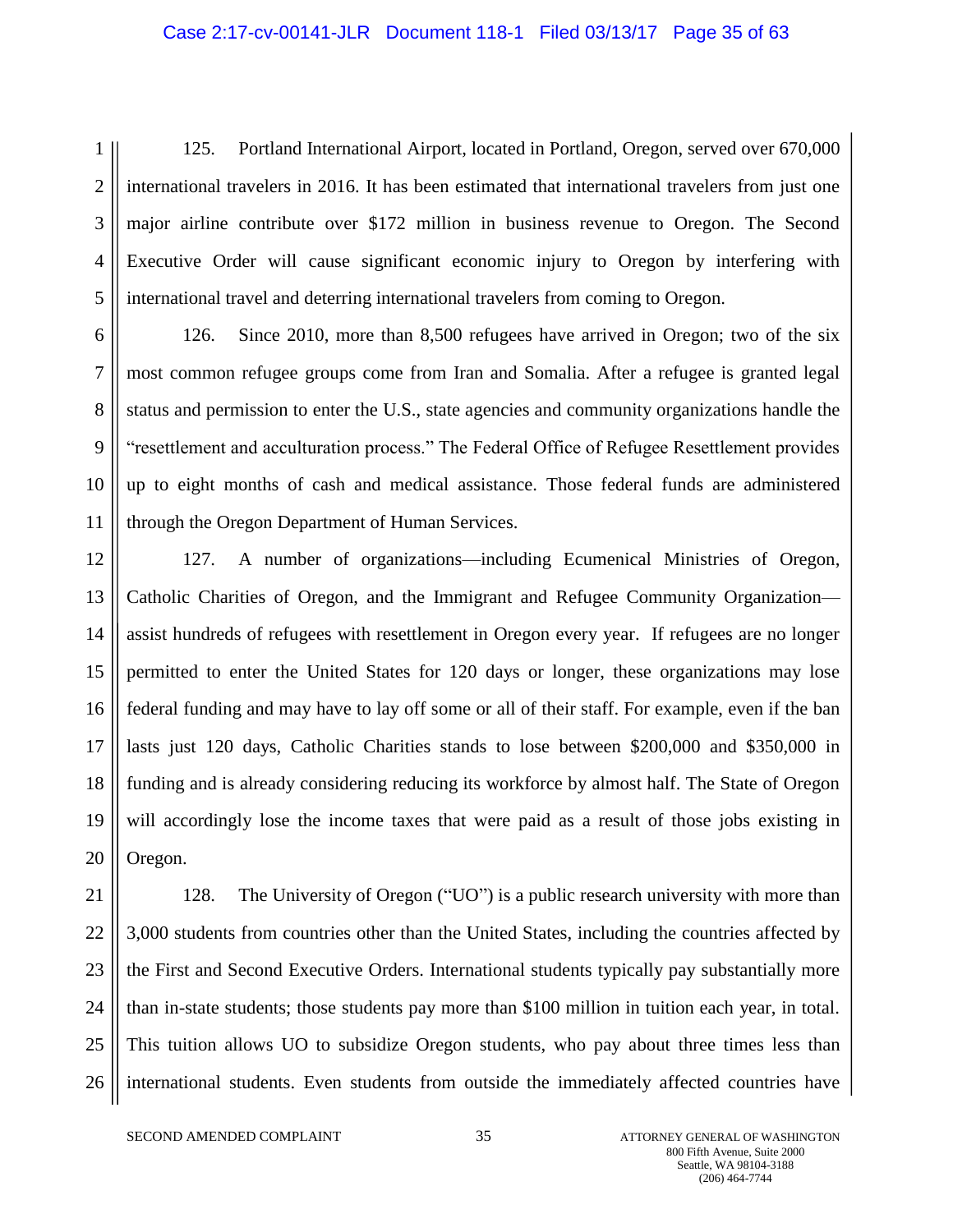125. Portland International Airport, located in Portland, Oregon, served over 670,000 international travelers in 2016. It has been estimated that international travelers from just one major airline contribute over $172 million in business revenue to Oregon. The Second Executive Order will cause significant economic injury to Oregon by interfering with international travel and deterring international travelers from coming to Oregon.

126. Since 2010, more than 8,500 refugees have arrived in Oregon; two of the six most common refugee groups come from Iran and Somalia. After a refugee is granted legal status and permission to enter the U.S., state agencies and community organizations handle the "resettlement and acculturation process." The Federal Office of Refugee Resettlement provides up to eight months of cash and medical assistance. Those federal funds are administered through the Oregon Department of Human Services.

127. A number of organizations—including Ecumenical Ministries of Oregon, Catholic Charities of Oregon, and the Immigrant and Refugee Community Organization—assist hundreds of refugees with resettlement in Oregon every year. If refugees are no longer permitted to enter the United States for 120 days or longer, these organizations may lose federal funding and may have to lay off some or all of their staff. For example, even if the ban lasts just 120 days, Catholic Charities stands to lose between $200,000 and $350,000 in funding and is already considering reducing its workforce by almost half. The State of Oregon will accordingly lose the income taxes that were paid as a result of those jobs existing in Oregon.

128. The University of Oregon ("UO") is a public research university with more than 3,000 students from countries other than the United States, including the countries affected by the First and Second Executive Orders. International students typically pay substantially more than in-state students; those students pay more than $100 million in tuition each year, in total. This tuition allows UO to subsidize Oregon students, who pay about three times less than international students. Even students from outside the immediately affected countries have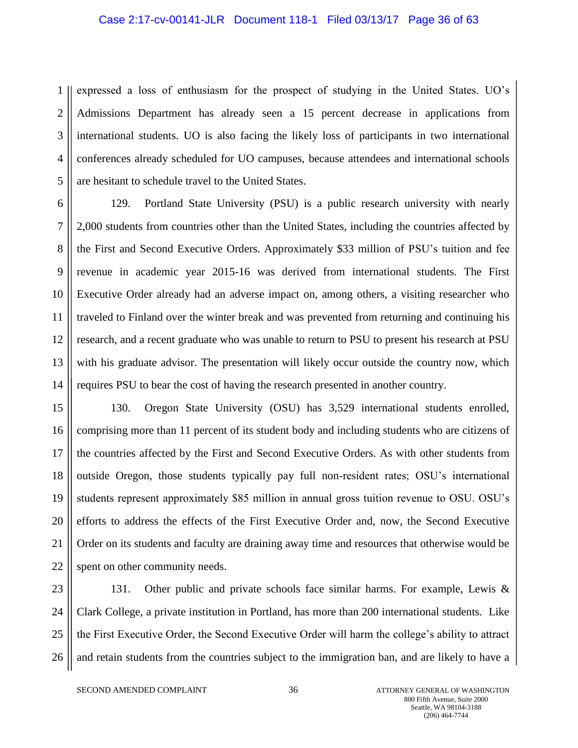expressed a loss of enthusiasm for the prospect of studying in the United States. UO's Admissions Department has already seen a 15 percent decrease in applications from international students. UO is also facing the likely loss of participants in two international conferences already scheduled for UO campuses, because attendees and international schools are hesitant to schedule travel to the United States.

129. Portland State University (PSU) is a public research university with nearly 2,000 students from countries other than the United States, including the countries affected by the First and Second Executive Orders. Approximately $33 million of PSU's tuition and fee revenue in academic year 2015-16 was derived from international students. The First Executive Order already had an adverse impact on, among others, a visiting researcher who traveled to Finland over the winter break and was prevented from returning and continuing his research, and a recent graduate who was unable to return to PSU to present his research at PSU with his graduate advisor. The presentation will likely occur outside the country now, which requires PSU to bear the cost of having the research presented in another country.

130. Oregon State University (OSU) has 3,529 international students enrolled, comprising more than 11 percent of its student body and including students who are citizens of the countries affected by the First and Second Executive Orders. As with other students from outside Oregon, those students typically pay full non-resident rates; OSU's international students represent approximately $85 million in annual gross tuition revenue to OSU. OSU's efforts to address the effects of the First Executive Order and, now, the Second Executive Order on its students and faculty are draining away time and resources that otherwise would be spent on other community needs.

131. Other public and private schools face similar harms. For example, Lewis & Clark College, a private institution in Portland, has more than 200 international students. Like the First Executive Order, the Second Executive Order will harm the college's ability to attract and retain students from the countries subject to the immigration ban, and are likely to have a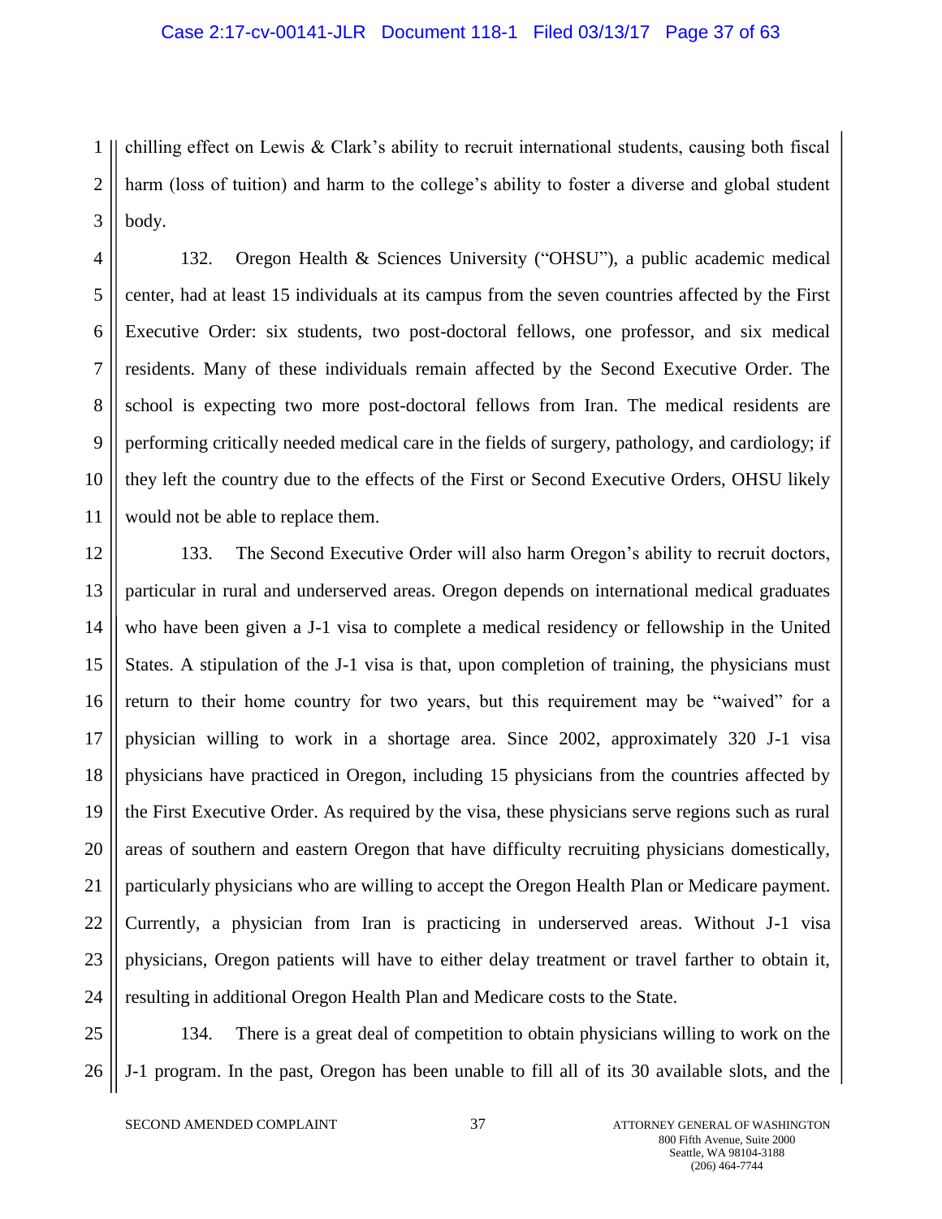chilling effect on Lewis & Clark's ability to recruit international students, causing both fiscal harm (loss of tuition) and harm to the college's ability to foster a diverse and global student body.

132. Oregon Health & Sciences University ("OHSU"), a public academic medical center, had at least 15 individuals at its campus from the seven countries affected by the First Executive Order: six students, two post-doctoral fellows, one professor, and six medical residents. Many of these individuals remain affected by the Second Executive Order. The school is expecting two more post-doctoral fellows from Iran. The medical residents are performing critically needed medical care in the fields of surgery, pathology, and cardiology; if they left the country due to the effects of the First or Second Executive Orders, OHSU likely would not be able to replace them.

133. The Second Executive Order will also harm Oregon's ability to recruit doctors, particular in rural and underserved areas. Oregon depends on international medical graduates who have been given a J-1 visa to complete a medical residency or fellowship in the United States. A stipulation of the J-1 visa is that, upon completion of training, the physicians must return to their home country for two years, but this requirement may be "waived" for a physician willing to work in a shortage area. Since 2002, approximately 320 J-1 visa physicians have practiced in Oregon, including 15 physicians from the countries affected by the First Executive Order. As required by the visa, these physicians serve regions such as rural areas of southern and eastern Oregon that have difficulty recruiting physicians domestically, particularly physicians who are willing to accept the Oregon Health Plan or Medicare payment. Currently, a physician from Iran is practicing in underserved areas. Without J-1 visa physicians, Oregon patients will have to either delay treatment or travel farther to obtain it, resulting in additional Oregon Health Plan and Medicare costs to the State.

134. There is a great deal of competition to obtain physicians willing to work on the J-1 program. In the past, Oregon has been unable to fill all of its 30 available slots, and the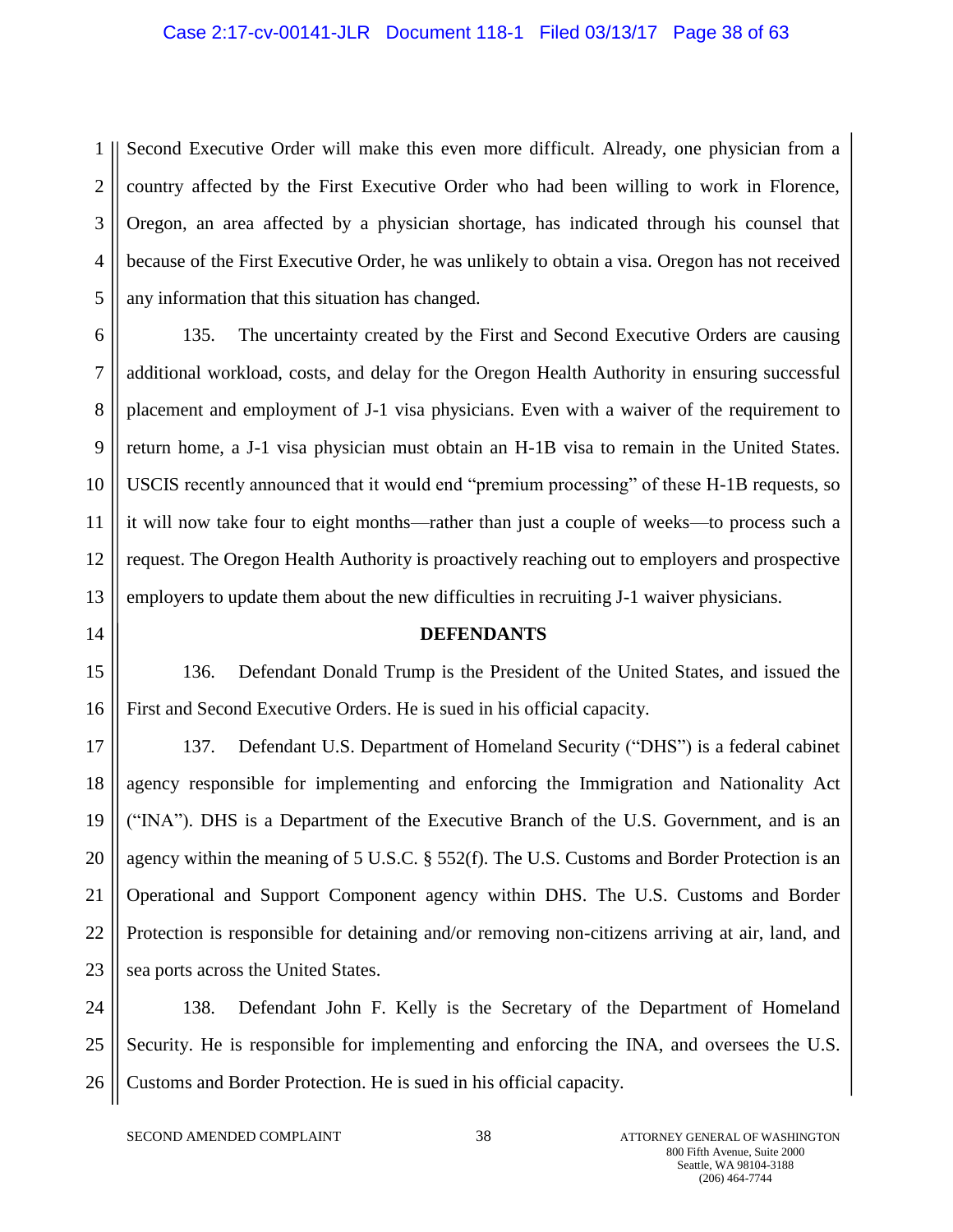Second Executive Order will make this even more difficult. Already, one physician from a country affected by the First Executive Order who had been willing to work in Florence, Oregon, an area affected by a physician shortage, has indicated through his counsel that because of the First Executive Order, he was unlikely to obtain a visa. Oregon has not received any information that this situation has changed.

135. The uncertainty created by the First and Second Executive Orders are causing additional workload, costs, and delay for the Oregon Health Authority in ensuring successful placement and employment of J-1 visa physicians. Even with a waiver of the requirement to return home, a J-1 visa physician must obtain an H-1B visa to remain in the United States. USCIS recently announced that it would end "premium processing" of these H-1B requests, so it will now take four to eight months—rather than just a couple of weeks—to process such a request. The Oregon Health Authority is proactively reaching out to employers and prospective employers to update them about the new difficulties in recruiting J-1 waiver physicians.

## DEFENDANTS

136. Defendant Donald Trump is the President of the United States, and issued the First and Second Executive Orders. He is sued in his official capacity.

137. Defendant U.S. Department of Homeland Security ("DHS") is a federal cabinet agency responsible for implementing and enforcing the Immigration and Nationality Act ("INA"). DHS is a Department of the Executive Branch of the U.S. Government, and is an agency within the meaning of 5 U.S.C. § 552(f). The U.S. Customs and Border Protection is an Operational and Support Component agency within DHS. The U.S. Customs and Border Protection is responsible for detaining and/or removing non-citizens arriving at air, land, and sea ports across the United States.

138. Defendant John F. Kelly is the Secretary of the Department of Homeland Security. He is responsible for implementing and enforcing the INA, and oversees the U.S. Customs and Border Protection. He is sued in his official capacity.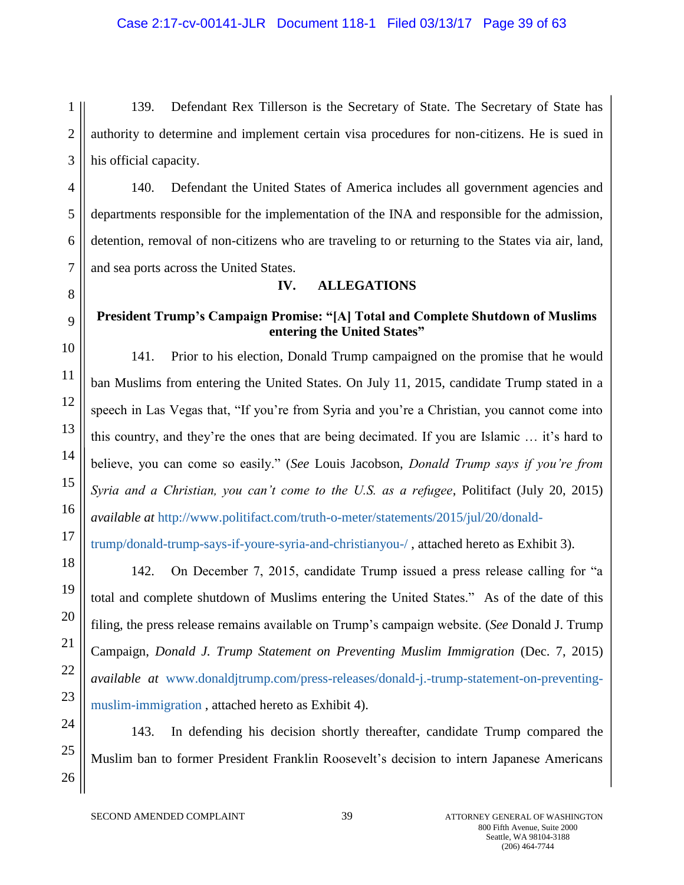139. Defendant Rex Tillerson is the Secretary of State. The Secretary of State has authority to determine and implement certain visa procedures for non-citizens. He is sued in his official capacity.

140. Defendant the United States of America includes all government agencies and departments responsible for the implementation of the INA and responsible for the admission, detention, removal of non-citizens who are traveling to or returning to the States via air, land, and sea ports across the United States.

## IV. ALLEGATIONS

### President Trump's Campaign Promise: "[A] Total and Complete Shutdown of Muslims entering the United States"

141. Prior to his election, Donald Trump campaigned on the promise that he would ban Muslims from entering the United States. On July 11, 2015, candidate Trump stated in a speech in Las Vegas that, "If you're from Syria and you're a Christian, you cannot come into this country, and they're the ones that are being decimated. If you are Islamic … it's hard to believe, you can come so easily." (*See* Louis Jacobson, *Donald Trump says if you're from Syria and a Christian, you can't come to the U.S. as a refugee*, Politifact (July 20, 2015) *available at* http://www.politifact.com/truth-o-meter/statements/2015/jul/20/donald-trump/donald-trump-says-if-youre-syria-and-christianyou-/ , attached hereto as Exhibit 3).

142. On December 7, 2015, candidate Trump issued a press release calling for "a total and complete shutdown of Muslims entering the United States." As of the date of this filing, the press release remains available on Trump's campaign website. (*See* Donald J. Trump Campaign, *Donald J. Trump Statement on Preventing Muslim Immigration* (Dec. 7, 2015) *available at* www.donaldjtrump.com/press-releases/donald-j.-trump-statement-on-preventing-muslim-immigration , attached hereto as Exhibit 4).

143. In defending his decision shortly thereafter, candidate Trump compared the Muslim ban to former President Franklin Roosevelt's decision to intern Japanese Americans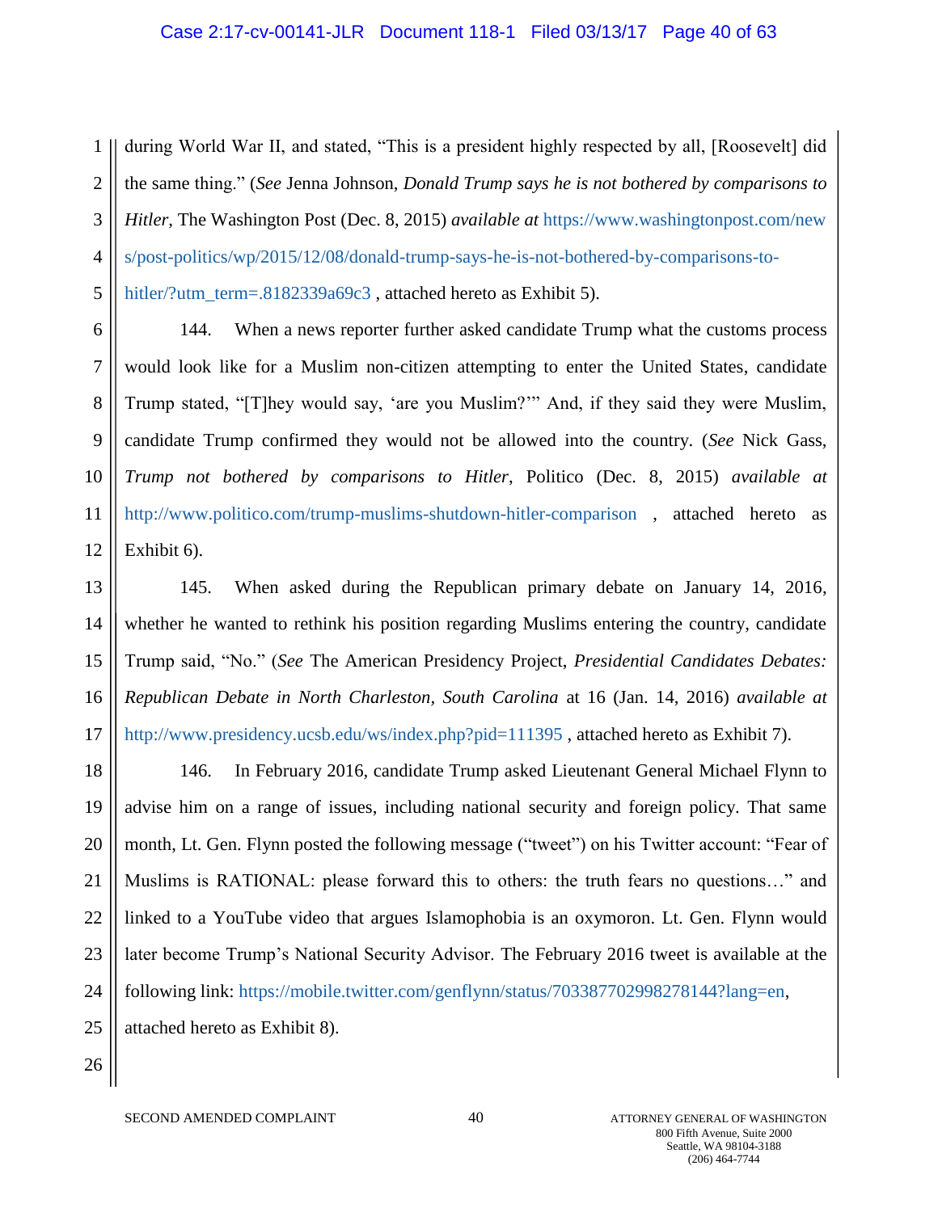during World War II, and stated, "This is a president highly respected by all, [Roosevelt] did the same thing." (*See* Jenna Johnson, *Donald Trump says he is not bothered by comparisons to Hitler*, The Washington Post (Dec. 8, 2015) *available at* https://www.washingtonpost.com/news/post-politics/wp/2015/12/08/donald-trump-says-he-is-not-bothered-by-comparisons-to-hitler/?utm_term=.8182339a69c3 , attached hereto as Exhibit 5).

144. When a news reporter further asked candidate Trump what the customs process would look like for a Muslim non-citizen attempting to enter the United States, candidate Trump stated, "[T]hey would say, 'are you Muslim?'" And, if they said they were Muslim, candidate Trump confirmed they would not be allowed into the country. (*See* Nick Gass, *Trump not bothered by comparisons to Hitler*, Politico (Dec. 8, 2015) *available at* http://www.politico.com/trump-muslims-shutdown-hitler-comparison , attached hereto as Exhibit 6).

145. When asked during the Republican primary debate on January 14, 2016, whether he wanted to rethink his position regarding Muslims entering the country, candidate Trump said, "No." (*See* The American Presidency Project, *Presidential Candidates Debates: Republican Debate in North Charleston, South Carolina* at 16 (Jan. 14, 2016) *available at* http://www.presidency.ucsb.edu/ws/index.php?pid=111395 , attached hereto as Exhibit 7).

146. In February 2016, candidate Trump asked Lieutenant General Michael Flynn to advise him on a range of issues, including national security and foreign policy. That same month, Lt. Gen. Flynn posted the following message ("tweet") on his Twitter account: "Fear of Muslims is RATIONAL: please forward this to others: the truth fears no questions…" and linked to a YouTube video that argues Islamophobia is an oxymoron. Lt. Gen. Flynn would later become Trump's National Security Advisor. The February 2016 tweet is available at the following link: https://mobile.twitter.com/genflynn/status/703387702998278144?lang=en, attached hereto as Exhibit 8).

SECOND AMENDED COMPLAINT

ATTORNEY GENERAL OF WASHINGTON
800 Fifth Avenue, Suite 2000
Seattle, WA 98104-3188
(206) 464-7744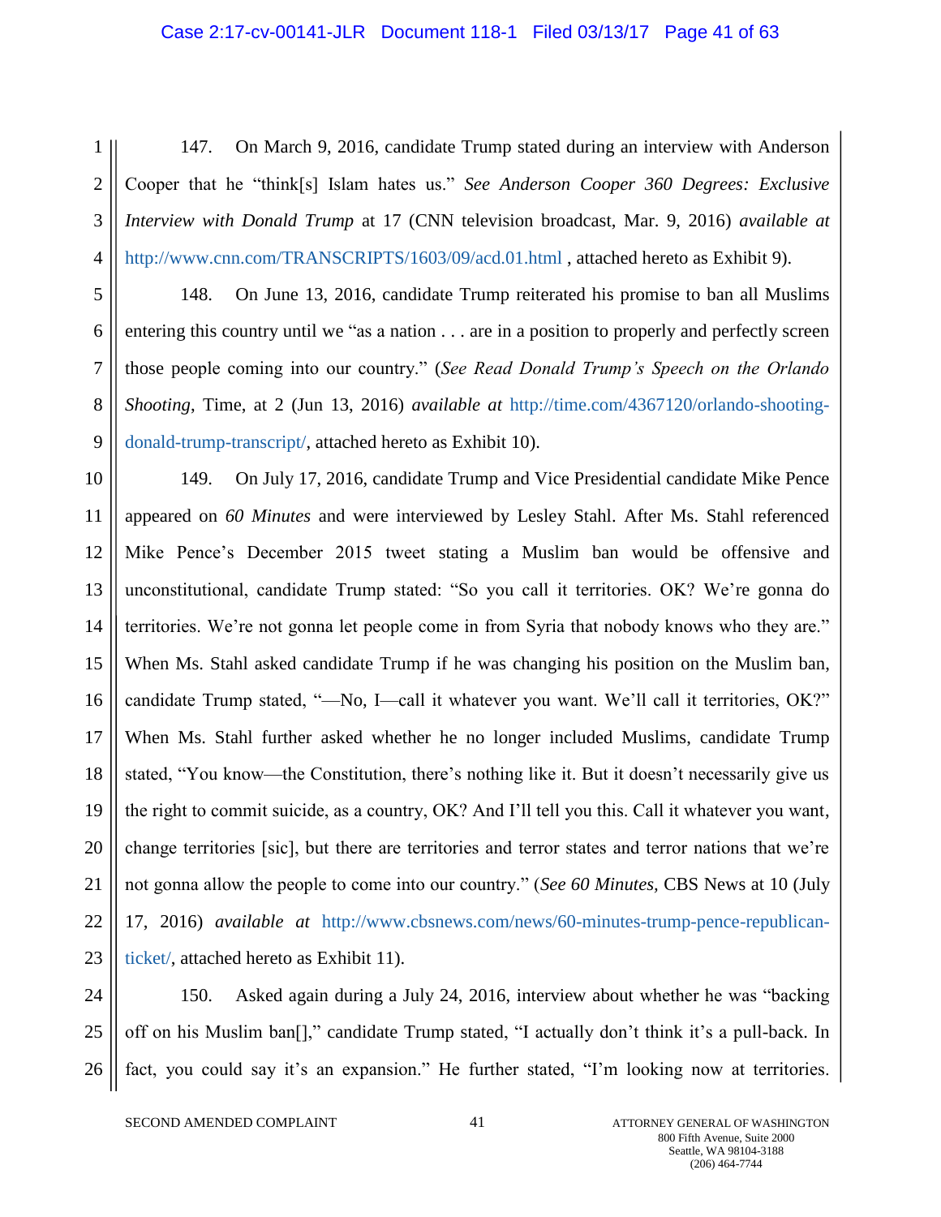147. On March 9, 2016, candidate Trump stated during an interview with Anderson Cooper that he "think[s] Islam hates us." *See Anderson Cooper 360 Degrees: Exclusive Interview with Donald Trump* at 17 (CNN television broadcast, Mar. 9, 2016) *available at* http://www.cnn.com/TRANSCRIPTS/1603/09/acd.01.html , attached hereto as Exhibit 9).

148. On June 13, 2016, candidate Trump reiterated his promise to ban all Muslims entering this country until we "as a nation . . . are in a position to properly and perfectly screen those people coming into our country." (*See Read Donald Trump's Speech on the Orlando Shooting*, Time, at 2 (Jun 13, 2016) *available at* http://time.com/4367120/orlando-shooting-donald-trump-transcript/, attached hereto as Exhibit 10).

149. On July 17, 2016, candidate Trump and Vice Presidential candidate Mike Pence appeared on *60 Minutes* and were interviewed by Lesley Stahl. After Ms. Stahl referenced Mike Pence's December 2015 tweet stating a Muslim ban would be offensive and unconstitutional, candidate Trump stated: "So you call it territories. OK? We're gonna do territories. We're not gonna let people come in from Syria that nobody knows who they are." When Ms. Stahl asked candidate Trump if he was changing his position on the Muslim ban, candidate Trump stated, "—No, I—call it whatever you want. We'll call it territories, OK?" When Ms. Stahl further asked whether he no longer included Muslims, candidate Trump stated, "You know—the Constitution, there's nothing like it. But it doesn't necessarily give us the right to commit suicide, as a country, OK? And I'll tell you this. Call it whatever you want, change territories [sic], but there are territories and terror states and terror nations that we're not gonna allow the people to come into our country." (*See 60 Minutes,* CBS News at 10 (July 17, 2016) *available at* http://www.cbsnews.com/news/60-minutes-trump-pence-republican-ticket/, attached hereto as Exhibit 11).

150. Asked again during a July 24, 2016, interview about whether he was "backing off on his Muslim ban[]," candidate Trump stated, "I actually don't think it's a pull-back. In fact, you could say it's an expansion." He further stated, "I'm looking now at territories.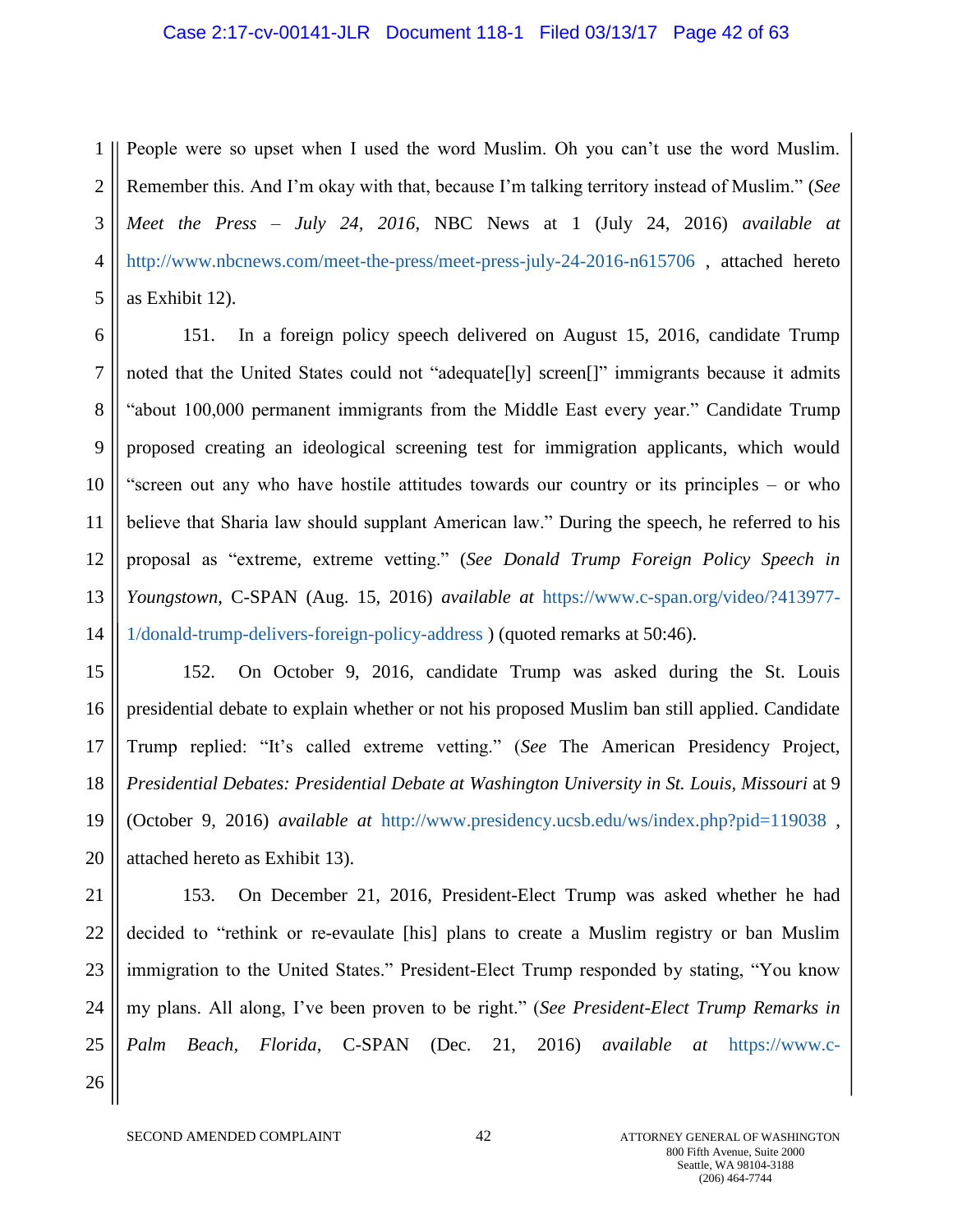People were so upset when I used the word Muslim. Oh you can't use the word Muslim. Remember this. And I'm okay with that, because I'm talking territory instead of Muslim." (*See Meet the Press – July 24, 2016*, NBC News at 1 (July 24, 2016) *available at* http://www.nbcnews.com/meet-the-press/meet-press-july-24-2016-n615706 , attached hereto as Exhibit 12).

151. In a foreign policy speech delivered on August 15, 2016, candidate Trump noted that the United States could not "adequate[ly] screen[]" immigrants because it admits "about 100,000 permanent immigrants from the Middle East every year." Candidate Trump proposed creating an ideological screening test for immigration applicants, which would "screen out any who have hostile attitudes towards our country or its principles – or who believe that Sharia law should supplant American law." During the speech, he referred to his proposal as "extreme, extreme vetting." (*See Donald Trump Foreign Policy Speech in Youngstown*, C-SPAN (Aug. 15, 2016) *available at* https://www.c-span.org/video/?413977-1/donald-trump-delivers-foreign-policy-address ) (quoted remarks at 50:46).

152. On October 9, 2016, candidate Trump was asked during the St. Louis presidential debate to explain whether or not his proposed Muslim ban still applied. Candidate Trump replied: "It's called extreme vetting." (*See* The American Presidency Project, *Presidential Debates: Presidential Debate at Washington University in St. Louis, Missouri* at 9 (October 9, 2016) *available at* http://www.presidency.ucsb.edu/ws/index.php?pid=119038 , attached hereto as Exhibit 13).

153. On December 21, 2016, President-Elect Trump was asked whether he had decided to "rethink or re-evaulate [his] plans to create a Muslim registry or ban Muslim immigration to the United States." President-Elect Trump responded by stating, "You know my plans. All along, I've been proven to be right." (*See President-Elect Trump Remarks in Palm Beach, Florida*, C-SPAN (Dec. 21, 2016) *available at* https://www.c-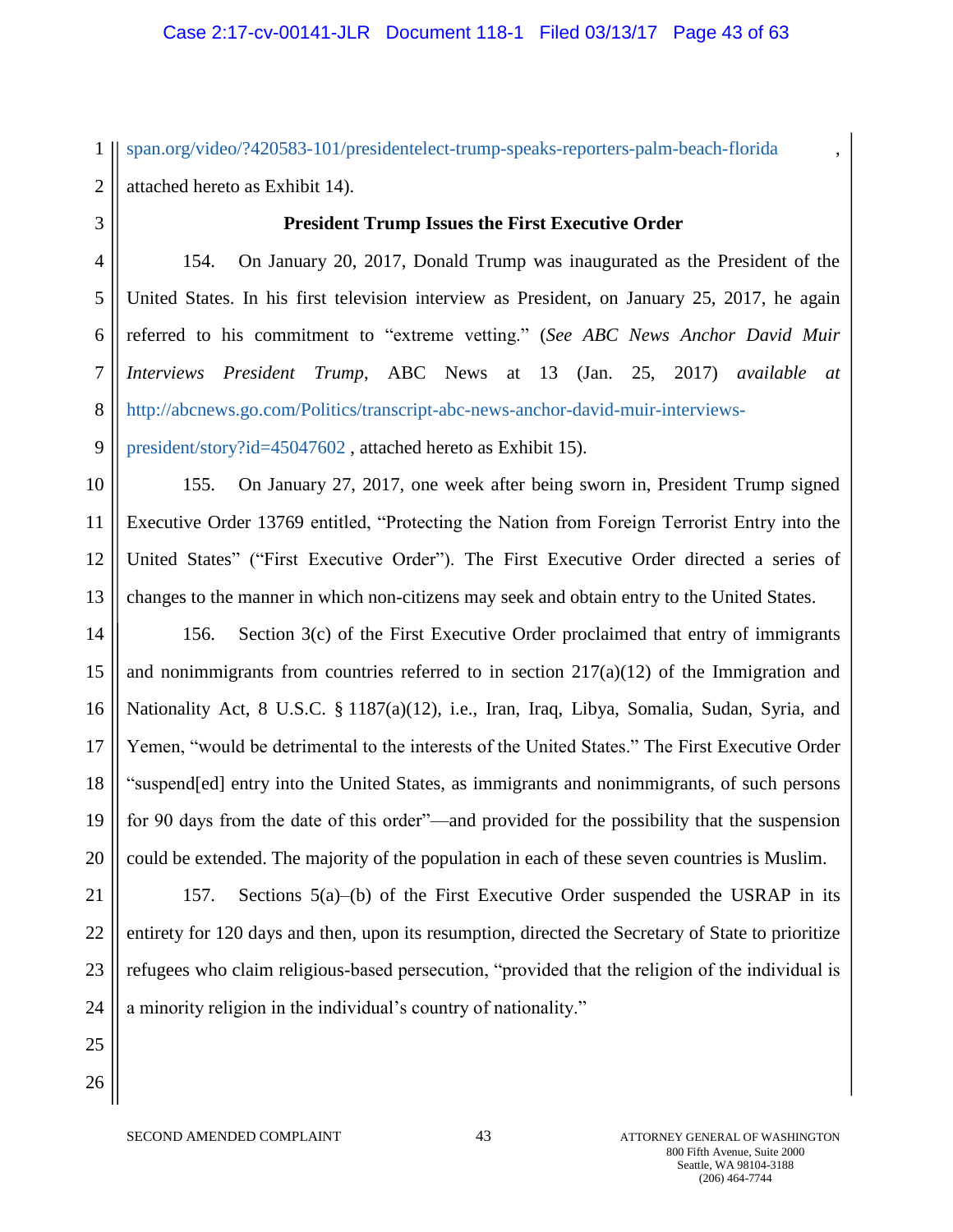span.org/video/?420583-101/presidentelect-trump-speaks-reporters-palm-beach-florida, attached hereto as Exhibit 14).

**President Trump Issues the First Executive Order**

154. On January 20, 2017, Donald Trump was inaugurated as the President of the United States. In his first television interview as President, on January 25, 2017, he again referred to his commitment to "extreme vetting." (*See ABC News Anchor David Muir Interviews President Trump*, ABC News at 13 (Jan. 25, 2017) *available at* http://abcnews.go.com/Politics/transcript-abc-news-anchor-david-muir-interviews-president/story?id=45047602 , attached hereto as Exhibit 15).

155. On January 27, 2017, one week after being sworn in, President Trump signed Executive Order 13769 entitled, "Protecting the Nation from Foreign Terrorist Entry into the United States" ("First Executive Order"). The First Executive Order directed a series of changes to the manner in which non-citizens may seek and obtain entry to the United States.

156. Section 3(c) of the First Executive Order proclaimed that entry of immigrants and nonimmigrants from countries referred to in section 217(a)(12) of the Immigration and Nationality Act, 8 U.S.C. § 1187(a)(12), i.e., Iran, Iraq, Libya, Somalia, Sudan, Syria, and Yemen, "would be detrimental to the interests of the United States." The First Executive Order "suspend[ed] entry into the United States, as immigrants and nonimmigrants, of such persons for 90 days from the date of this order"—and provided for the possibility that the suspension could be extended. The majority of the population in each of these seven countries is Muslim.

157. Sections 5(a)–(b) of the First Executive Order suspended the USRAP in its entirety for 120 days and then, upon its resumption, directed the Secretary of State to prioritize refugees who claim religious-based persecution, "provided that the religion of the individual is a minority religion in the individual's country of nationality."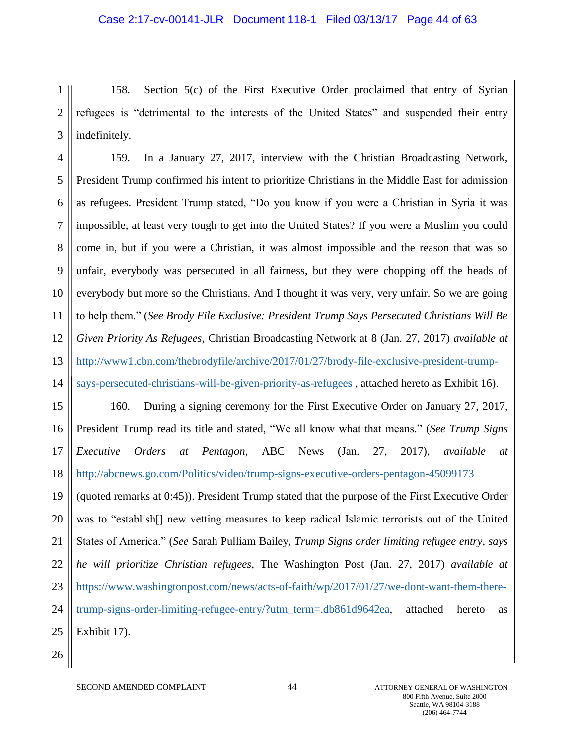158. Section 5(c) of the First Executive Order proclaimed that entry of Syrian refugees is "detrimental to the interests of the United States" and suspended their entry indefinitely.

159. In a January 27, 2017, interview with the Christian Broadcasting Network, President Trump confirmed his intent to prioritize Christians in the Middle East for admission as refugees. President Trump stated, "Do you know if you were a Christian in Syria it was impossible, at least very tough to get into the United States? If you were a Muslim you could come in, but if you were a Christian, it was almost impossible and the reason that was so unfair, everybody was persecuted in all fairness, but they were chopping off the heads of everybody but more so the Christians. And I thought it was very, very unfair. So we are going to help them." (*See Brody File Exclusive: President Trump Says Persecuted Christians Will Be Given Priority As Refugees*, Christian Broadcasting Network at 8 (Jan. 27, 2017) *available at* http://www1.cbn.com/thebrodyfile/archive/2017/01/27/brody-file-exclusive-president-trump-says-persecuted-christians-will-be-given-priority-as-refugees , attached hereto as Exhibit 16).

160. During a signing ceremony for the First Executive Order on January 27, 2017, President Trump read its title and stated, "We all know what that means." (*See Trump Signs Executive Orders at Pentagon*, ABC News (Jan. 27, 2017), *available at* http://abcnews.go.com/Politics/video/trump-signs-executive-orders-pentagon-45099173 (quoted remarks at 0:45)). President Trump stated that the purpose of the First Executive Order was to "establish[] new vetting measures to keep radical Islamic terrorists out of the United States of America." (*See* Sarah Pulliam Bailey, *Trump Signs order limiting refugee entry, says he will prioritize Christian refugees*, The Washington Post (Jan. 27, 2017) *available at* https://www.washingtonpost.com/news/acts-of-faith/wp/2017/01/27/we-dont-want-them-there-trump-signs-order-limiting-refugee-entry/?utm_term=.db861d9642ea, attached hereto as Exhibit 17).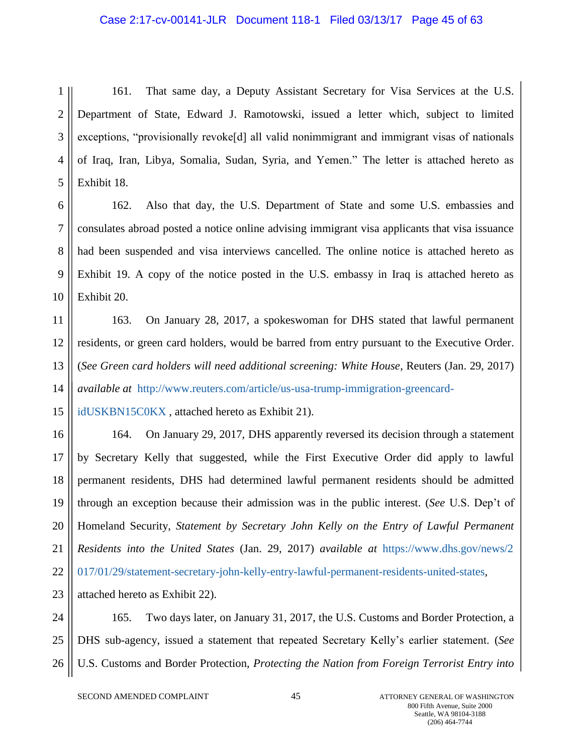161. That same day, a Deputy Assistant Secretary for Visa Services at the U.S. Department of State, Edward J. Ramotowski, issued a letter which, subject to limited exceptions, "provisionally revoke[d] all valid nonimmigrant and immigrant visas of nationals of Iraq, Iran, Libya, Somalia, Sudan, Syria, and Yemen." The letter is attached hereto as Exhibit 18.

162. Also that day, the U.S. Department of State and some U.S. embassies and consulates abroad posted a notice online advising immigrant visa applicants that visa issuance had been suspended and visa interviews cancelled. The online notice is attached hereto as Exhibit 19. A copy of the notice posted in the U.S. embassy in Iraq is attached hereto as Exhibit 20.

163. On January 28, 2017, a spokeswoman for DHS stated that lawful permanent residents, or green card holders, would be barred from entry pursuant to the Executive Order. (*See Green card holders will need additional screening: White House*, Reuters (Jan. 29, 2017) *available at* http://www.reuters.com/article/us-usa-trump-immigration-greencard-idUSKBN15C0KX , attached hereto as Exhibit 21).

164. On January 29, 2017, DHS apparently reversed its decision through a statement by Secretary Kelly that suggested, while the First Executive Order did apply to lawful permanent residents, DHS had determined lawful permanent residents should be admitted through an exception because their admission was in the public interest. (*See* U.S. Dep't of Homeland Security, *Statement by Secretary John Kelly on the Entry of Lawful Permanent Residents into the United States* (Jan. 29, 2017) *available at* https://www.dhs.gov/news/2017/01/29/statement-secretary-john-kelly-entry-lawful-permanent-residents-united-states, attached hereto as Exhibit 22).

165. Two days later, on January 31, 2017, the U.S. Customs and Border Protection, a DHS sub-agency, issued a statement that repeated Secretary Kelly's earlier statement. (*See* U.S. Customs and Border Protection, *Protecting the Nation from Foreign Terrorist Entry into*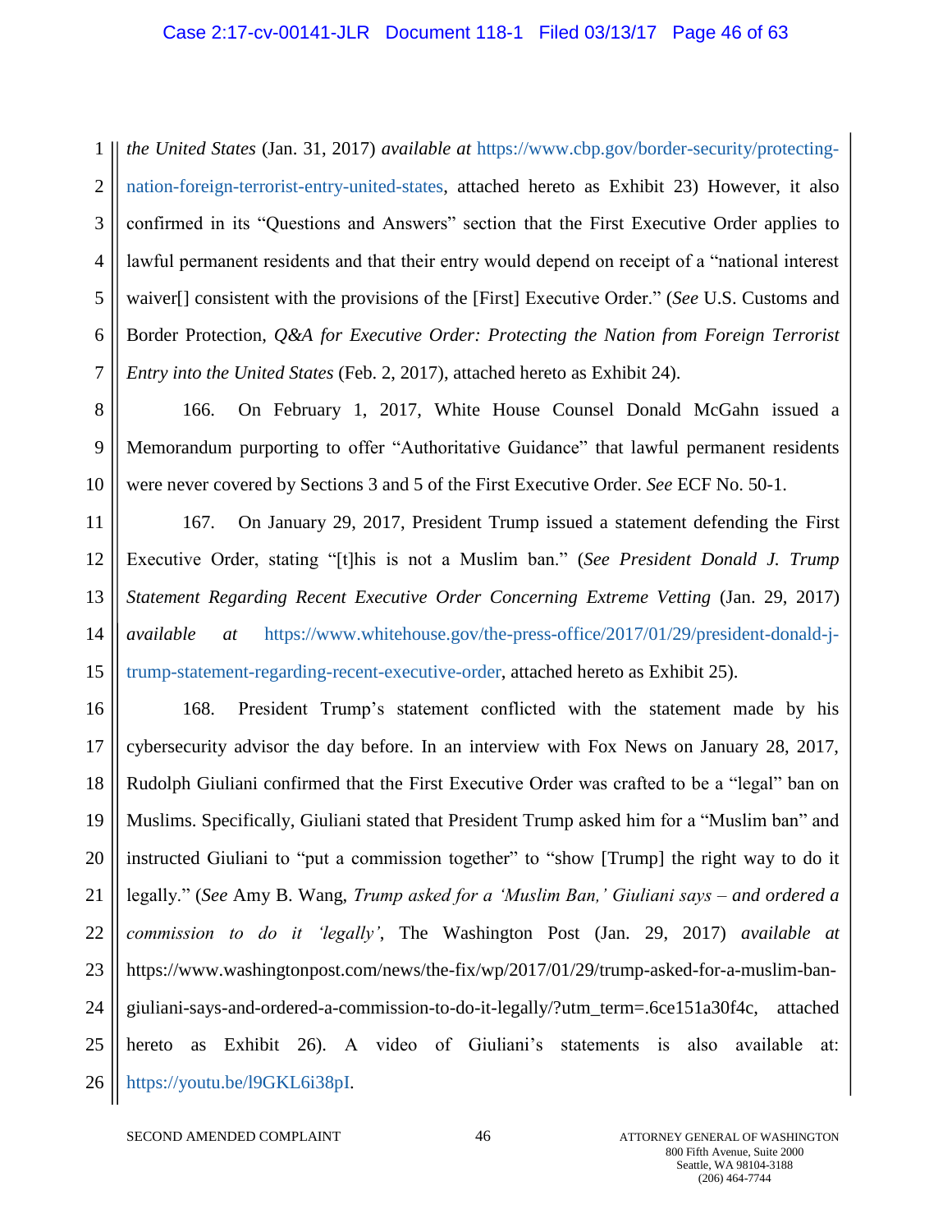*the United States* (Jan. 31, 2017) *available at* https://www.cbp.gov/border-security/protecting-nation-foreign-terrorist-entry-united-states, attached hereto as Exhibit 23) However, it also confirmed in its "Questions and Answers" section that the First Executive Order applies to lawful permanent residents and that their entry would depend on receipt of a "national interest waiver[] consistent with the provisions of the [First] Executive Order." (*See* U.S. Customs and Border Protection, *Q&A for Executive Order: Protecting the Nation from Foreign Terrorist Entry into the United States* (Feb. 2, 2017), attached hereto as Exhibit 24).

166. On February 1, 2017, White House Counsel Donald McGahn issued a Memorandum purporting to offer "Authoritative Guidance" that lawful permanent residents were never covered by Sections 3 and 5 of the First Executive Order. *See* ECF No. 50-1.

167. On January 29, 2017, President Trump issued a statement defending the First Executive Order, stating "[t]his is not a Muslim ban." (*See President Donald J. Trump Statement Regarding Recent Executive Order Concerning Extreme Vetting* (Jan. 29, 2017) *available at* https://www.whitehouse.gov/the-press-office/2017/01/29/president-donald-j-trump-statement-regarding-recent-executive-order, attached hereto as Exhibit 25).

168. President Trump's statement conflicted with the statement made by his cybersecurity advisor the day before. In an interview with Fox News on January 28, 2017, Rudolph Giuliani confirmed that the First Executive Order was crafted to be a "legal" ban on Muslims. Specifically, Giuliani stated that President Trump asked him for a "Muslim ban" and instructed Giuliani to "put a commission together" to "show [Trump] the right way to do it legally." (*See* Amy B. Wang, *Trump asked for a 'Muslim Ban,' Giuliani says – and ordered a commission to do it 'legally'*, The Washington Post (Jan. 29, 2017) *available at* https://www.washingtonpost.com/news/the-fix/wp/2017/01/29/trump-asked-for-a-muslim-ban-giuliani-says-and-ordered-a-commission-to-do-it-legally/?utm_term=.6ce151a30f4c, attached hereto as Exhibit 26). A video of Giuliani's statements is also available at: https://youtu.be/l9GKL6i38pI.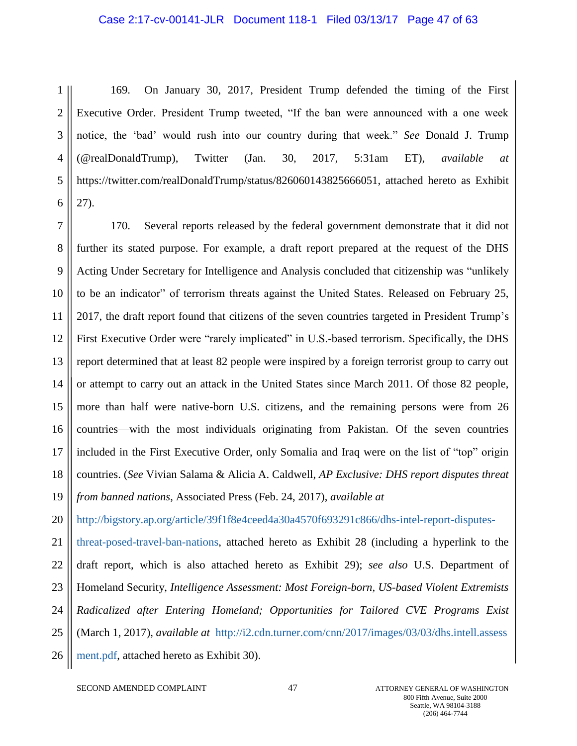169. On January 30, 2017, President Trump defended the timing of the First Executive Order. President Trump tweeted, "If the ban were announced with a one week notice, the 'bad' would rush into our country during that week." *See* Donald J. Trump (@realDonaldTrump), Twitter (Jan. 30, 2017, 5:31am ET), *available at* https://twitter.com/realDonaldTrump/status/826060143825666051, attached hereto as Exhibit 27).

170. Several reports released by the federal government demonstrate that it did not further its stated purpose. For example, a draft report prepared at the request of the DHS Acting Under Secretary for Intelligence and Analysis concluded that citizenship was "unlikely to be an indicator" of terrorism threats against the United States. Released on February 25, 2017, the draft report found that citizens of the seven countries targeted in President Trump's First Executive Order were "rarely implicated" in U.S.-based terrorism. Specifically, the DHS report determined that at least 82 people were inspired by a foreign terrorist group to carry out or attempt to carry out an attack in the United States since March 2011. Of those 82 people, more than half were native-born U.S. citizens, and the remaining persons were from 26 countries—with the most individuals originating from Pakistan. Of the seven countries included in the First Executive Order, only Somalia and Iraq were on the list of "top" origin countries. (*See* Vivian Salama & Alicia A. Caldwell, *AP Exclusive: DHS report disputes threat from banned nations*, Associated Press (Feb. 24, 2017), *available at* http://bigstory.ap.org/article/39f1f8e4ceed4a30a4570f693291c866/dhs-intel-report-disputes-threat-posed-travel-ban-nations, attached hereto as Exhibit 28 (including a hyperlink to the draft report, which is also attached hereto as Exhibit 29); *see also* U.S. Department of Homeland Security, *Intelligence Assessment: Most Foreign-born, US-based Violent Extremists Radicalized after Entering Homeland; Opportunities for Tailored CVE Programs Exist* (March 1, 2017), *available at* http://i2.cdn.turner.com/cnn/2017/images/03/03/dhs.intell.assessment.pdf, attached hereto as Exhibit 30).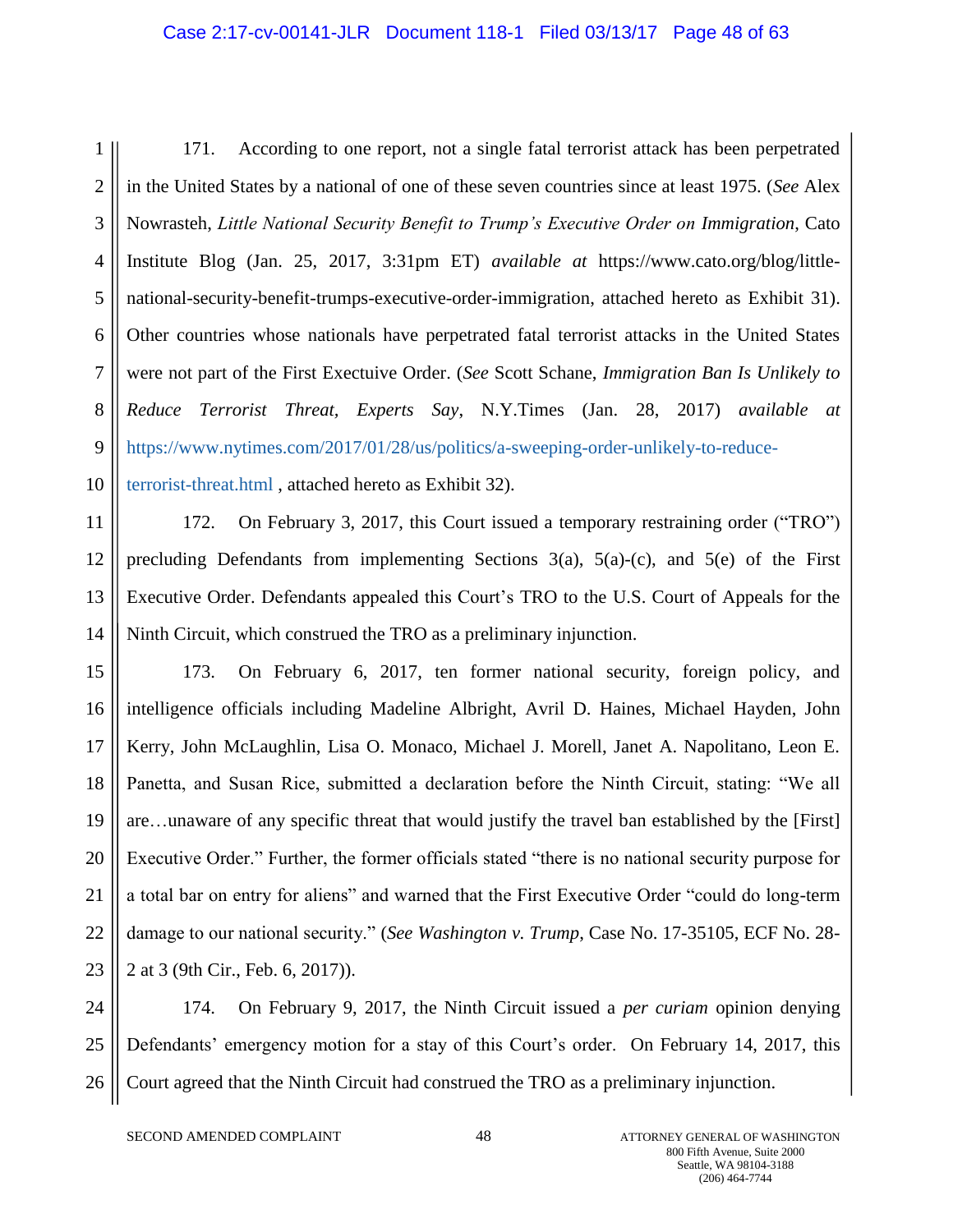171. According to one report, not a single fatal terrorist attack has been perpetrated in the United States by a national of one of these seven countries since at least 1975. (*See* Alex Nowrasteh, *Little National Security Benefit to Trump's Executive Order on Immigration*, Cato Institute Blog (Jan. 25, 2017, 3:31pm ET) *available at* https://www.cato.org/blog/little-national-security-benefit-trumps-executive-order-immigration, attached hereto as Exhibit 31). Other countries whose nationals have perpetrated fatal terrorist attacks in the United States were not part of the First Exectuive Order. (*See* Scott Schane, *Immigration Ban Is Unlikely to Reduce Terrorist Threat, Experts Say*, N.Y.Times (Jan. 28, 2017) *available at* https://www.nytimes.com/2017/01/28/us/politics/a-sweeping-order-unlikely-to-reduce-terrorist-threat.html , attached hereto as Exhibit 32).

172. On February 3, 2017, this Court issued a temporary restraining order ("TRO") precluding Defendants from implementing Sections 3(a), 5(a)-(c), and 5(e) of the First Executive Order. Defendants appealed this Court's TRO to the U.S. Court of Appeals for the Ninth Circuit, which construed the TRO as a preliminary injunction.

173. On February 6, 2017, ten former national security, foreign policy, and intelligence officials including Madeline Albright, Avril D. Haines, Michael Hayden, John Kerry, John McLaughlin, Lisa O. Monaco, Michael J. Morell, Janet A. Napolitano, Leon E. Panetta, and Susan Rice, submitted a declaration before the Ninth Circuit, stating: "We all are…unaware of any specific threat that would justify the travel ban established by the [First] Executive Order." Further, the former officials stated "there is no national security purpose for a total bar on entry for aliens" and warned that the First Executive Order "could do long-term damage to our national security." (*See Washington v. Trump*, Case No. 17-35105, ECF No. 28-2 at 3 (9th Cir., Feb. 6, 2017)).

174. On February 9, 2017, the Ninth Circuit issued a *per curiam* opinion denying Defendants' emergency motion for a stay of this Court's order. On February 14, 2017, this Court agreed that the Ninth Circuit had construed the TRO as a preliminary injunction.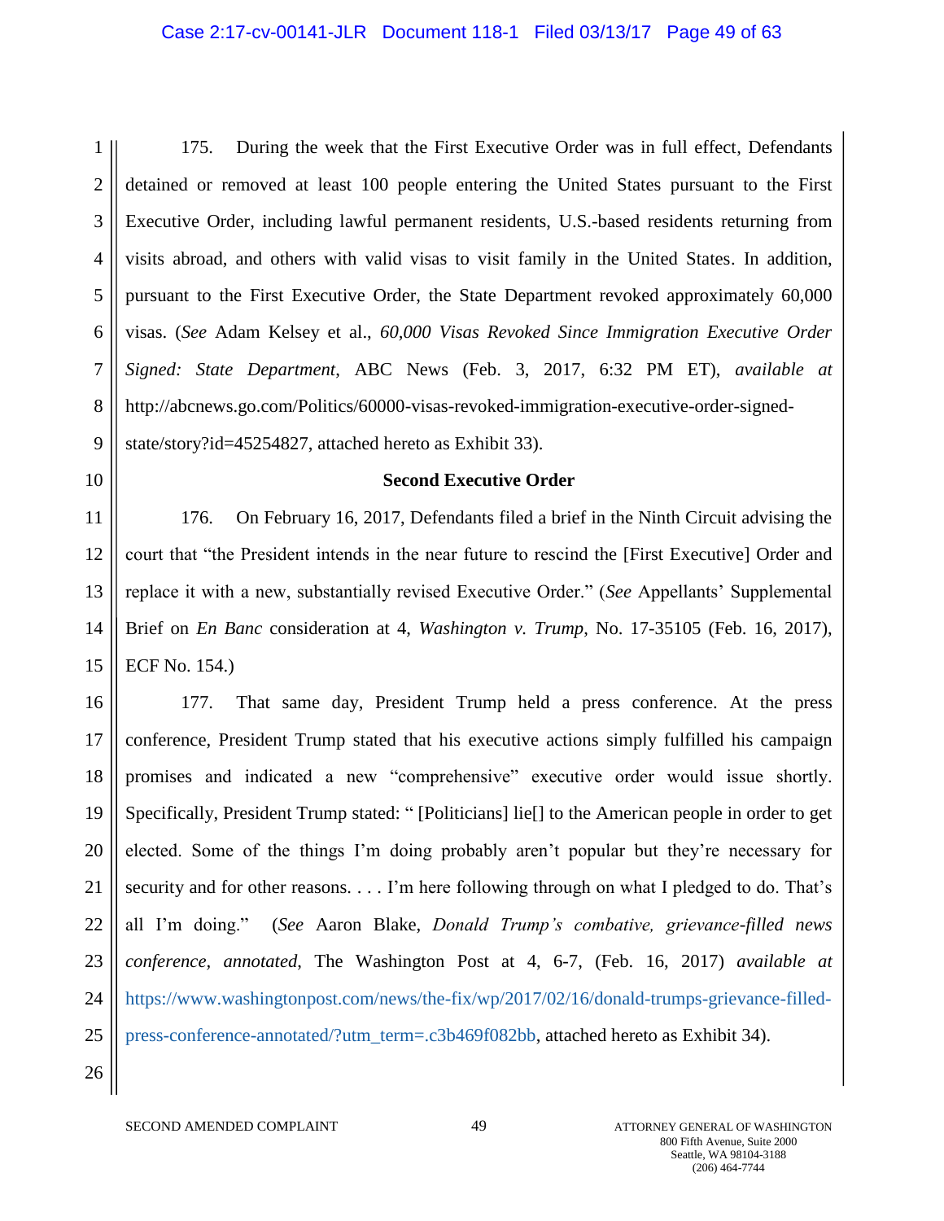175. During the week that the First Executive Order was in full effect, Defendants detained or removed at least 100 people entering the United States pursuant to the First Executive Order, including lawful permanent residents, U.S.-based residents returning from visits abroad, and others with valid visas to visit family in the United States. In addition, pursuant to the First Executive Order, the State Department revoked approximately 60,000 visas. (*See* Adam Kelsey et al., *60,000 Visas Revoked Since Immigration Executive Order Signed: State Department*, ABC News (Feb. 3, 2017, 6:32 PM ET), *available at* http://abcnews.go.com/Politics/60000-visas-revoked-immigration-executive-order-signed-state/story?id=45254827, attached hereto as Exhibit 33).

**Second Executive Order**

176. On February 16, 2017, Defendants filed a brief in the Ninth Circuit advising the court that "the President intends in the near future to rescind the [First Executive] Order and replace it with a new, substantially revised Executive Order." (*See* Appellants' Supplemental Brief on *En Banc* consideration at 4, *Washington v. Trump*, No. 17-35105 (Feb. 16, 2017), ECF No. 154.)

177. That same day, President Trump held a press conference. At the press conference, President Trump stated that his executive actions simply fulfilled his campaign promises and indicated a new "comprehensive" executive order would issue shortly. Specifically, President Trump stated: " [Politicians] lie[] to the American people in order to get elected. Some of the things I'm doing probably aren't popular but they're necessary for security and for other reasons. . . . I'm here following through on what I pledged to do. That's all I'm doing." (*See* Aaron Blake, *Donald Trump's combative, grievance-filled news conference, annotated*, The Washington Post at 4, 6-7, (Feb. 16, 2017) *available at* https://www.washingtonpost.com/news/the-fix/wp/2017/02/16/donald-trumps-grievance-filled-press-conference-annotated/?utm_term=.c3b469f082bb, attached hereto as Exhibit 34).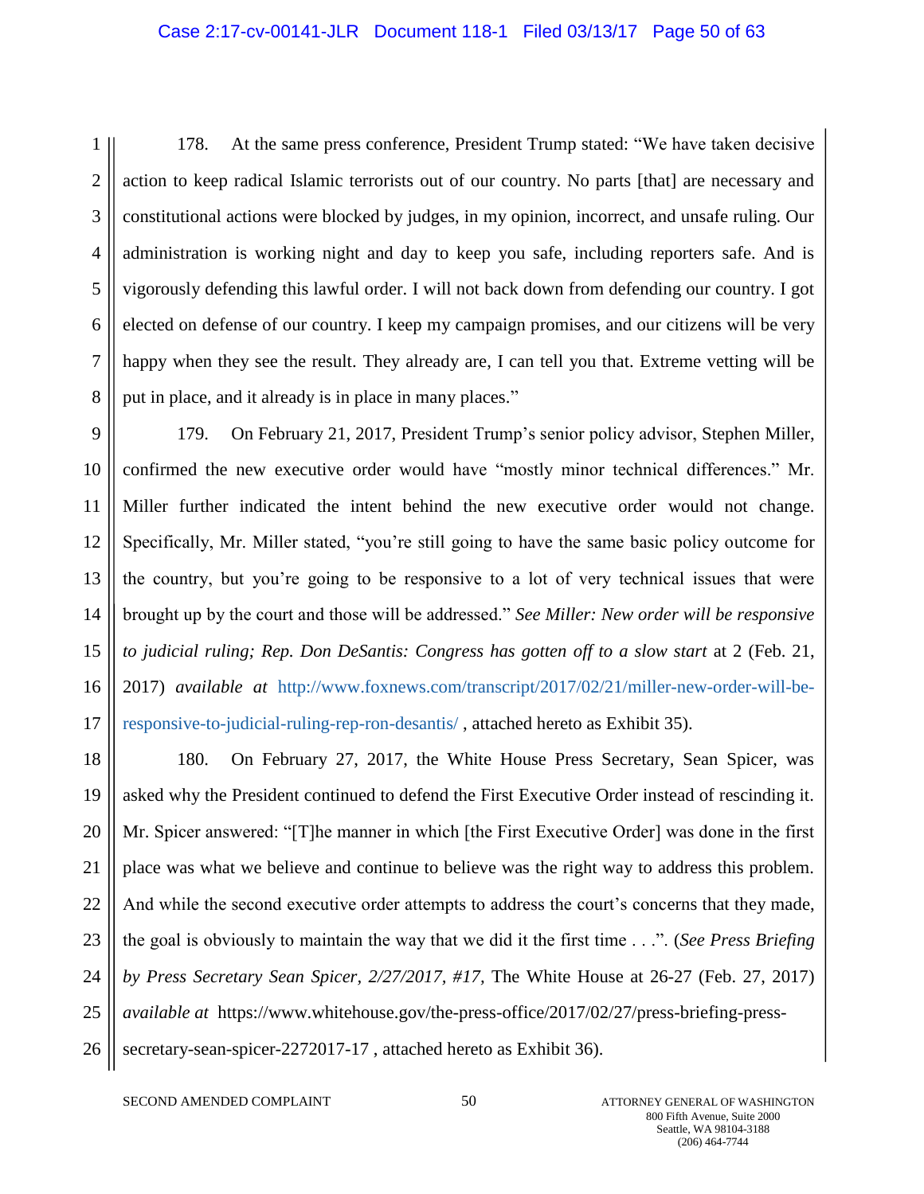178. At the same press conference, President Trump stated: "We have taken decisive action to keep radical Islamic terrorists out of our country. No parts [that] are necessary and constitutional actions were blocked by judges, in my opinion, incorrect, and unsafe ruling. Our administration is working night and day to keep you safe, including reporters safe. And is vigorously defending this lawful order. I will not back down from defending our country. I got elected on defense of our country. I keep my campaign promises, and our citizens will be very happy when they see the result. They already are, I can tell you that. Extreme vetting will be put in place, and it already is in place in many places."

179. On February 21, 2017, President Trump's senior policy advisor, Stephen Miller, confirmed the new executive order would have "mostly minor technical differences." Mr. Miller further indicated the intent behind the new executive order would not change. Specifically, Mr. Miller stated, "you're still going to have the same basic policy outcome for the country, but you're going to be responsive to a lot of very technical issues that were brought up by the court and those will be addressed." *See Miller: New order will be responsive to judicial ruling; Rep. Don DeSantis: Congress has gotten off to a slow start* at 2 (Feb. 21, 2017) *available at* http://www.foxnews.com/transcript/2017/02/21/miller-new-order-will-be-responsive-to-judicial-ruling-rep-ron-desantis/ , attached hereto as Exhibit 35).

180. On February 27, 2017, the White House Press Secretary, Sean Spicer, was asked why the President continued to defend the First Executive Order instead of rescinding it. Mr. Spicer answered: "[T]he manner in which [the First Executive Order] was done in the first place was what we believe and continue to believe was the right way to address this problem. And while the second executive order attempts to address the court's concerns that they made, the goal is obviously to maintain the way that we did it the first time . . .". (*See Press Briefing by Press Secretary Sean Spicer, 2/27/2017, #17*, The White House at 26-27 (Feb. 27, 2017) *available at* https://www.whitehouse.gov/the-press-office/2017/02/27/press-briefing-press-secretary-sean-spicer-2272017-17 , attached hereto as Exhibit 36).

SECOND AMENDED COMPLAINT

ATTORNEY GENERAL OF WASHINGTON
800 Fifth Avenue, Suite 2000
Seattle, WA 98104-3188
(206) 464-7744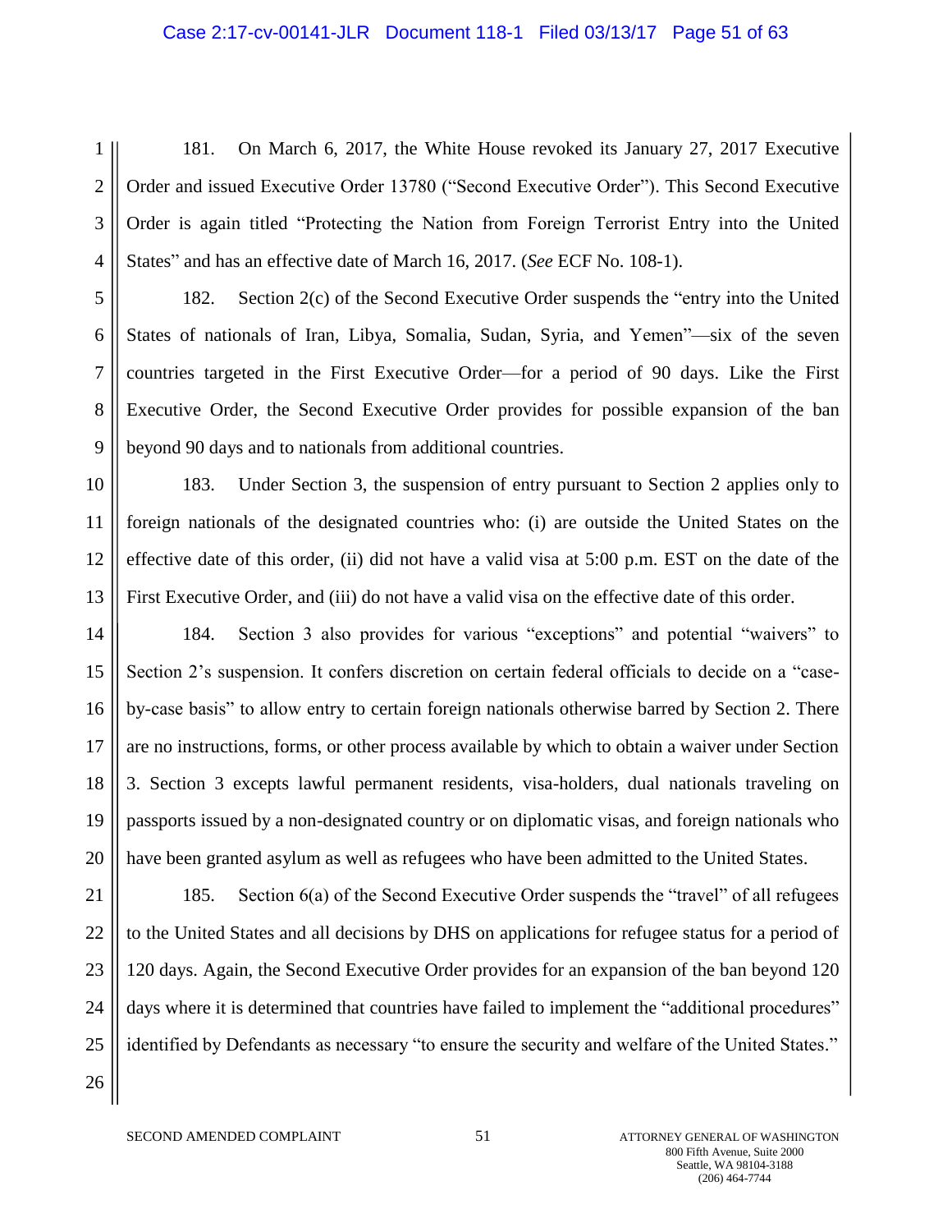181. On March 6, 2017, the White House revoked its January 27, 2017 Executive Order and issued Executive Order 13780 ("Second Executive Order"). This Second Executive Order is again titled "Protecting the Nation from Foreign Terrorist Entry into the United States" and has an effective date of March 16, 2017. (*See* ECF No. 108-1).

182. Section 2(c) of the Second Executive Order suspends the "entry into the United States of nationals of Iran, Libya, Somalia, Sudan, Syria, and Yemen"—six of the seven countries targeted in the First Executive Order—for a period of 90 days. Like the First Executive Order, the Second Executive Order provides for possible expansion of the ban beyond 90 days and to nationals from additional countries.

183. Under Section 3, the suspension of entry pursuant to Section 2 applies only to foreign nationals of the designated countries who: (i) are outside the United States on the effective date of this order, (ii) did not have a valid visa at 5:00 p.m. EST on the date of the First Executive Order, and (iii) do not have a valid visa on the effective date of this order.

184. Section 3 also provides for various "exceptions" and potential "waivers" to Section 2's suspension. It confers discretion on certain federal officials to decide on a "case-by-case basis" to allow entry to certain foreign nationals otherwise barred by Section 2. There are no instructions, forms, or other process available by which to obtain a waiver under Section 3. Section 3 excepts lawful permanent residents, visa-holders, dual nationals traveling on passports issued by a non-designated country or on diplomatic visas, and foreign nationals who have been granted asylum as well as refugees who have been admitted to the United States.

185. Section 6(a) of the Second Executive Order suspends the "travel" of all refugees to the United States and all decisions by DHS on applications for refugee status for a period of 120 days. Again, the Second Executive Order provides for an expansion of the ban beyond 120 days where it is determined that countries have failed to implement the "additional procedures" identified by Defendants as necessary "to ensure the security and welfare of the United States."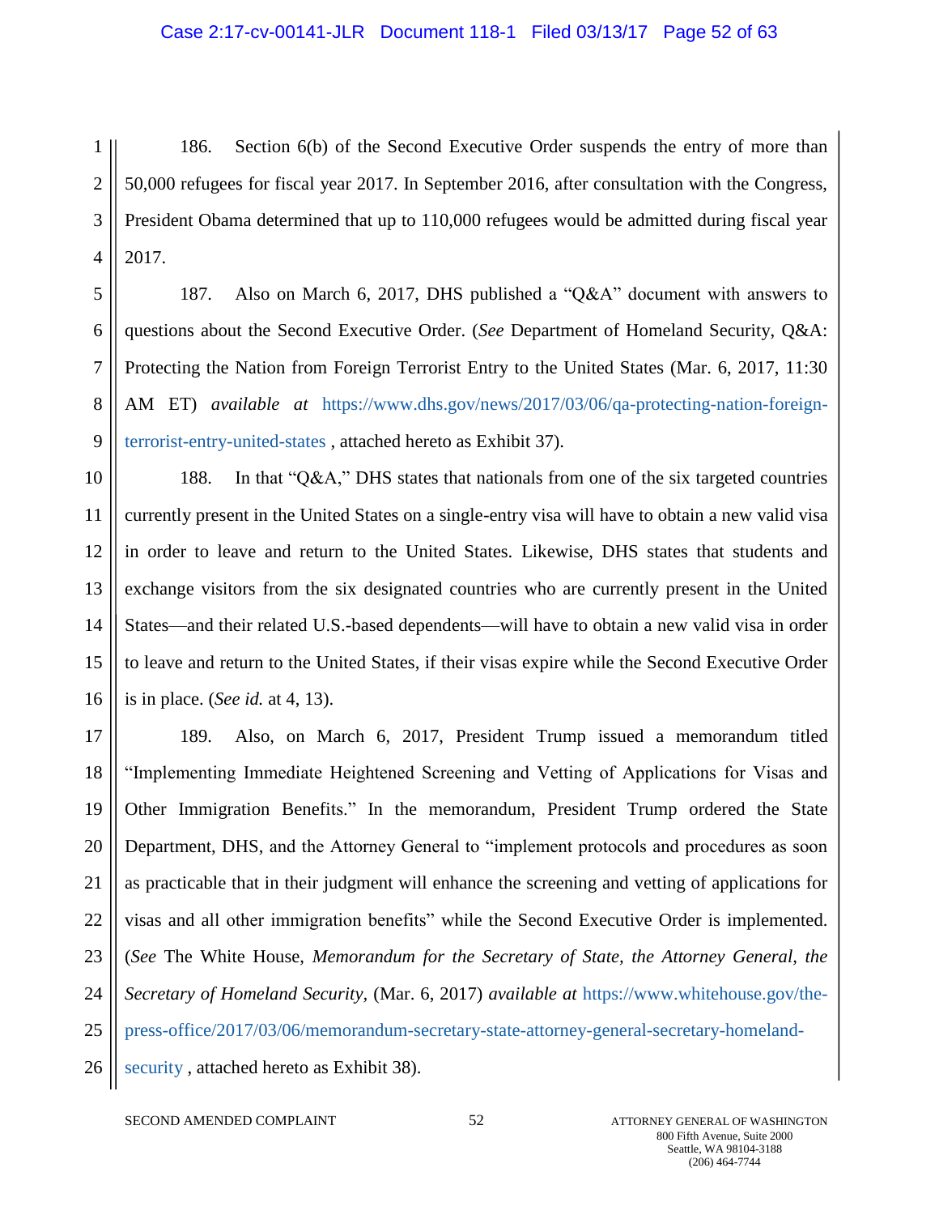186. Section 6(b) of the Second Executive Order suspends the entry of more than 50,000 refugees for fiscal year 2017. In September 2016, after consultation with the Congress, President Obama determined that up to 110,000 refugees would be admitted during fiscal year 2017.

187. Also on March 6, 2017, DHS published a "Q&A" document with answers to questions about the Second Executive Order. (*See* Department of Homeland Security, Q&A: Protecting the Nation from Foreign Terrorist Entry to the United States (Mar. 6, 2017, 11:30 AM ET) *available at* https://www.dhs.gov/news/2017/03/06/qa-protecting-nation-foreign-terrorist-entry-united-states , attached hereto as Exhibit 37).

188. In that "Q&A," DHS states that nationals from one of the six targeted countries currently present in the United States on a single-entry visa will have to obtain a new valid visa in order to leave and return to the United States. Likewise, DHS states that students and exchange visitors from the six designated countries who are currently present in the United States—and their related U.S.-based dependents—will have to obtain a new valid visa in order to leave and return to the United States, if their visas expire while the Second Executive Order is in place. (*See id.* at 4, 13).

189. Also, on March 6, 2017, President Trump issued a memorandum titled "Implementing Immediate Heightened Screening and Vetting of Applications for Visas and Other Immigration Benefits." In the memorandum, President Trump ordered the State Department, DHS, and the Attorney General to "implement protocols and procedures as soon as practicable that in their judgment will enhance the screening and vetting of applications for visas and all other immigration benefits" while the Second Executive Order is implemented. (*See* The White House, *Memorandum for the Secretary of State, the Attorney General, the Secretary of Homeland Security,* (Mar. 6, 2017) *available at* https://www.whitehouse.gov/the-press-office/2017/03/06/memorandum-secretary-state-attorney-general-secretary-homeland-security , attached hereto as Exhibit 38).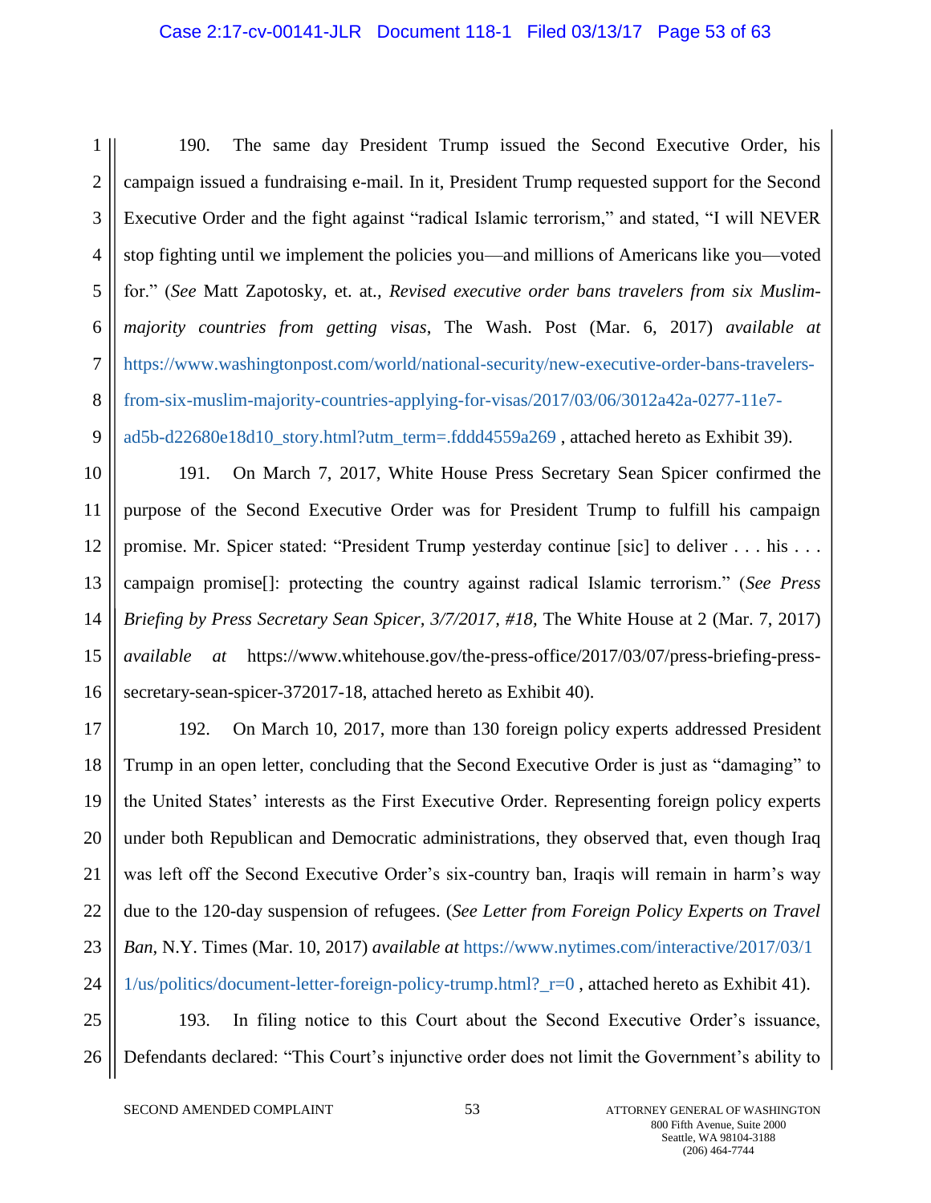190. The same day President Trump issued the Second Executive Order, his campaign issued a fundraising e-mail. In it, President Trump requested support for the Second Executive Order and the fight against "radical Islamic terrorism," and stated, "I will NEVER stop fighting until we implement the policies you—and millions of Americans like you—voted for." (*See* Matt Zapotosky, et. at., *Revised executive order bans travelers from six Muslim-majority countries from getting visas*, The Wash. Post (Mar. 6, 2017) *available at* https://www.washingtonpost.com/world/national-security/new-executive-order-bans-travelers-from-six-muslim-majority-countries-applying-for-visas/2017/03/06/3012a42a-0277-11e7-ad5b-d22680e18d10_story.html?utm_term=.fddd4559a269 , attached hereto as Exhibit 39).

191. On March 7, 2017, White House Press Secretary Sean Spicer confirmed the purpose of the Second Executive Order was for President Trump to fulfill his campaign promise. Mr. Spicer stated: "President Trump yesterday continue [sic] to deliver . . . his . . . campaign promise[]: protecting the country against radical Islamic terrorism." (*See Press Briefing by Press Secretary Sean Spicer, 3/7/2017, #18,* The White House at 2 (Mar. 7, 2017) *available at* https://www.whitehouse.gov/the-press-office/2017/03/07/press-briefing-press-secretary-sean-spicer-372017-18, attached hereto as Exhibit 40).

192. On March 10, 2017, more than 130 foreign policy experts addressed President Trump in an open letter, concluding that the Second Executive Order is just as "damaging" to the United States' interests as the First Executive Order. Representing foreign policy experts under both Republican and Democratic administrations, they observed that, even though Iraq was left off the Second Executive Order's six-country ban, Iraqis will remain in harm's way due to the 120-day suspension of refugees. (*See Letter from Foreign Policy Experts on Travel Ban*, N.Y. Times (Mar. 10, 2017) *available at* https://www.nytimes.com/interactive/2017/03/11/us/politics/document-letter-foreign-policy-trump.html?_r=0 , attached hereto as Exhibit 41).

193. In filing notice to this Court about the Second Executive Order's issuance, Defendants declared: "This Court's injunctive order does not limit the Government's ability to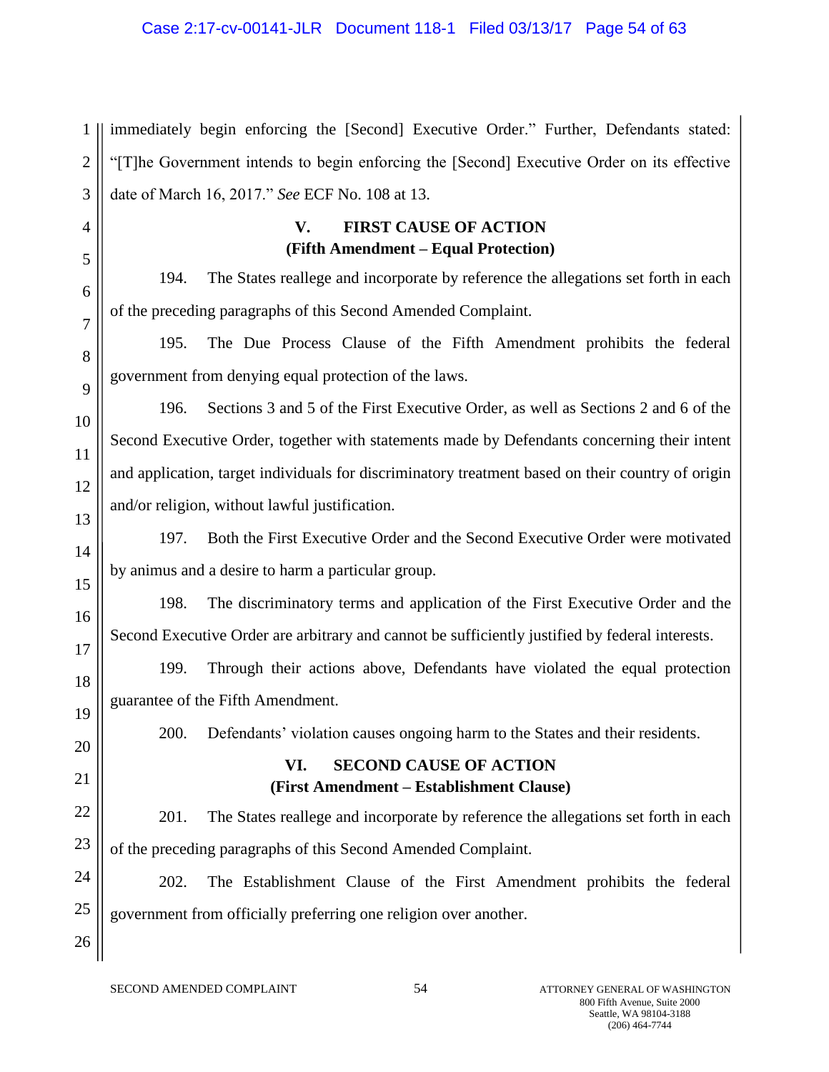immediately begin enforcing the [Second] Executive Order." Further, Defendants stated: "[T]he Government intends to begin enforcing the [Second] Executive Order on its effective date of March 16, 2017." *See* ECF No. 108 at 13.

## V. FIRST CAUSE OF ACTION
## (Fifth Amendment – Equal Protection)

194. The States reallege and incorporate by reference the allegations set forth in each of the preceding paragraphs of this Second Amended Complaint.

195. The Due Process Clause of the Fifth Amendment prohibits the federal government from denying equal protection of the laws.

196. Sections 3 and 5 of the First Executive Order, as well as Sections 2 and 6 of the Second Executive Order, together with statements made by Defendants concerning their intent and application, target individuals for discriminatory treatment based on their country of origin and/or religion, without lawful justification.

197. Both the First Executive Order and the Second Executive Order were motivated by animus and a desire to harm a particular group.

198. The discriminatory terms and application of the First Executive Order and the Second Executive Order are arbitrary and cannot be sufficiently justified by federal interests.

199. Through their actions above, Defendants have violated the equal protection guarantee of the Fifth Amendment.

200. Defendants' violation causes ongoing harm to the States and their residents.

## VI. SECOND CAUSE OF ACTION
## (First Amendment – Establishment Clause)

201. The States reallege and incorporate by reference the allegations set forth in each of the preceding paragraphs of this Second Amended Complaint.

202. The Establishment Clause of the First Amendment prohibits the federal government from officially preferring one religion over another.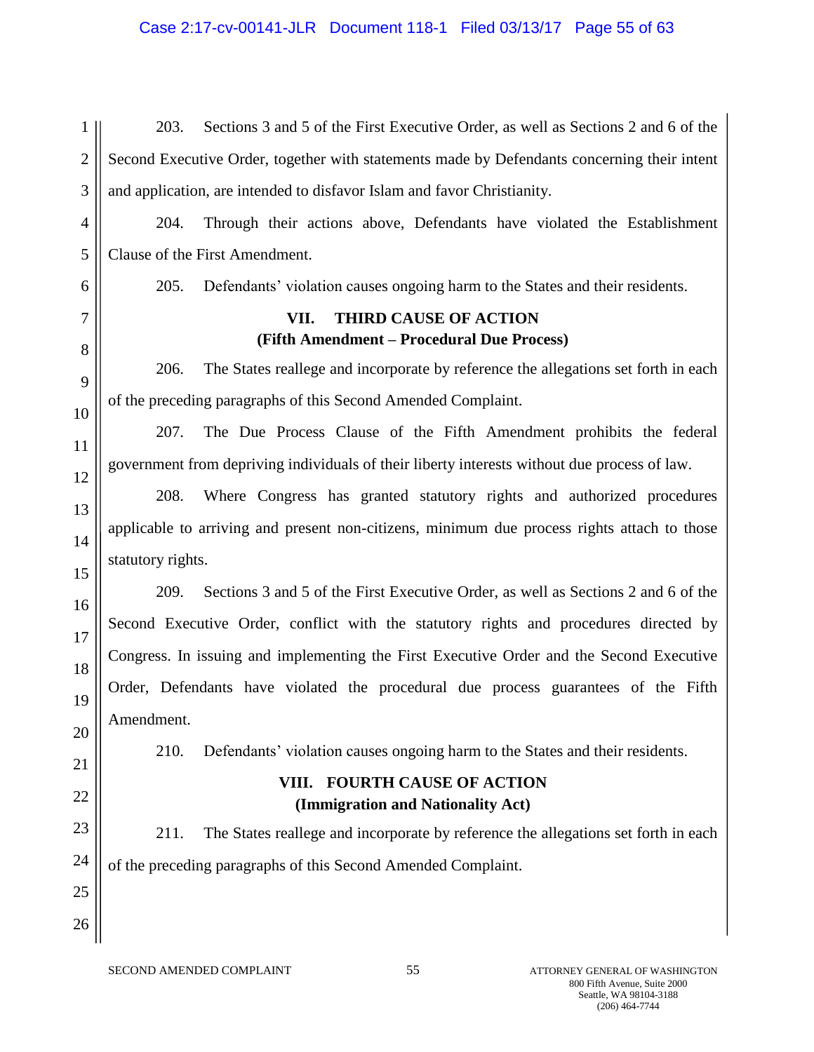203. Sections 3 and 5 of the First Executive Order, as well as Sections 2 and 6 of the Second Executive Order, together with statements made by Defendants concerning their intent and application, are intended to disfavor Islam and favor Christianity.

204. Through their actions above, Defendants have violated the Establishment Clause of the First Amendment.

205. Defendants' violation causes ongoing harm to the States and their residents.

## VII. THIRD CAUSE OF ACTION
## (Fifth Amendment – Procedural Due Process)

206. The States reallege and incorporate by reference the allegations set forth in each of the preceding paragraphs of this Second Amended Complaint.

207. The Due Process Clause of the Fifth Amendment prohibits the federal government from depriving individuals of their liberty interests without due process of law.

208. Where Congress has granted statutory rights and authorized procedures applicable to arriving and present non-citizens, minimum due process rights attach to those statutory rights.

209. Sections 3 and 5 of the First Executive Order, as well as Sections 2 and 6 of the Second Executive Order, conflict with the statutory rights and procedures directed by Congress. In issuing and implementing the First Executive Order and the Second Executive Order, Defendants have violated the procedural due process guarantees of the Fifth Amendment.

210. Defendants' violation causes ongoing harm to the States and their residents.

## VIII. FOURTH CAUSE OF ACTION
## (Immigration and Nationality Act)

211. The States reallege and incorporate by reference the allegations set forth in each of the preceding paragraphs of this Second Amended Complaint.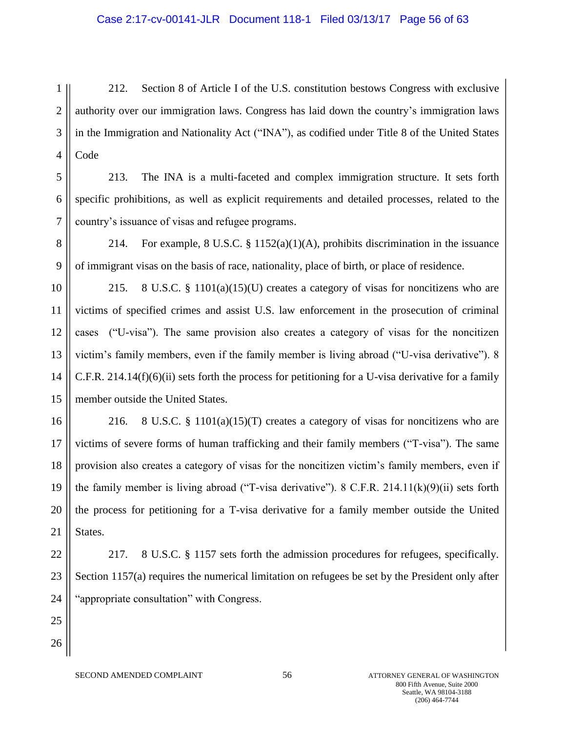212. Section 8 of Article I of the U.S. constitution bestows Congress with exclusive authority over our immigration laws. Congress has laid down the country's immigration laws in the Immigration and Nationality Act ("INA"), as codified under Title 8 of the United States Code

213. The INA is a multi-faceted and complex immigration structure. It sets forth specific prohibitions, as well as explicit requirements and detailed processes, related to the country's issuance of visas and refugee programs.

214. For example, 8 U.S.C. § 1152(a)(1)(A), prohibits discrimination in the issuance of immigrant visas on the basis of race, nationality, place of birth, or place of residence.

215. 8 U.S.C. § 1101(a)(15)(U) creates a category of visas for noncitizens who are victims of specified crimes and assist U.S. law enforcement in the prosecution of criminal cases ("U-visa"). The same provision also creates a category of visas for the noncitizen victim's family members, even if the family member is living abroad ("U-visa derivative"). 8 C.F.R. 214.14(f)(6)(ii) sets forth the process for petitioning for a U-visa derivative for a family member outside the United States.

216. 8 U.S.C. § 1101(a)(15)(T) creates a category of visas for noncitizens who are victims of severe forms of human trafficking and their family members ("T-visa"). The same provision also creates a category of visas for the noncitizen victim's family members, even if the family member is living abroad ("T-visa derivative"). 8 C.F.R. 214.11(k)(9)(ii) sets forth the process for petitioning for a T-visa derivative for a family member outside the United States.

217. 8 U.S.C. § 1157 sets forth the admission procedures for refugees, specifically. Section 1157(a) requires the numerical limitation on refugees be set by the President only after "appropriate consultation" with Congress.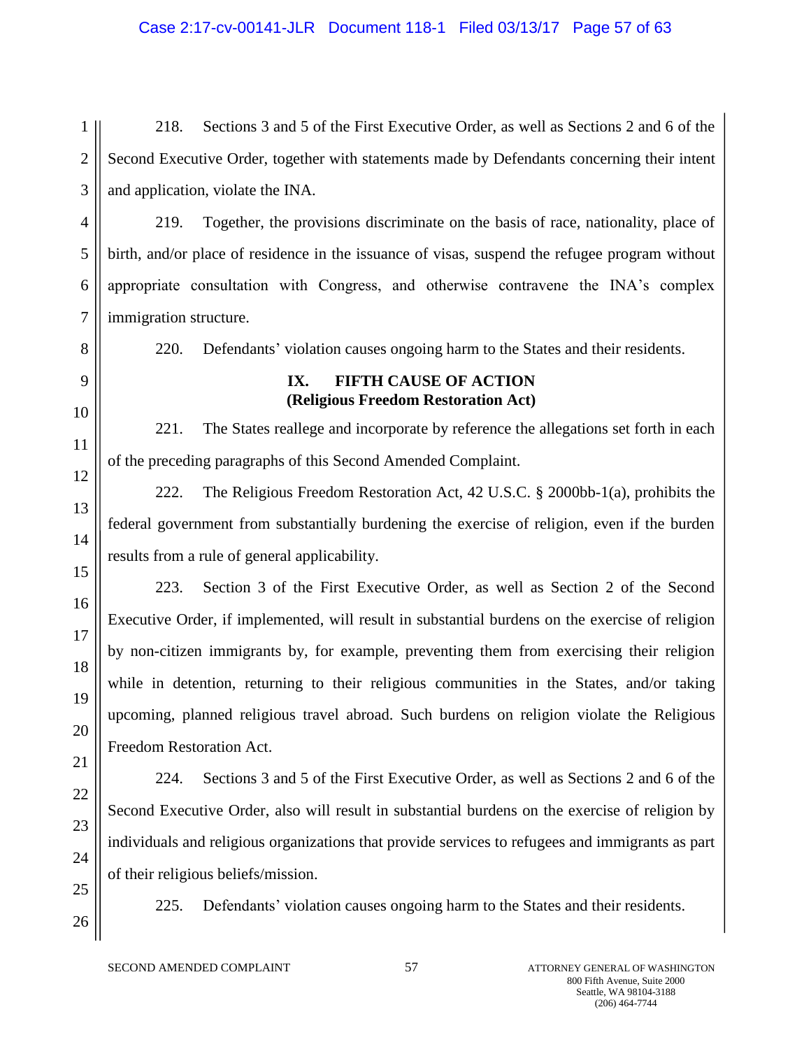218. Sections 3 and 5 of the First Executive Order, as well as Sections 2 and 6 of the Second Executive Order, together with statements made by Defendants concerning their intent and application, violate the INA.

219. Together, the provisions discriminate on the basis of race, nationality, place of birth, and/or place of residence in the issuance of visas, suspend the refugee program without appropriate consultation with Congress, and otherwise contravene the INA's complex immigration structure.

220. Defendants' violation causes ongoing harm to the States and their residents.

## IX. FIFTH CAUSE OF ACTION
## (Religious Freedom Restoration Act)

221. The States reallege and incorporate by reference the allegations set forth in each of the preceding paragraphs of this Second Amended Complaint.

222. The Religious Freedom Restoration Act, 42 U.S.C. § 2000bb-1(a), prohibits the federal government from substantially burdening the exercise of religion, even if the burden results from a rule of general applicability.

223. Section 3 of the First Executive Order, as well as Section 2 of the Second Executive Order, if implemented, will result in substantial burdens on the exercise of religion by non-citizen immigrants by, for example, preventing them from exercising their religion while in detention, returning to their religious communities in the States, and/or taking upcoming, planned religious travel abroad. Such burdens on religion violate the Religious Freedom Restoration Act.

224. Sections 3 and 5 of the First Executive Order, as well as Sections 2 and 6 of the Second Executive Order, also will result in substantial burdens on the exercise of religion by individuals and religious organizations that provide services to refugees and immigrants as part of their religious beliefs/mission.

225. Defendants' violation causes ongoing harm to the States and their residents.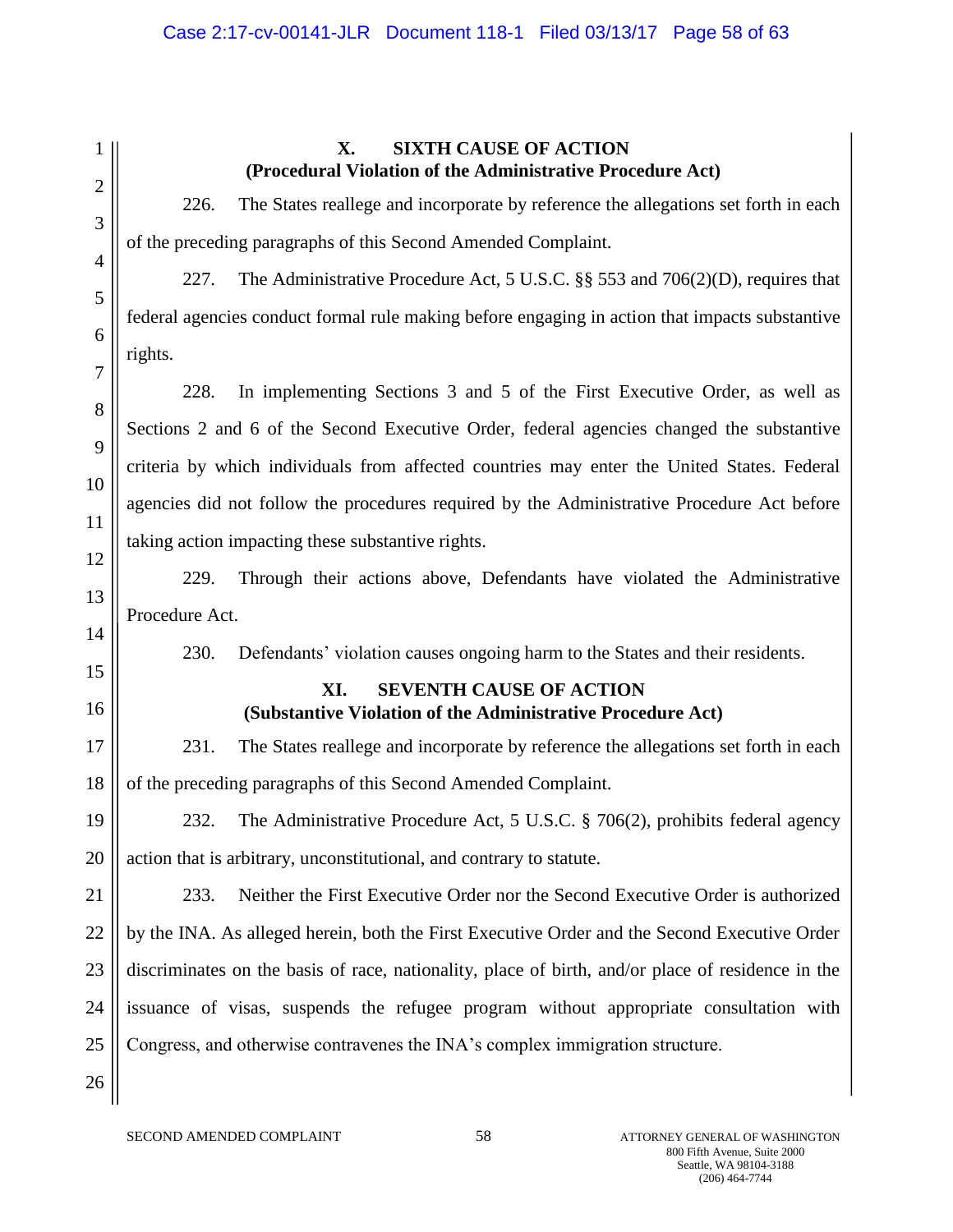## X. SIXTH CAUSE OF ACTION
### (Procedural Violation of the Administrative Procedure Act)

226. The States reallege and incorporate by reference the allegations set forth in each of the preceding paragraphs of this Second Amended Complaint.

227. The Administrative Procedure Act, 5 U.S.C. §§ 553 and 706(2)(D), requires that federal agencies conduct formal rule making before engaging in action that impacts substantive rights.

228. In implementing Sections 3 and 5 of the First Executive Order, as well as Sections 2 and 6 of the Second Executive Order, federal agencies changed the substantive criteria by which individuals from affected countries may enter the United States. Federal agencies did not follow the procedures required by the Administrative Procedure Act before taking action impacting these substantive rights.

229. Through their actions above, Defendants have violated the Administrative Procedure Act.

230. Defendants' violation causes ongoing harm to the States and their residents.

## XI. SEVENTH CAUSE OF ACTION
### (Substantive Violation of the Administrative Procedure Act)

231. The States reallege and incorporate by reference the allegations set forth in each of the preceding paragraphs of this Second Amended Complaint.

232. The Administrative Procedure Act, 5 U.S.C. § 706(2), prohibits federal agency action that is arbitrary, unconstitutional, and contrary to statute.

233. Neither the First Executive Order nor the Second Executive Order is authorized by the INA. As alleged herein, both the First Executive Order and the Second Executive Order discriminates on the basis of race, nationality, place of birth, and/or place of residence in the issuance of visas, suspends the refugee program without appropriate consultation with Congress, and otherwise contravenes the INA's complex immigration structure.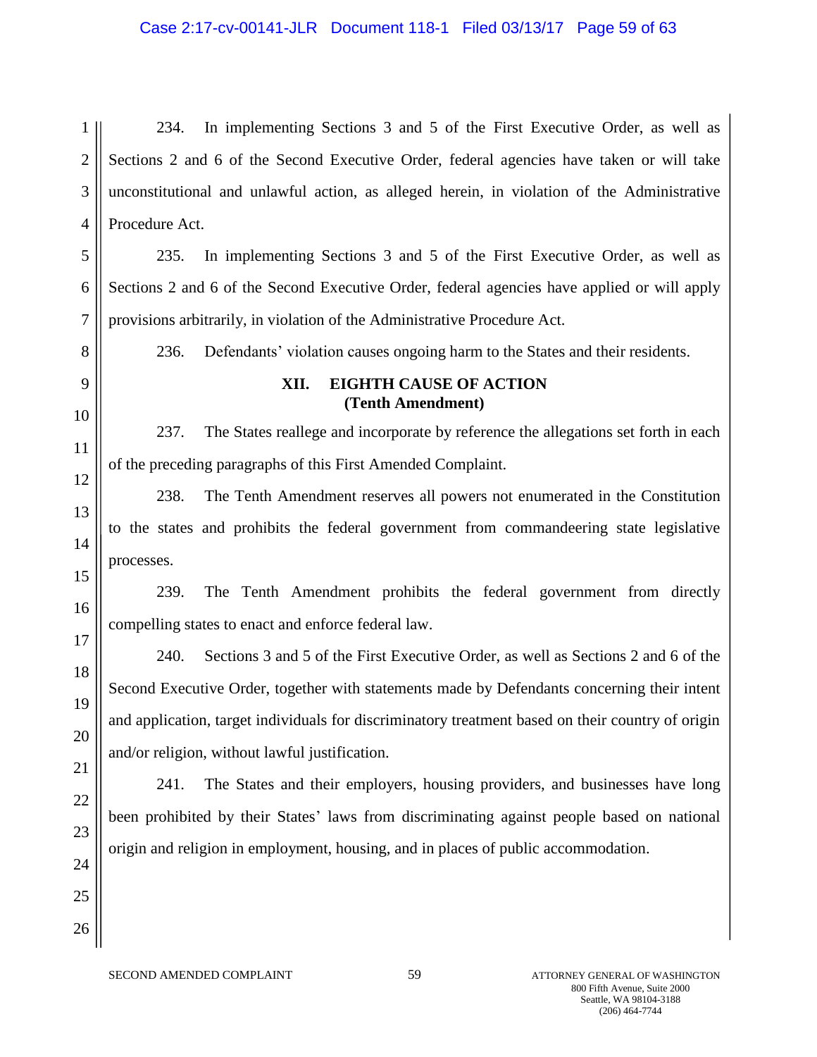234. In implementing Sections 3 and 5 of the First Executive Order, as well as Sections 2 and 6 of the Second Executive Order, federal agencies have taken or will take unconstitutional and unlawful action, as alleged herein, in violation of the Administrative Procedure Act.

235. In implementing Sections 3 and 5 of the First Executive Order, as well as Sections 2 and 6 of the Second Executive Order, federal agencies have applied or will apply provisions arbitrarily, in violation of the Administrative Procedure Act.

236. Defendants' violation causes ongoing harm to the States and their residents.

## XII. EIGHTH CAUSE OF ACTION
### (Tenth Amendment)

237. The States reallege and incorporate by reference the allegations set forth in each of the preceding paragraphs of this First Amended Complaint.

238. The Tenth Amendment reserves all powers not enumerated in the Constitution to the states and prohibits the federal government from commandeering state legislative processes.

239. The Tenth Amendment prohibits the federal government from directly compelling states to enact and enforce federal law.

240. Sections 3 and 5 of the First Executive Order, as well as Sections 2 and 6 of the Second Executive Order, together with statements made by Defendants concerning their intent and application, target individuals for discriminatory treatment based on their country of origin and/or religion, without lawful justification.

241. The States and their employers, housing providers, and businesses have long been prohibited by their States' laws from discriminating against people based on national origin and religion in employment, housing, and in places of public accommodation.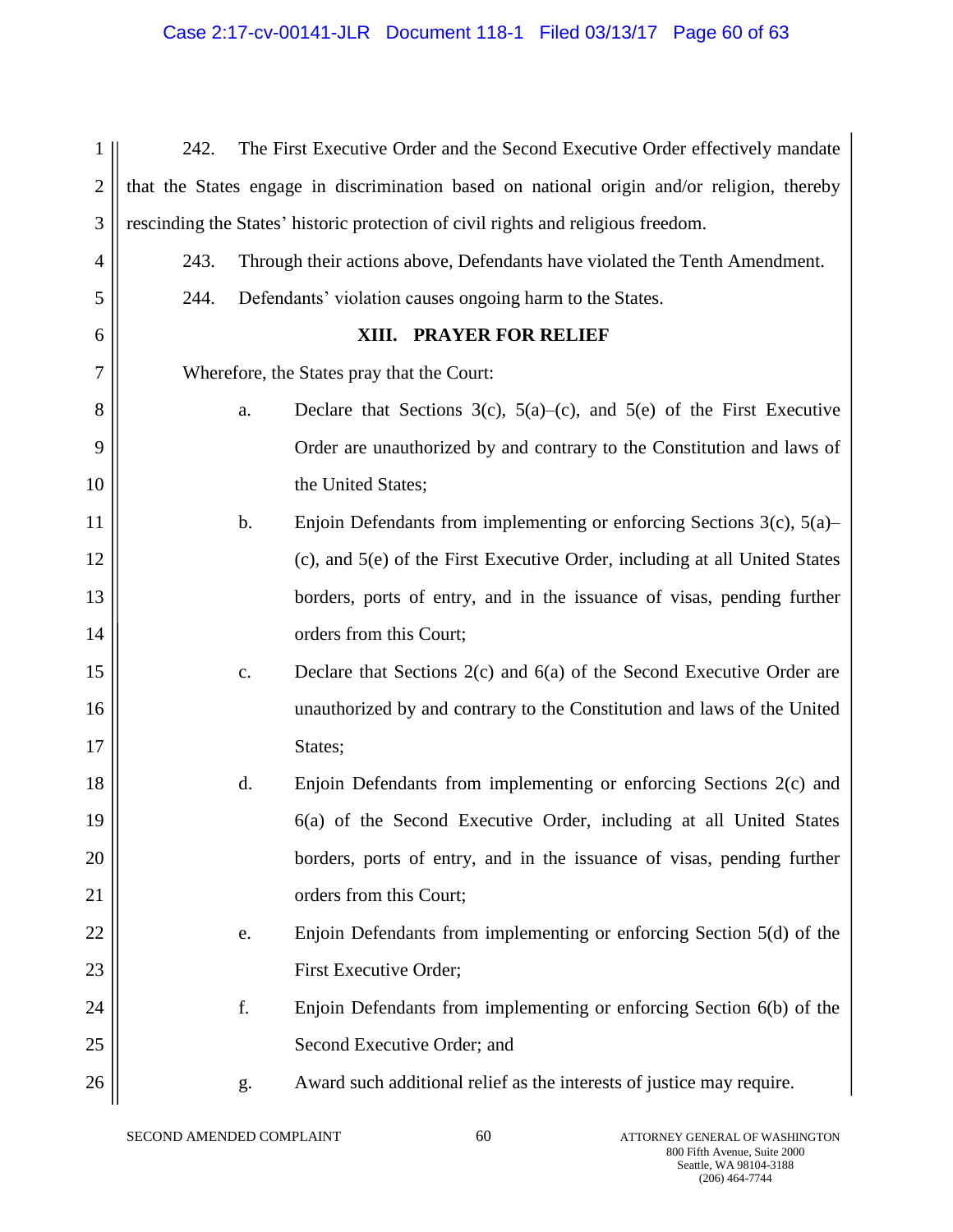242. The First Executive Order and the Second Executive Order effectively mandate that the States engage in discrimination based on national origin and/or religion, thereby rescinding the States' historic protection of civil rights and religious freedom.

243. Through their actions above, Defendants have violated the Tenth Amendment.

244. Defendants' violation causes ongoing harm to the States.

## XIII. PRAYER FOR RELIEF

Wherefore, the States pray that the Court:

a. Declare that Sections 3(c), 5(a)–(c), and 5(e) of the First Executive Order are unauthorized by and contrary to the Constitution and laws of the United States;

b. Enjoin Defendants from implementing or enforcing Sections 3(c), 5(a)–(c), and 5(e) of the First Executive Order, including at all United States borders, ports of entry, and in the issuance of visas, pending further orders from this Court;

c. Declare that Sections 2(c) and 6(a) of the Second Executive Order are unauthorized by and contrary to the Constitution and laws of the United States;

d. Enjoin Defendants from implementing or enforcing Sections 2(c) and 6(a) of the Second Executive Order, including at all United States borders, ports of entry, and in the issuance of visas, pending further orders from this Court;

e. Enjoin Defendants from implementing or enforcing Section 5(d) of the First Executive Order;

f. Enjoin Defendants from implementing or enforcing Section 6(b) of the Second Executive Order; and

g. Award such additional relief as the interests of justice may require.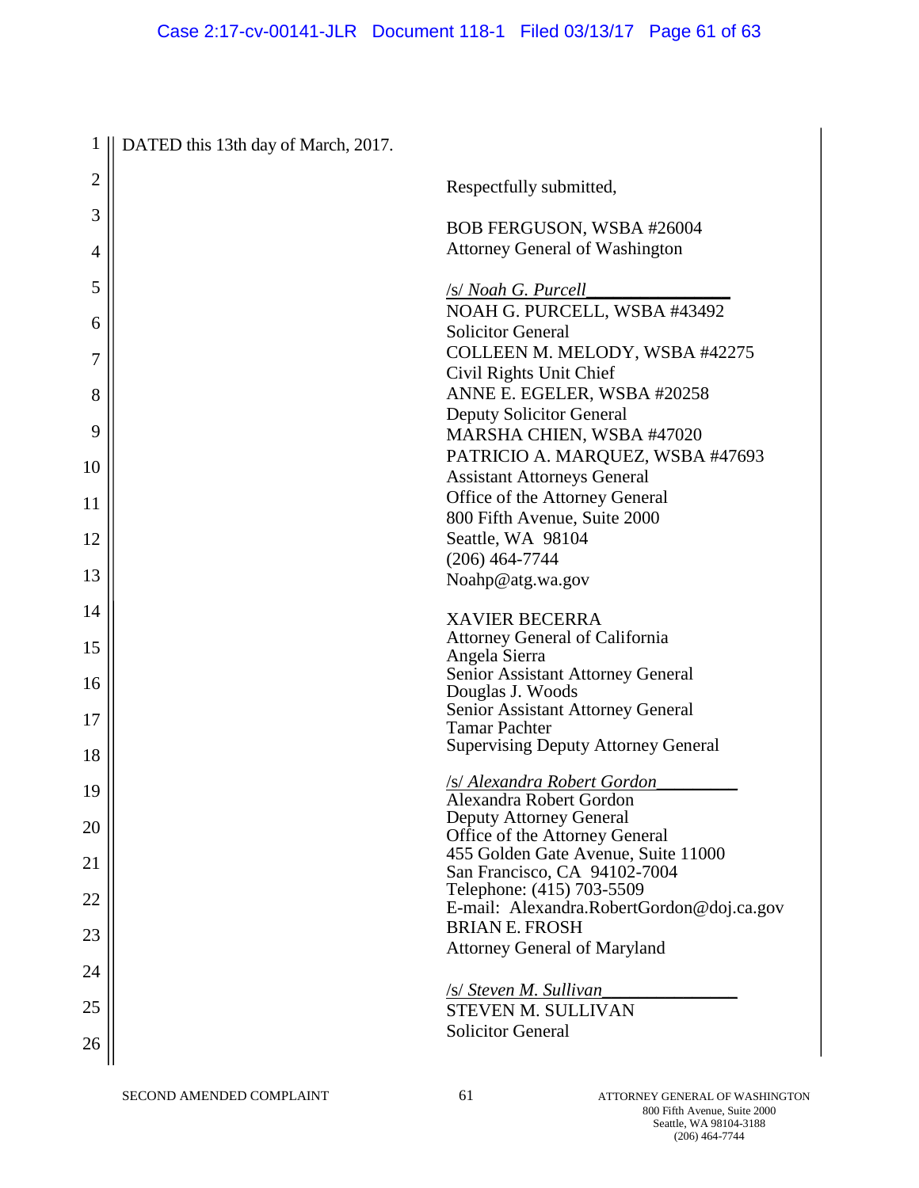DATED this 13th day of March, 2017.

Respectfully submitted,

BOB FERGUSON, WSBA #26004
Attorney General of Washington

/s/ *Noah G. Purcell*
NOAH G. PURCELL, WSBA #43492
Solicitor General
COLLEEN M. MELODY, WSBA #42275
Civil Rights Unit Chief
ANNE E. EGELER, WSBA #20258
Deputy Solicitor General
MARSHA CHIEN, WSBA #47020
PATRICIO A. MARQUEZ, WSBA #47693
Assistant Attorneys General
Office of the Attorney General
800 Fifth Avenue, Suite 2000
Seattle, WA 98104
(206) 464-7744
Noahp@atg.wa.gov

XAVIER BECERRA
Attorney General of California
Angela Sierra
Senior Assistant Attorney General
Douglas J. Woods
Senior Assistant Attorney General
Tamar Pachter
Supervising Deputy Attorney General

/s/ *Alexandra Robert Gordon*
Alexandra Robert Gordon
Deputy Attorney General
Office of the Attorney General
455 Golden Gate Avenue, Suite 11000
San Francisco, CA 94102-7004
Telephone: (415) 703-5509
E-mail: Alexandra.RobertGordon@doj.ca.gov

BRIAN E. FROSH
Attorney General of Maryland

/s/ *Steven M. Sullivan*
STEVEN M. SULLIVAN
Solicitor General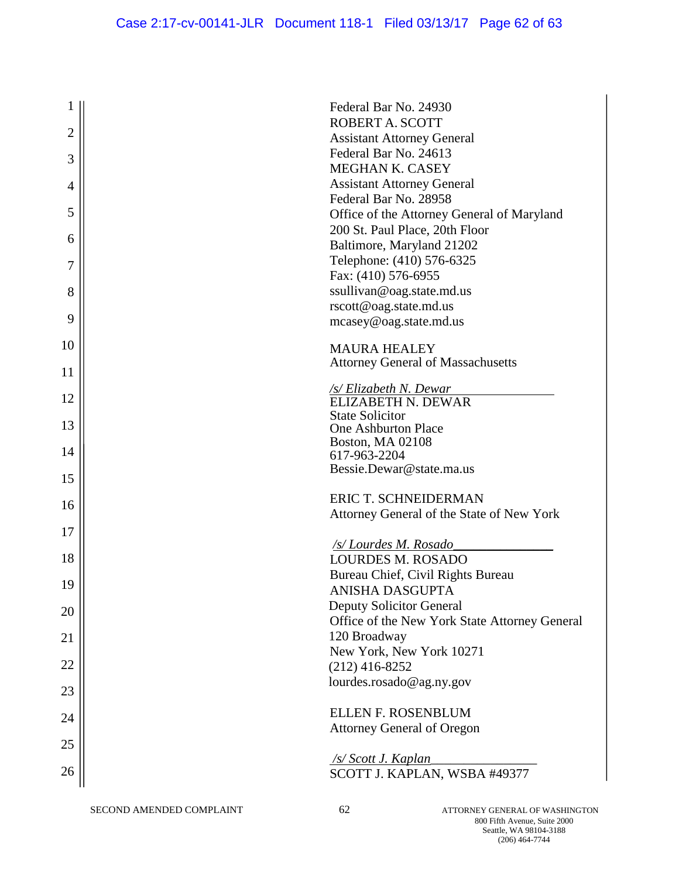Federal Bar No. 24930
ROBERT A. SCOTT
Assistant Attorney General
Federal Bar No. 24613
MEGHAN K. CASEY
Assistant Attorney General
Federal Bar No. 28958
Office of the Attorney General of Maryland
200 St. Paul Place, 20th Floor
Baltimore, Maryland 21202
Telephone: (410) 576-6325
Fax: (410) 576-6955
ssullivan@oag.state.md.us
rscott@oag.state.md.us
mcasey@oag.state.md.us

MAURA HEALEY
Attorney General of Massachusetts

*/s/ Elizabeth N. Dewar*
ELIZABETH N. DEWAR
State Solicitor
One Ashburton Place
Boston, MA 02108
617-963-2204
Bessie.Dewar@state.ma.us

ERIC T. SCHNEIDERMAN
Attorney General of the State of New York

*/s/ Lourdes M. Rosado*
LOURDES M. ROSADO
Bureau Chief, Civil Rights Bureau
ANISHA DASGUPTA
Deputy Solicitor General
Office of the New York State Attorney General
120 Broadway
New York, New York 10271
(212) 416-8252
lourdes.rosado@ag.ny.gov

ELLEN F. ROSENBLUM
Attorney General of Oregon

*/s/ Scott J. Kaplan*
SCOTT J. KAPLAN, WSBA #49377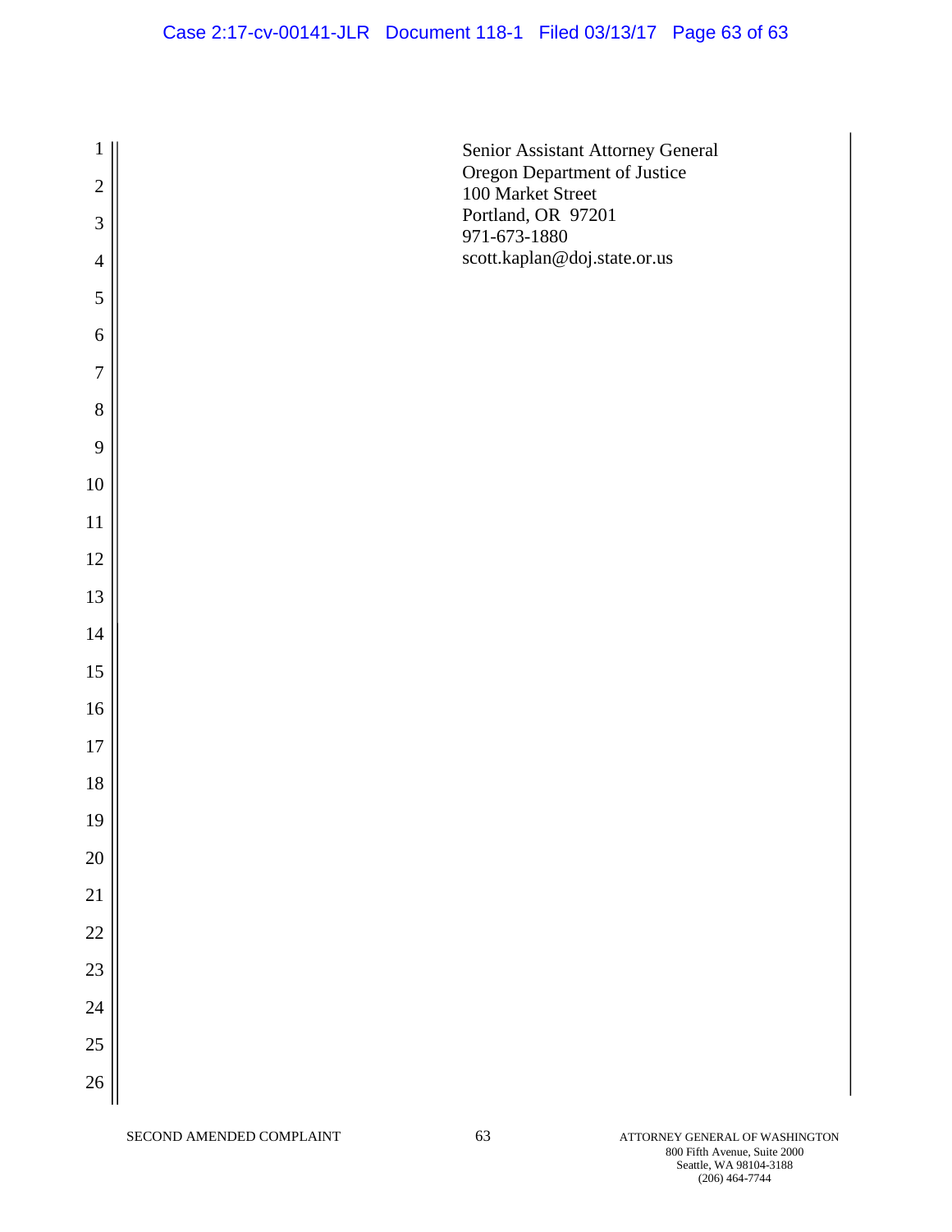Senior Assistant Attorney General
Oregon Department of Justice
100 Market Street
Portland, OR 97201
971-673-1880
scott.kaplan@doj.state.or.us